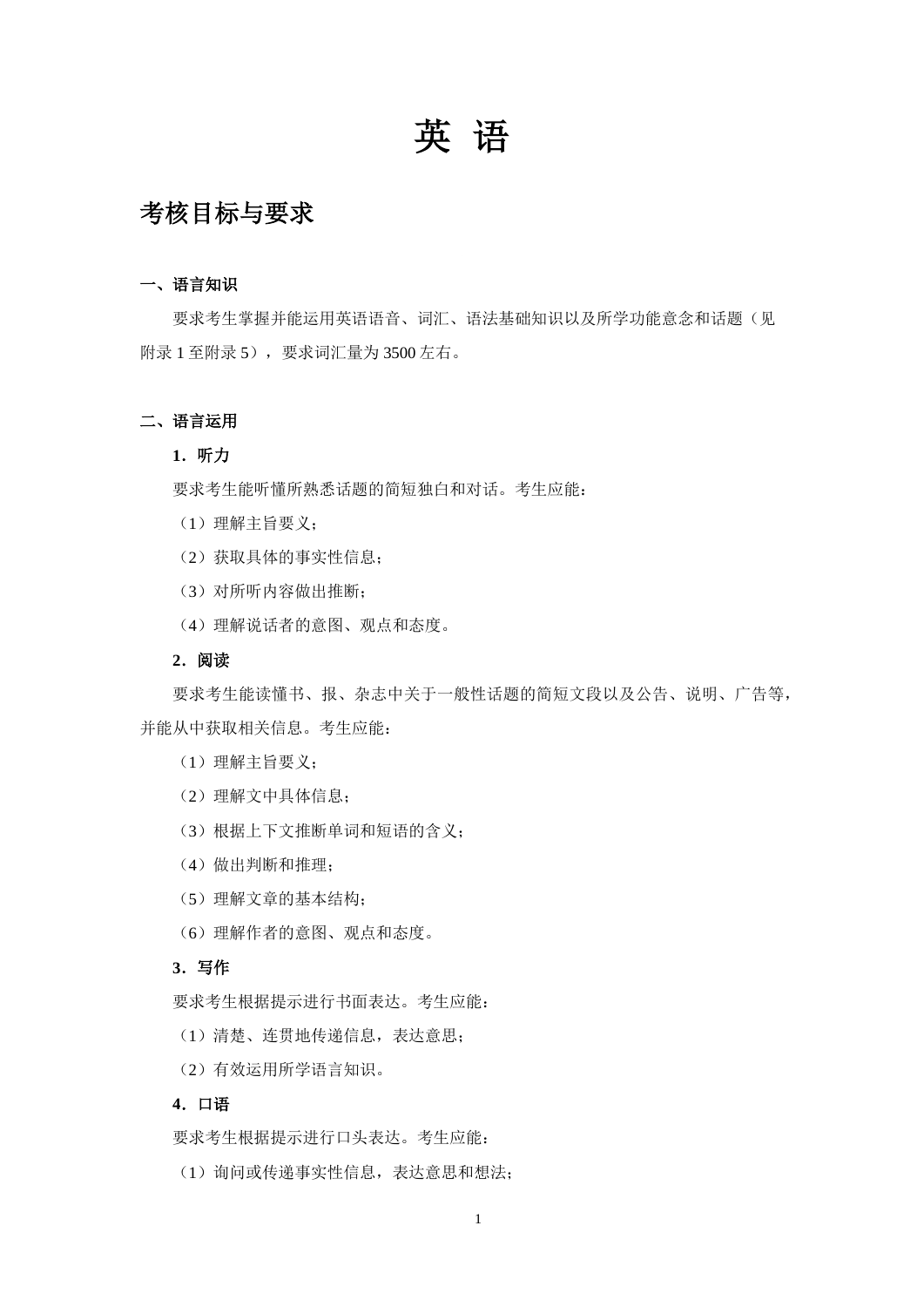# 英 语

## 考核目标与要求

### 一、语言知识

要求考生掌握并能运用英语语音、词汇、语法基础知识以及所学功能意念和话题（见附录 1 至附录 5），要求词汇量为 3500 左右。

### 二、语言运用

**1．听力**

要求考生能听懂所熟悉话题的简短独白和对话。考生应能：

（1）理解主旨要义；

（2）获取具体的事实性信息；

（3）对所听内容做出推断；

（4）理解说话者的意图、观点和态度。

**2．阅读**

要求考生能读懂书、报、杂志中关于一般性话题的简短文段以及公告、说明、广告等，并能从中获取相关信息。考生应能：

（1）理解主旨要义；

（2）理解文中具体信息；

（3）根据上下文推断单词和短语的含义；

（4）做出判断和推理；

（5）理解文章的基本结构；

（6）理解作者的意图、观点和态度。

**3．写作**

要求考生根据提示进行书面表达。考生应能：

（1）清楚、连贯地传递信息，表达意思；

（2）有效运用所学语言知识。

**4．口语**

要求考生根据提示进行口头表达。考生应能：

（1）询问或传递事实性信息，表达意思和想法；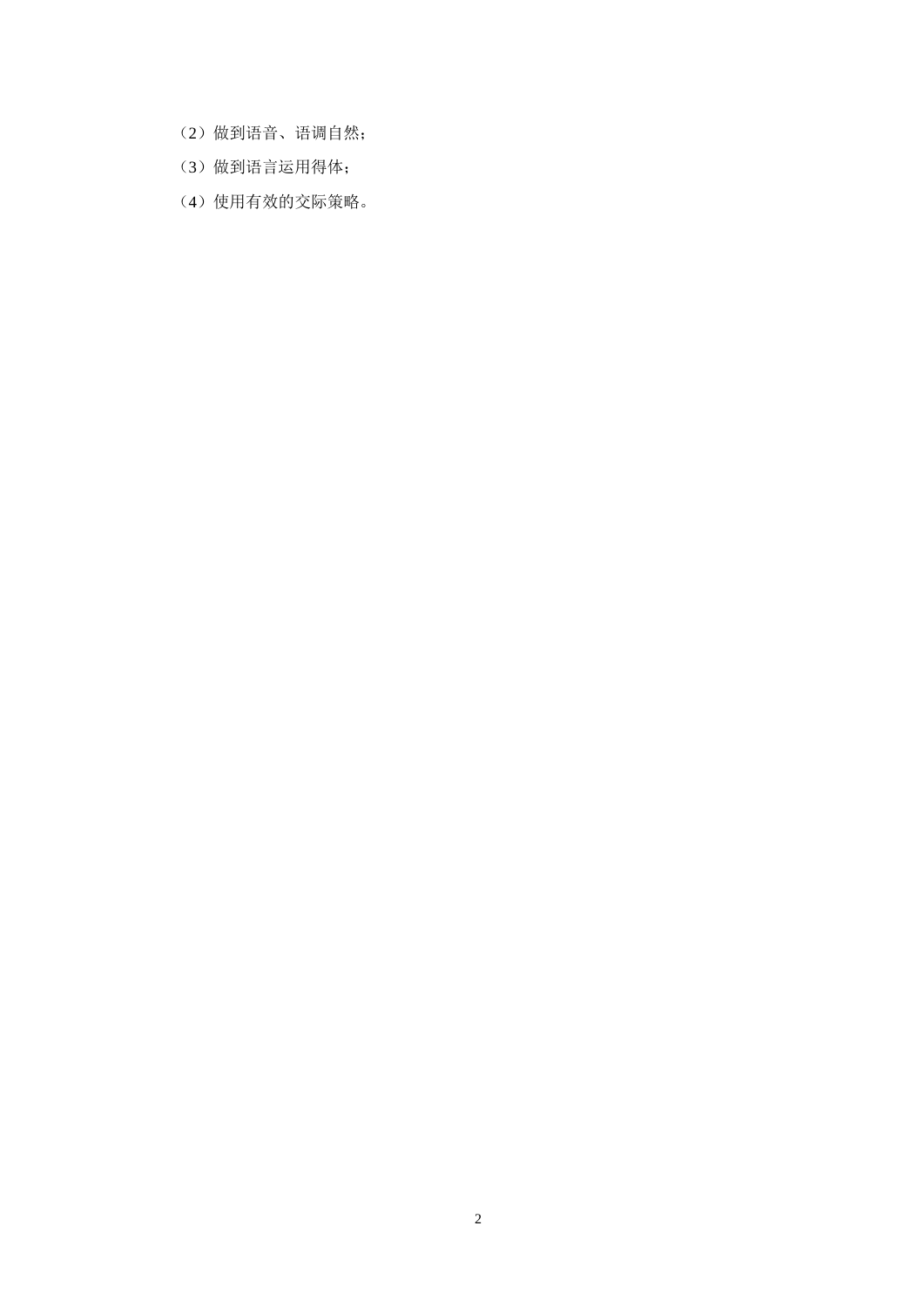（2）做到语音、语调自然；

（3）做到语言运用得体；

（4）使用有效的交际策略。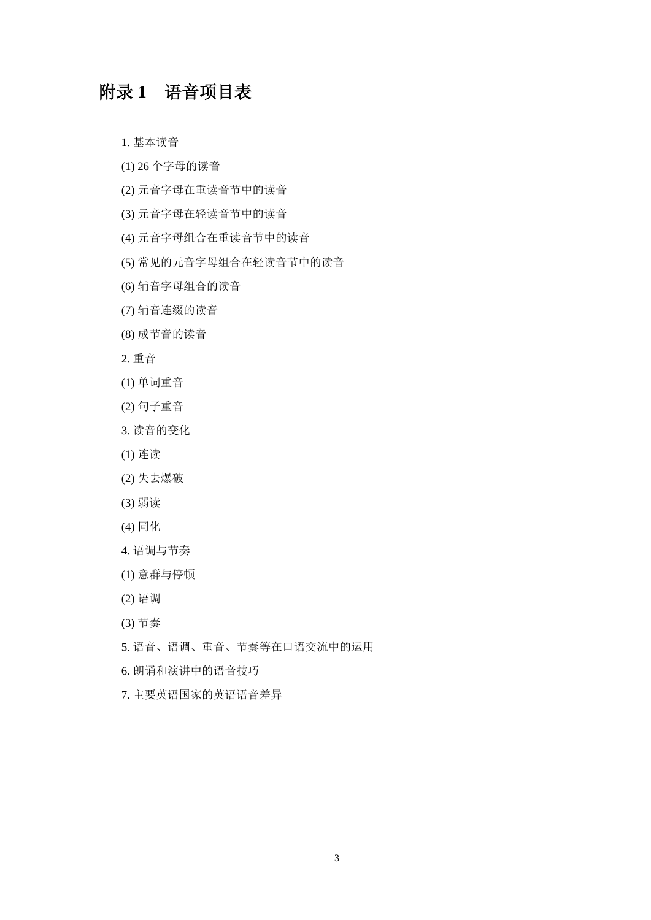# 附录 1　语音项目表

1. 基本读音

(1) 26 个字母的读音

(2) 元音字母在重读音节中的读音

(3) 元音字母在轻读音节中的读音

(4) 元音字母组合在重读音节中的读音

(5) 常见的元音字母组合在轻读音节中的读音

(6) 辅音字母组合的读音

(7) 辅音连缀的读音

(8) 成节音的读音

2. 重音

(1) 单词重音

(2) 句子重音

3. 读音的变化

(1) 连读

(2) 失去爆破

(3) 弱读

(4) 同化

4. 语调与节奏

(1) 意群与停顿

(2) 语调

(3) 节奏

5. 语音、语调、重音、节奏等在口语交流中的运用

6. 朗诵和演讲中的语音技巧

7. 主要英语国家的英语语音差异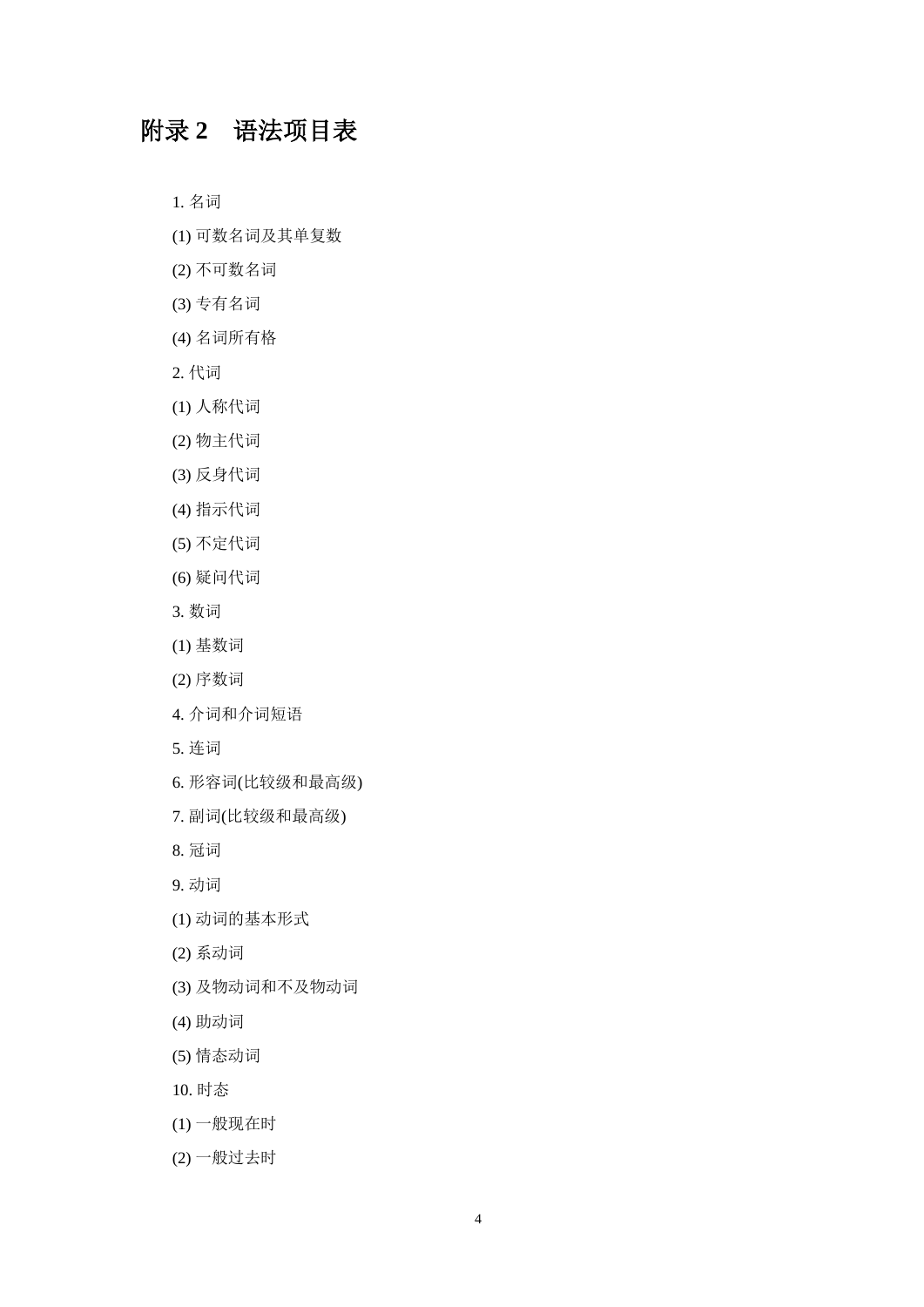# 附录 2　语法项目表

1. 名词

(1) 可数名词及其单复数

(2) 不可数名词

(3) 专有名词

(4) 名词所有格

2. 代词

(1) 人称代词

(2) 物主代词

(3) 反身代词

(4) 指示代词

(5) 不定代词

(6) 疑问代词

3. 数词

(1) 基数词

(2) 序数词

4. 介词和介词短语

5. 连词

6. 形容词(比较级和最高级)

7. 副词(比较级和最高级)

8. 冠词

9. 动词

(1) 动词的基本形式

(2) 系动词

(3) 及物动词和不及物动词

(4) 助动词

(5) 情态动词

10. 时态

(1) 一般现在时

(2) 一般过去时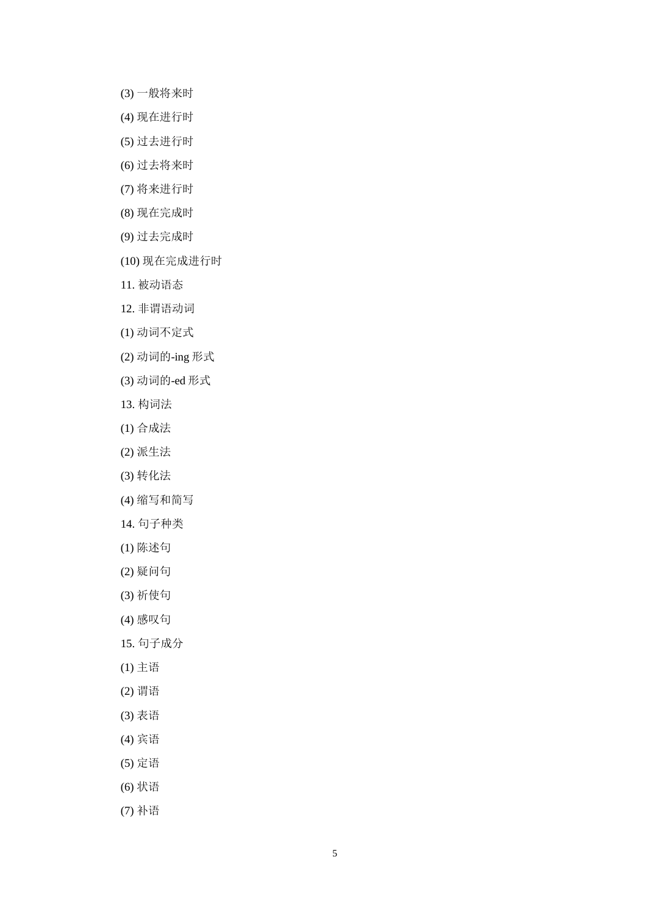(3) 一般将来时

(4) 现在进行时

(5) 过去进行时

(6) 过去将来时

(7) 将来进行时

(8) 现在完成时

(9) 过去完成时

(10) 现在完成进行时

11. 被动语态

12. 非谓语动词

(1) 动词不定式

(2) 动词的-ing 形式

(3) 动词的-ed 形式

13. 构词法

(1) 合成法

(2) 派生法

(3) 转化法

(4) 缩写和简写

14. 句子种类

(1) 陈述句

(2) 疑问句

(3) 祈使句

(4) 感叹句

15. 句子成分

(1) 主语

(2) 谓语

(3) 表语

(4) 宾语

(5) 定语

(6) 状语

(7) 补语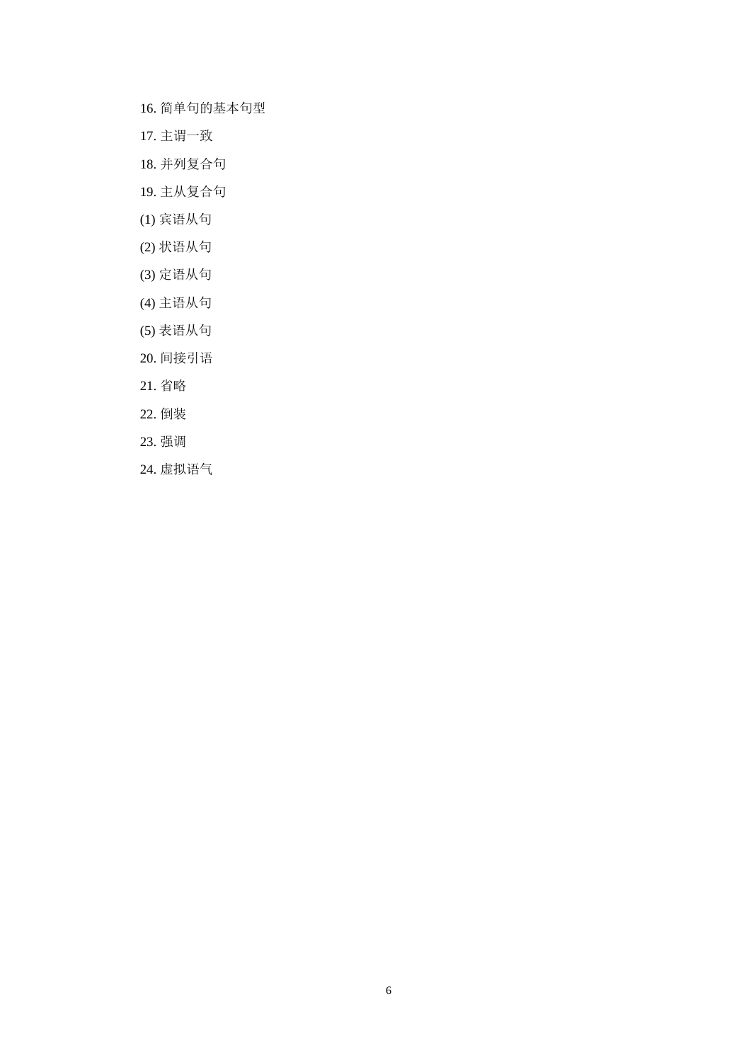16. 简单句的基本句型

17. 主谓一致

18. 并列复合句

19. 主从复合句

(1) 宾语从句

(2) 状语从句

(3) 定语从句

(4) 主语从句

(5) 表语从句

20. 间接引语

21. 省略

22. 倒装

23. 强调

24. 虚拟语气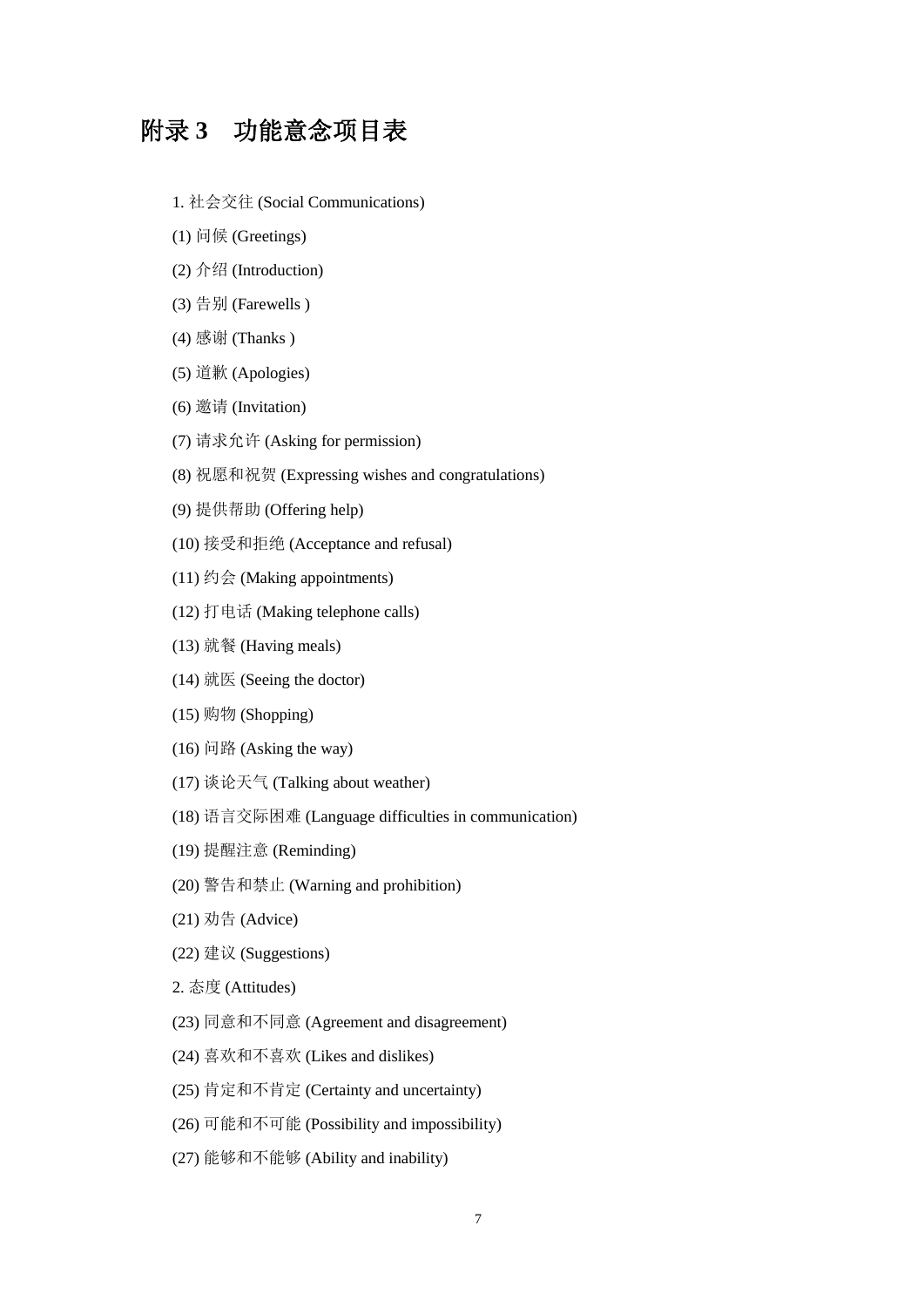# 附录 3　功能意念项目表

1. 社会交往 (Social Communications)

(1) 问候 (Greetings)

(2) 介绍 (Introduction)

(3) 告别 (Farewells )

(4) 感谢 (Thanks )

(5) 道歉 (Apologies)

(6) 邀请 (Invitation)

(7) 请求允许 (Asking for permission)

(8) 祝愿和祝贺 (Expressing wishes and congratulations)

(9) 提供帮助 (Offering help)

(10) 接受和拒绝 (Acceptance and refusal)

(11) 约会 (Making appointments)

(12) 打电话 (Making telephone calls)

(13) 就餐 (Having meals)

(14) 就医 (Seeing the doctor)

(15) 购物 (Shopping)

(16) 问路 (Asking the way)

(17) 谈论天气 (Talking about weather)

(18) 语言交际困难 (Language difficulties in communication)

(19) 提醒注意 (Reminding)

(20) 警告和禁止 (Warning and prohibition)

(21) 劝告 (Advice)

(22) 建议 (Suggestions)

2. 态度 (Attitudes)

(23) 同意和不同意 (Agreement and disagreement)

(24) 喜欢和不喜欢 (Likes and dislikes)

(25) 肯定和不肯定 (Certainty and uncertainty)

(26) 可能和不可能 (Possibility and impossibility)

(27) 能够和不能够 (Ability and inability)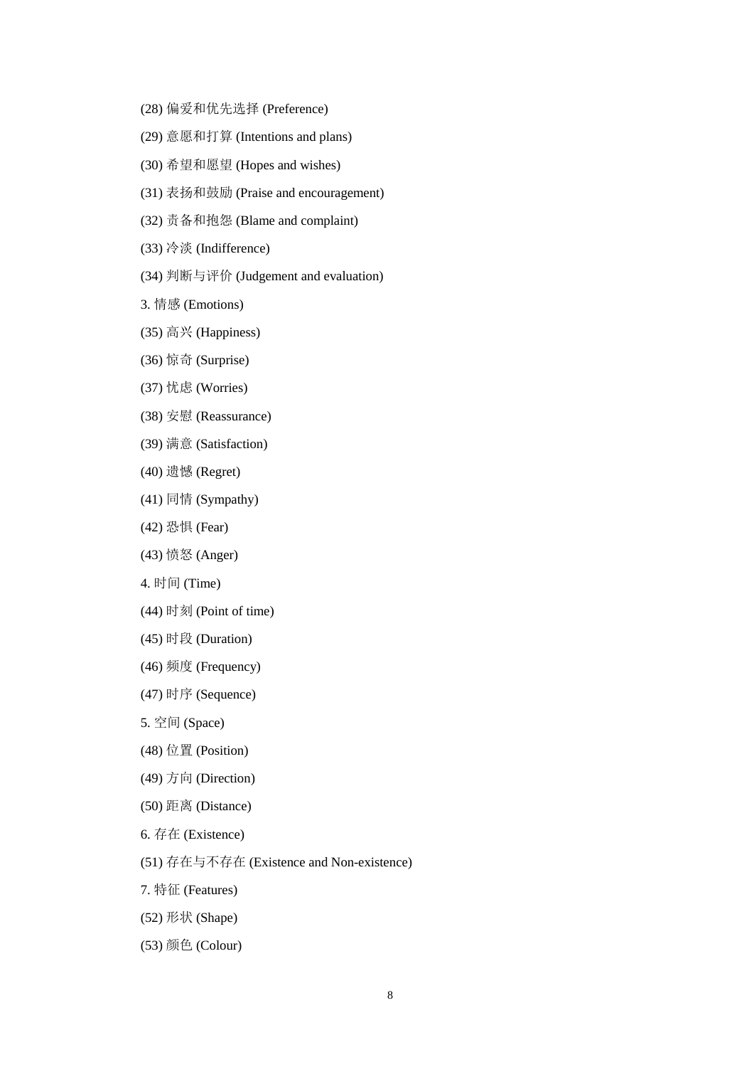(28) 偏爱和优先选择 (Preference)

(29) 意愿和打算 (Intentions and plans)

(30) 希望和愿望 (Hopes and wishes)

(31) 表扬和鼓励 (Praise and encouragement)

(32) 责备和抱怨 (Blame and complaint)

(33) 冷淡 (Indifference)

(34) 判断与评价 (Judgement and evaluation)

3. 情感 (Emotions)

(35) 高兴 (Happiness)

(36) 惊奇 (Surprise)

(37) 忧虑 (Worries)

(38) 安慰 (Reassurance)

(39) 满意 (Satisfaction)

(40) 遗憾 (Regret)

(41) 同情 (Sympathy)

(42) 恐惧 (Fear)

(43) 愤怒 (Anger)

4. 时间 (Time)

(44) 时刻 (Point of time)

(45) 时段 (Duration)

(46) 频度 (Frequency)

(47) 时序 (Sequence)

5. 空间 (Space)

(48) 位置 (Position)

(49) 方向 (Direction)

(50) 距离 (Distance)

6. 存在 (Existence)

(51) 存在与不存在 (Existence and Non-existence)

7. 特征 (Features)

(52) 形状 (Shape)

(53) 颜色 (Colour)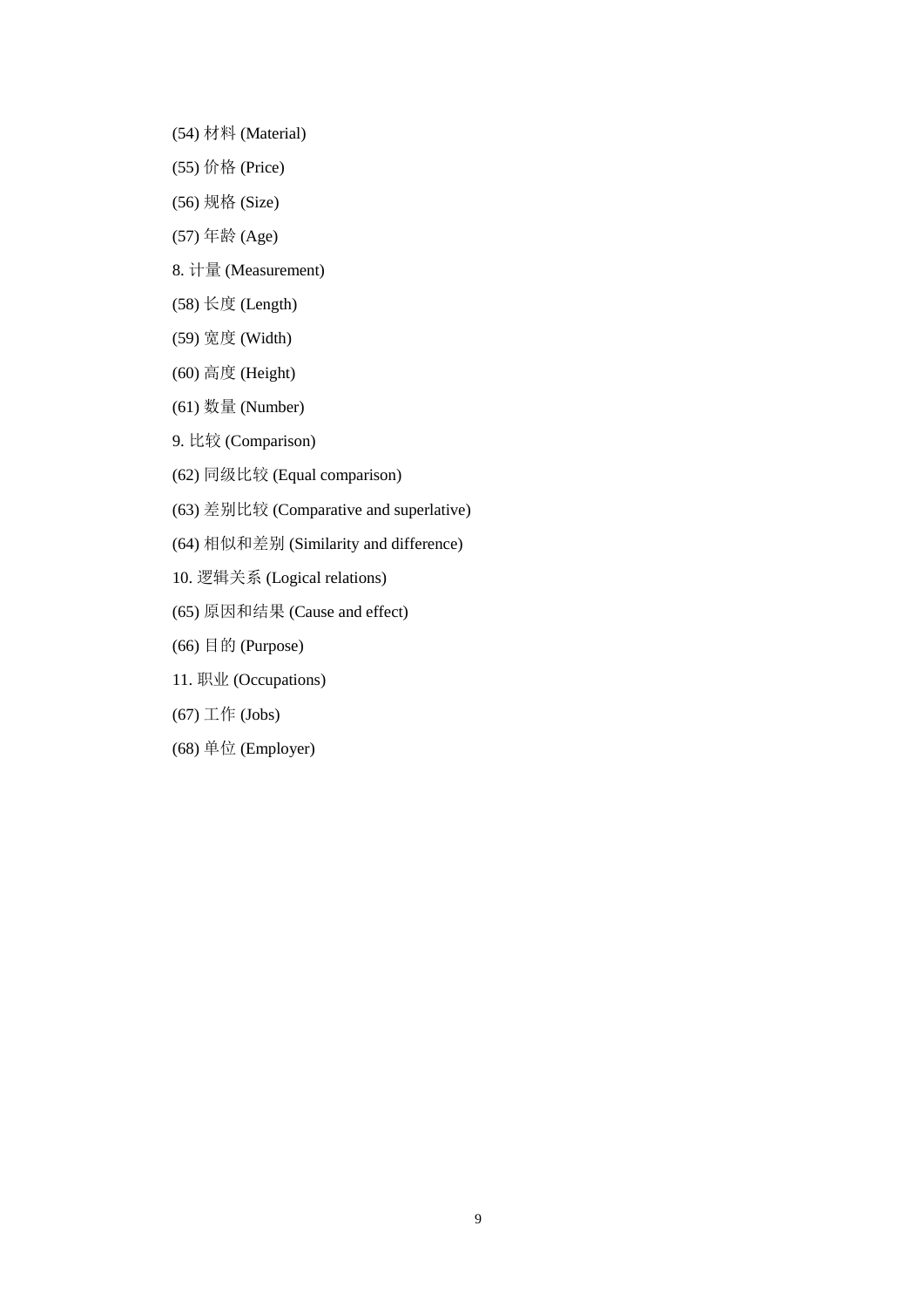(54) 材料 (Material)

(55) 价格 (Price)

(56) 规格 (Size)

(57) 年龄 (Age)

8. 计量 (Measurement)

(58) 长度 (Length)

(59) 宽度 (Width)

(60) 高度 (Height)

(61) 数量 (Number)

9. 比较 (Comparison)

(62) 同级比较 (Equal comparison)

(63) 差别比较 (Comparative and superlative)

(64) 相似和差别 (Similarity and difference)

10. 逻辑关系 (Logical relations)

(65) 原因和结果 (Cause and effect)

(66) 目的 (Purpose)

11. 职业 (Occupations)

(67) 工作 (Jobs)

(68) 单位 (Employer)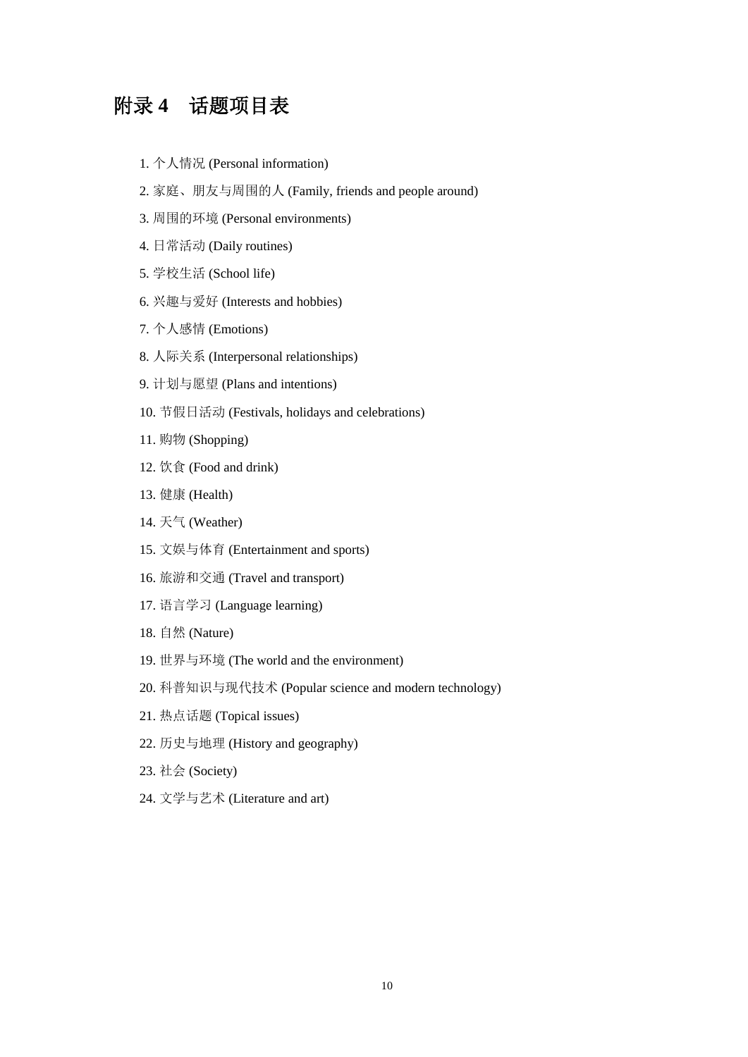# 附录 4　话题项目表

1. 个人情况 (Personal information)
2. 家庭、朋友与周围的人 (Family, friends and people around)
3. 周围的环境 (Personal environments)
4. 日常活动 (Daily routines)
5. 学校生活 (School life)
6. 兴趣与爱好 (Interests and hobbies)
7. 个人感情 (Emotions)
8. 人际关系 (Interpersonal relationships)
9. 计划与愿望 (Plans and intentions)
10. 节假日活动 (Festivals, holidays and celebrations)
11. 购物 (Shopping)
12. 饮食 (Food and drink)
13. 健康 (Health)
14. 天气 (Weather)
15. 文娱与体育 (Entertainment and sports)
16. 旅游和交通 (Travel and transport)
17. 语言学习 (Language learning)
18. 自然 (Nature)
19. 世界与环境 (The world and the environment)
20. 科普知识与现代技术 (Popular science and modern technology)
21. 热点话题 (Topical issues)
22. 历史与地理 (History and geography)
23. 社会 (Society)
24. 文学与艺术 (Literature and art)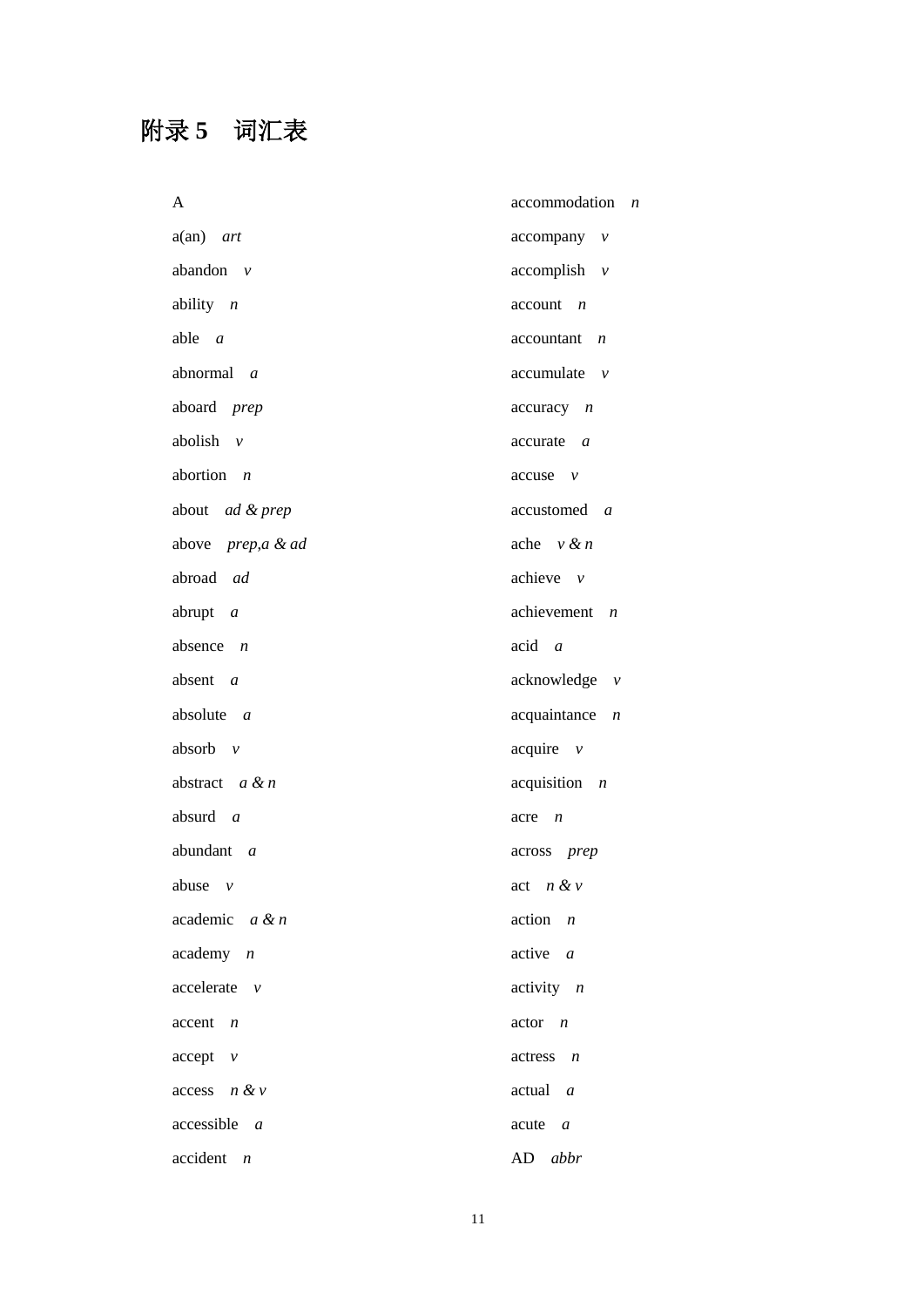# 附录 5　词汇表

A

a(an)　*art*

abandon　*v*

ability　*n*

able　*a*

abnormal　*a*

aboard　*prep*

abolish　*v*

abortion　*n*

about　*ad & prep*

above　*prep,a & ad*

abroad　*ad*

abrupt　*a*

absence　*n*

absent　*a*

absolute　*a*

absorb　*v*

abstract　*a & n*

absurd　*a*

abundant　*a*

abuse　*v*

academic　*a & n*

academy　*n*

accelerate　*v*

accent　*n*

accept　*v*

access　*n & v*

accessible　*a*

accident　*n*

accommodation　*n*

accompany　*v*

accomplish　*v*

account　*n*

accountant　*n*

accumulate　*v*

accuracy　*n*

accurate　*a*

accuse　*v*

accustomed　*a*

ache　*v & n*

achieve　*v*

achievement　*n*

acid　*a*

acknowledge　*v*

acquaintance　*n*

acquire　*v*

acquisition　*n*

acre　*n*

across　*prep*

act　*n & v*

action　*n*

active　*a*

activity　*n*

actor　*n*

actress　*n*

actual　*a*

acute　*a*

AD　*abbr*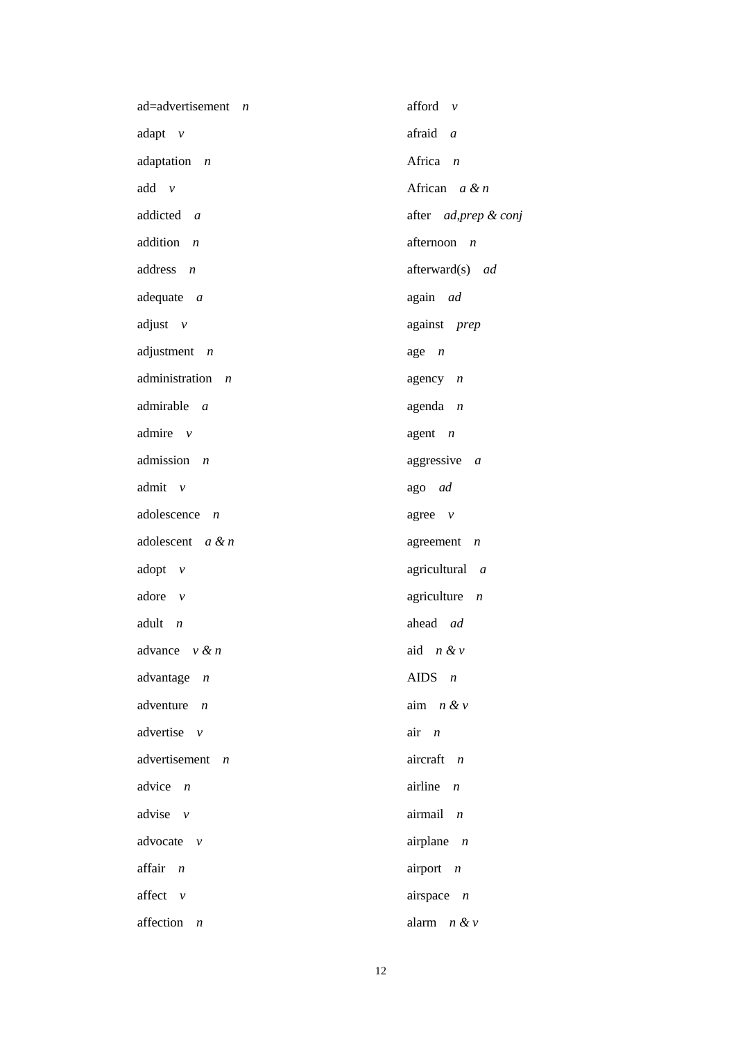ad=advertisement *n*

adapt *v*

adaptation *n*

add *v*

addicted *a*

addition *n*

address *n*

adequate *a*

adjust *v*

adjustment *n*

administration *n*

admirable *a*

admire *v*

admission *n*

admit *v*

adolescence *n*

adolescent *a & n*

adopt *v*

adore *v*

adult *n*

advance *v & n*

advantage *n*

adventure *n*

advertise *v*

advertisement *n*

advice *n*

advise *v*

advocate *v*

affair *n*

affect *v*

affection *n*

afford *v*

afraid *a*

Africa *n*

African *a & n*

after *ad,prep & conj*

afternoon *n*

afterward(s) *ad*

again *ad*

against *prep*

age *n*

agency *n*

agenda *n*

agent *n*

aggressive *a*

ago *ad*

agree *v*

agreement *n*

agricultural *a*

agriculture *n*

ahead *ad*

aid *n & v*

AIDS *n*

aim *n & v*

air *n*

aircraft *n*

airline *n*

airmail *n*

airplane *n*

airport *n*

airspace *n*

alarm *n & v*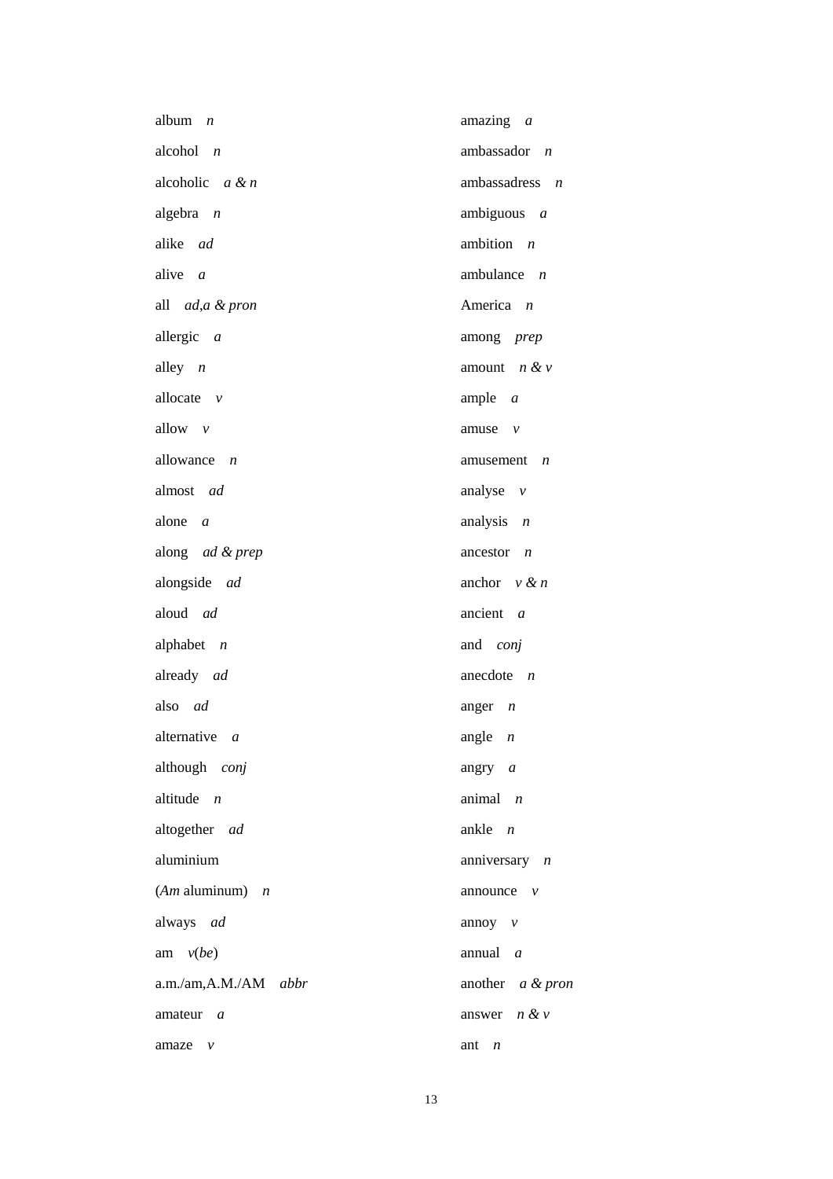album *n*

alcohol *n*

alcoholic *a & n*

algebra *n*

alike *ad*

alive *a*

all *ad,a & pron*

allergic *a*

alley *n*

allocate *v*

allow *v*

allowance *n*

almost *ad*

alone *a*

along *ad & prep*

alongside *ad*

aloud *ad*

alphabet *n*

already *ad*

also *ad*

alternative *a*

although *conj*

altitude *n*

altogether *ad*

aluminium

(*Am* aluminum) *n*

always *ad*

am *v*(*be*)

a.m./am,A.M./AM *abbr*

amateur *a*

amaze *v*

amazing *a*

ambassador *n*

ambassadress *n*

ambiguous *a*

ambition *n*

ambulance *n*

America *n*

among *prep*

amount *n & v*

ample *a*

amuse *v*

amusement *n*

analyse *v*

analysis *n*

ancestor *n*

anchor *v & n*

ancient *a*

and *conj*

anecdote *n*

anger *n*

angle *n*

angry *a*

animal *n*

ankle *n*

anniversary *n*

announce *v*

annoy *v*

annual *a*

another *a & pron*

answer *n & v*

ant *n*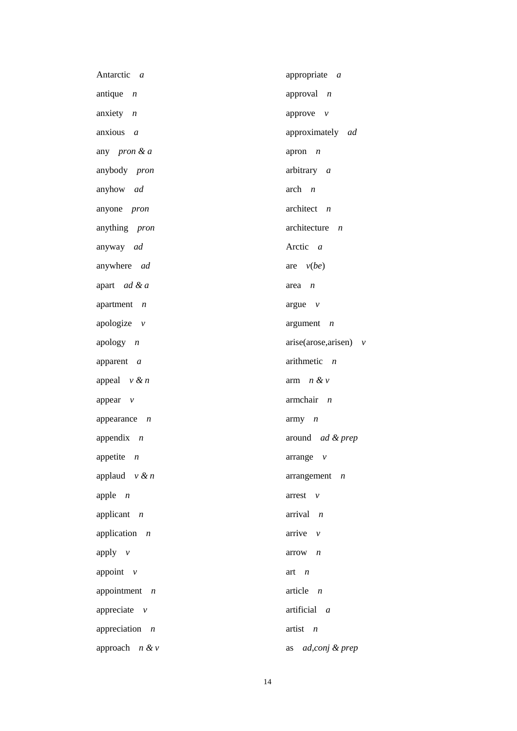Antarctic *a*

antique *n*

anxiety *n*

anxious *a*

any *pron & a*

anybody *pron*

anyhow *ad*

anyone *pron*

anything *pron*

anyway *ad*

anywhere *ad*

apart *ad & a*

apartment *n*

apologize *v*

apology *n*

apparent *a*

appeal *v & n*

appear *v*

appearance *n*

appendix *n*

appetite *n*

applaud *v & n*

apple *n*

applicant *n*

application *n*

apply *v*

appoint *v*

appointment *n*

appreciate *v*

appreciation *n*

approach *n & v*

appropriate *a*

approval *n*

approve *v*

approximately *ad*

apron *n*

arbitrary *a*

arch *n*

architect *n*

architecture *n*

Arctic *a*

are *v*(*be*)

area *n*

argue *v*

argument *n*

arise(arose,arisen) *v*

arithmetic *n*

arm *n & v*

armchair *n*

army *n*

around *ad & prep*

arrange *v*

arrangement *n*

arrest *v*

arrival *n*

arrive *v*

arrow *n*

art *n*

article *n*

artificial *a*

artist *n*

as *ad*,*conj & prep*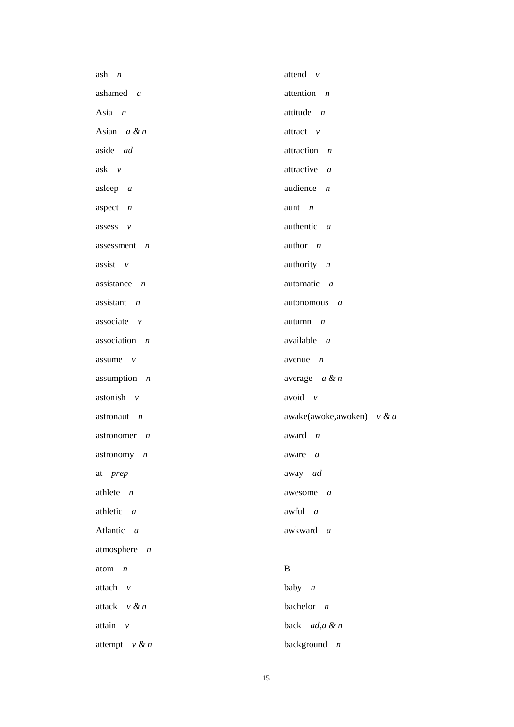ash *n*

ashamed *a*

Asia *n*

Asian *a & n*

aside *ad*

ask *v*

asleep *a*

aspect *n*

assess *v*

assessment *n*

assist *v*

assistance *n*

assistant *n*

associate *v*

association *n*

assume *v*

assumption *n*

astonish *v*

astronaut *n*

astronomer *n*

astronomy *n*

at *prep*

athlete *n*

athletic *a*

Atlantic *a*

atmosphere *n*

atom *n*

attach *v*

attack *v & n*

attain *v*

attempt *v & n*

attend *v*

attention *n*

attitude *n*

attract *v*

attraction *n*

attractive *a*

audience *n*

aunt *n*

authentic *a*

author *n*

authority *n*

automatic *a*

autonomous *a*

autumn *n*

available *a*

avenue *n*

average *a & n*

avoid *v*

awake(awoke,awoken) *v & a*

award *n*

aware *a*

away *ad*

awesome *a*

awful *a*

awkward *a*

B

baby *n*

bachelor *n*

back *ad,a & n*

background *n*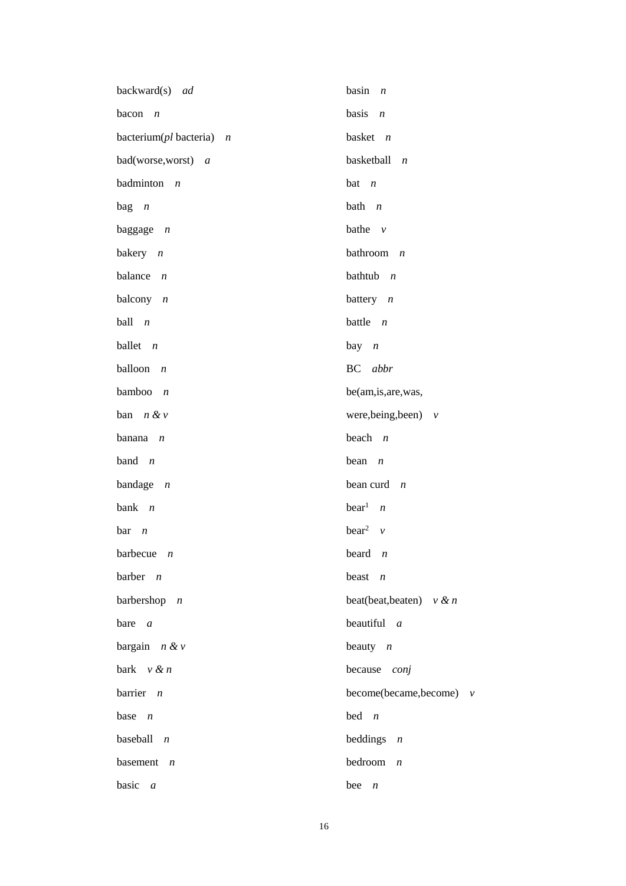backward(s) *ad*

bacon *n*

bacterium(*pl* bacteria) *n*

bad(worse,worst) *a*

badminton *n*

bag *n*

baggage *n*

bakery *n*

balance *n*

balcony *n*

ball *n*

ballet *n*

balloon *n*

bamboo *n*

ban *n & v*

banana *n*

band *n*

bandage *n*

bank *n*

bar *n*

barbecue *n*

barber *n*

barbershop *n*

bare *a*

bargain *n & v*

bark *v & n*

barrier *n*

base *n*

baseball *n*

basement *n*

basic *a*

basin *n*

basis *n*

basket *n*

basketball *n*

bat *n*

bath *n*

bathe *v*

bathroom *n*

bathtub *n*

battery *n*

battle *n*

bay *n*

BC *abbr*

be(am,is,are,was,
were,being,been) *v*

beach *n*

bean *n*

bean curd *n*

bear[1] *n*

bear[2] *v*

beard *n*

beast *n*

beat(beat,beaten) *v & n*

beautiful *a*

beauty *n*

because *conj*

become(became,become) *v*

bed *n*

beddings *n*

bedroom *n*

bee *n*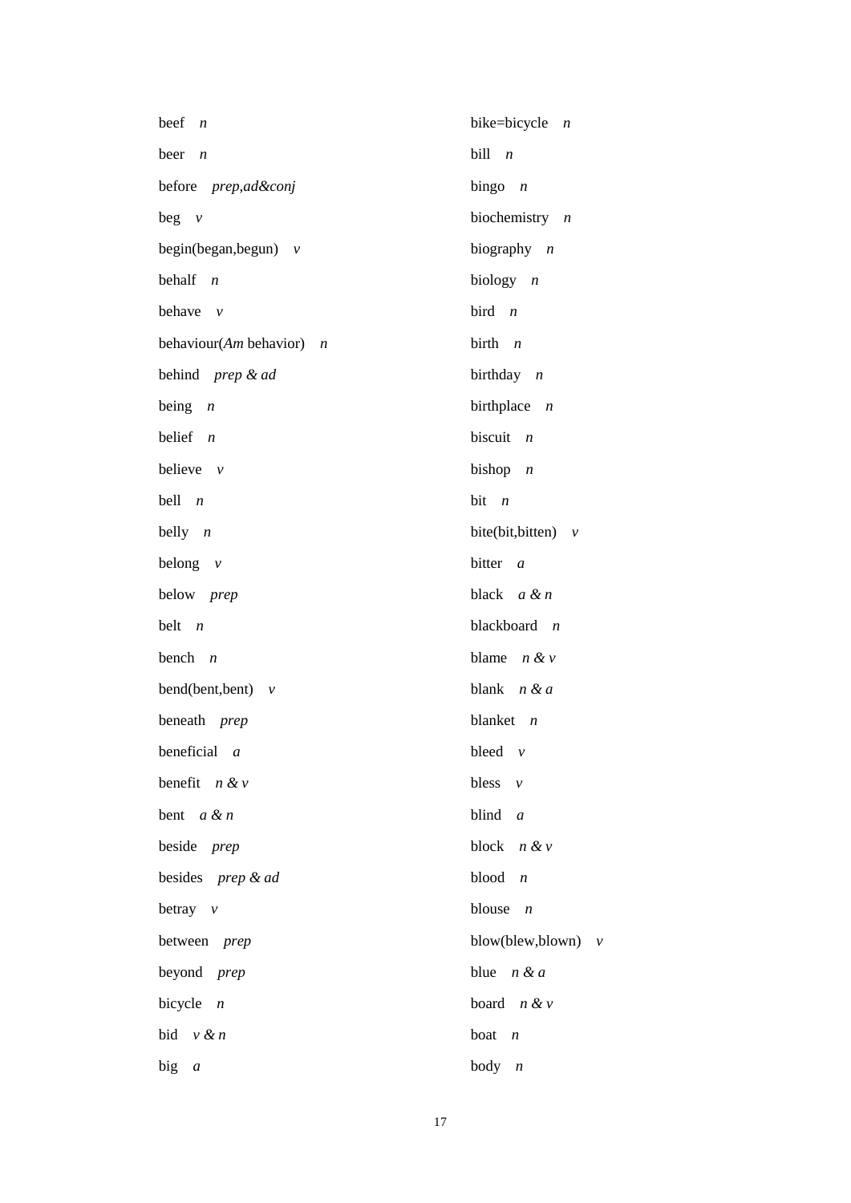beef *n*

beer *n*

before *prep,ad&conj*

beg *v*

begin(began,begun) *v*

behalf *n*

behave *v*

behaviour(*Am* behavior) *n*

behind *prep & ad*

being *n*

belief *n*

believe *v*

bell *n*

belly *n*

belong *v*

below *prep*

belt *n*

bench *n*

bend(bent,bent) *v*

beneath *prep*

beneficial *a*

benefit *n & v*

bent *a & n*

beside *prep*

besides *prep & ad*

betray *v*

between *prep*

beyond *prep*

bicycle *n*

bid *v & n*

big *a*

bike=bicycle *n*

bill *n*

bingo *n*

biochemistry *n*

biography *n*

biology *n*

bird *n*

birth *n*

birthday *n*

birthplace *n*

biscuit *n*

bishop *n*

bit *n*

bite(bit,bitten) *v*

bitter *a*

black *a & n*

blackboard *n*

blame *n & v*

blank *n & a*

blanket *n*

bleed *v*

bless *v*

blind *a*

block *n & v*

blood *n*

blouse *n*

blow(blew,blown) *v*

blue *n & a*

board *n & v*

boat *n*

body *n*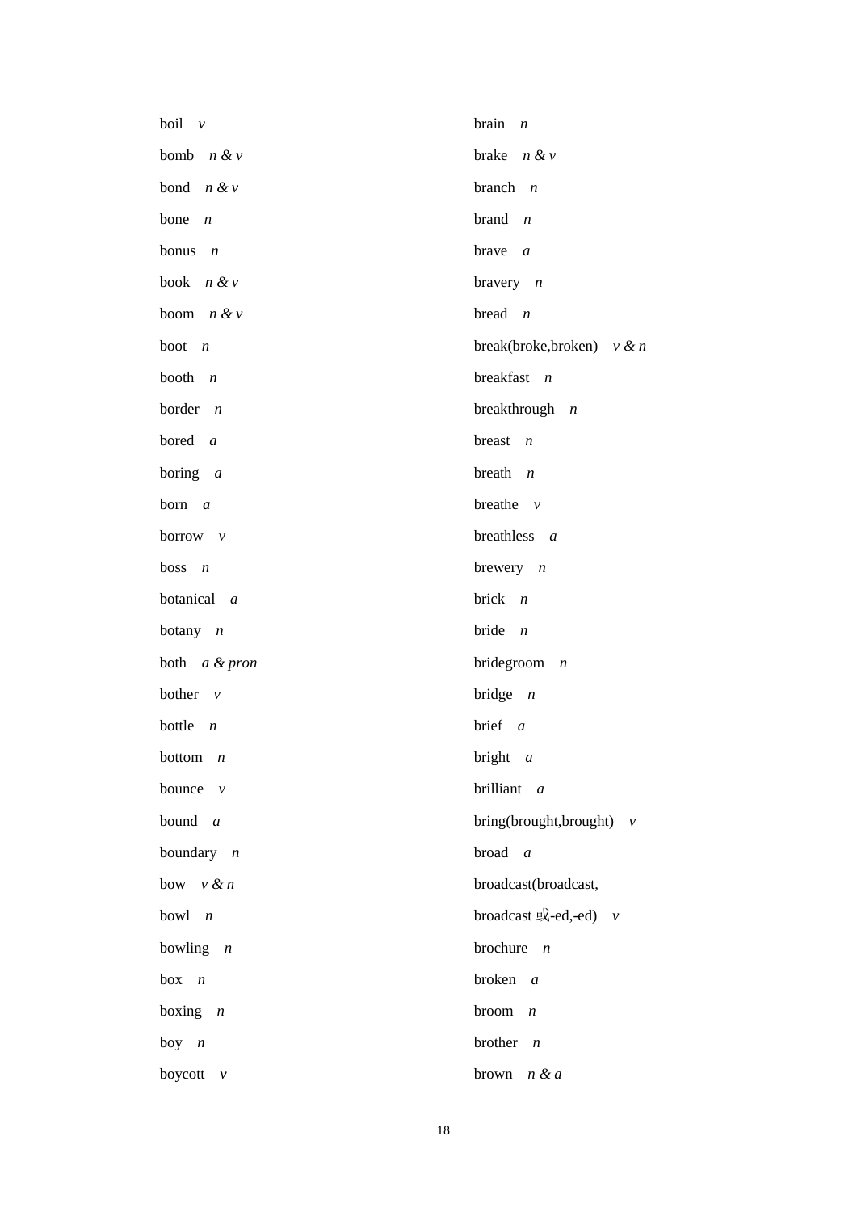boil *v*

bomb *n & v*

bond *n & v*

bone *n*

bonus *n*

book *n & v*

boom *n & v*

boot *n*

booth *n*

border *n*

bored *a*

boring *a*

born *a*

borrow *v*

boss *n*

botanical *a*

botany *n*

both *a & pron*

bother *v*

bottle *n*

bottom *n*

bounce *v*

bound *a*

boundary *n*

bow *v & n*

bowl *n*

bowling *n*

box *n*

boxing *n*

boy *n*

boycott *v*

brain *n*

brake *n & v*

branch *n*

brand *n*

brave *a*

bravery *n*

bread *n*

break(broke,broken) *v & n*

breakfast *n*

breakthrough *n*

breast *n*

breath *n*

breathe *v*

breathless *a*

brewery *n*

brick *n*

bride *n*

bridegroom *n*

bridge *n*

brief *a*

bright *a*

brilliant *a*

bring(brought,brought) *v*

broad *a*

broadcast(broadcast, broadcast 或-ed,-ed) *v*

brochure *n*

broken *a*

broom *n*

brother *n*

brown *n & a*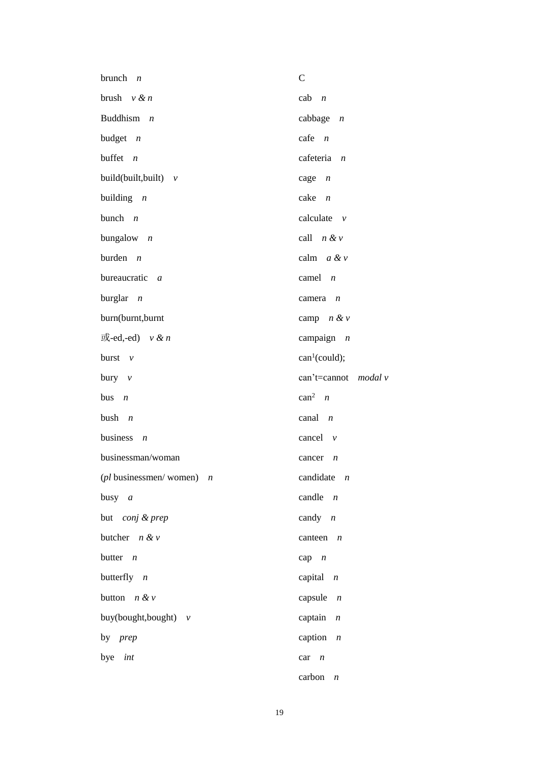brunch *n*

brush *v & n*

Buddhism *n*

budget *n*

buffet *n*

build(built,built) *v*

building *n*

bunch *n*

bungalow *n*

burden *n*

bureaucratic *a*

burglar *n*

burn(burnt,burnt 或-ed,-ed) *v & n*

burst *v*

bury *v*

bus *n*

bush *n*

business *n*

businessman/woman (*pl* businessmen/ women) *n*

busy *a*

but *conj & prep*

butcher *n & v*

butter *n*

butterfly *n*

button *n & v*

buy(bought,bought) *v*

by *prep*

bye *int*

C

cab *n*

cabbage *n*

cafe *n*

cafeteria *n*

cage *n*

cake *n*

calculate *v*

call *n & v*

calm *a & v*

camel *n*

camera *n*

camp *n & v*

campaign *n*

can[1](could); can't=cannot *modal v*

can[2] *n*

canal *n*

cancel *v*

cancer *n*

candidate *n*

candle *n*

candy *n*

canteen *n*

cap *n*

capital *n*

capsule *n*

captain *n*

caption *n*

car *n*

carbon *n*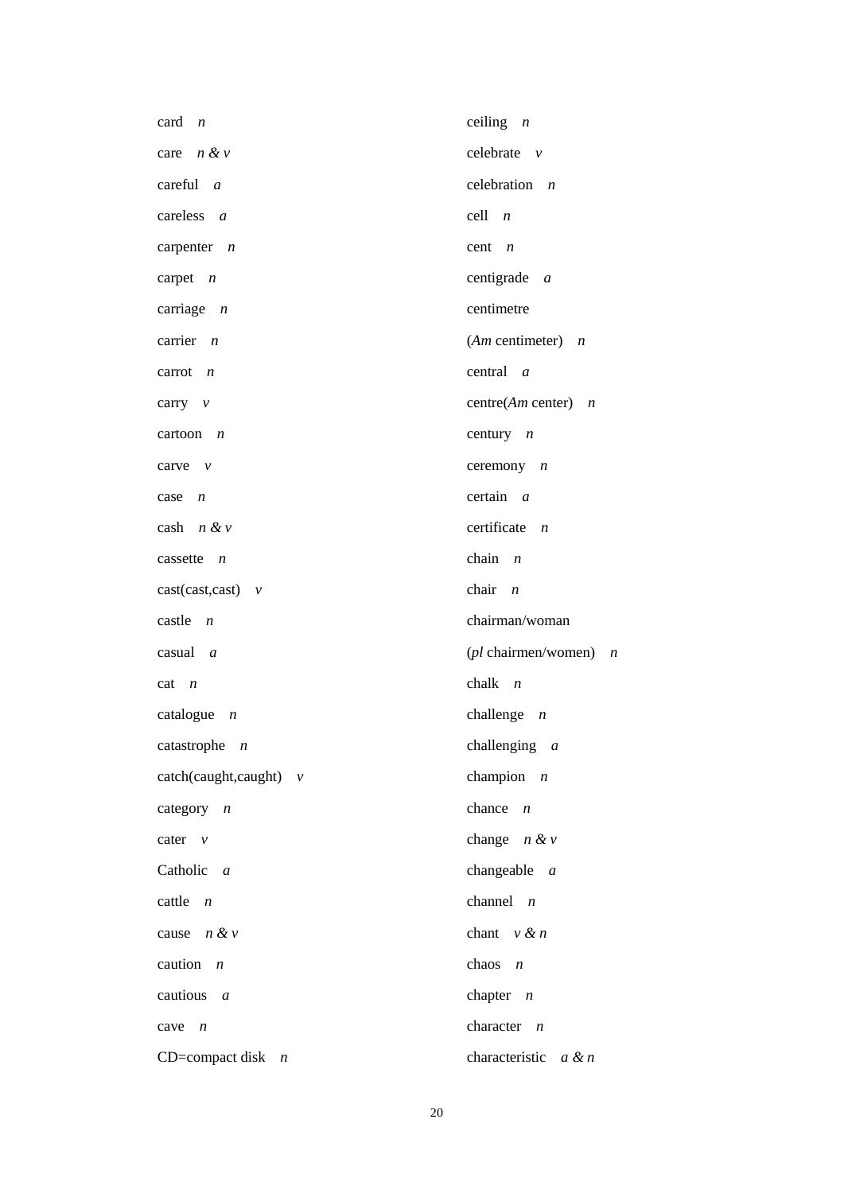card *n*

care *n & v*

careful *a*

careless *a*

carpenter *n*

carpet *n*

carriage *n*

carrier *n*

carrot *n*

carry *v*

cartoon *n*

carve *v*

case *n*

cash *n & v*

cassette *n*

cast(cast,cast) *v*

castle *n*

casual *a*

cat *n*

catalogue *n*

catastrophe *n*

catch(caught,caught) *v*

category *n*

cater *v*

Catholic *a*

cattle *n*

cause *n & v*

caution *n*

cautious *a*

cave *n*

CD=compact disk *n*

ceiling *n*

celebrate *v*

celebration *n*

cell *n*

cent *n*

centigrade *a*

centimetre

(*Am* centimeter) *n*

central *a*

centre(*Am* center) *n*

century *n*

ceremony *n*

certain *a*

certificate *n*

chain *n*

chair *n*

chairman/woman

(*pl* chairmen/women) *n*

chalk *n*

challenge *n*

challenging *a*

champion *n*

chance *n*

change *n & v*

changeable *a*

channel *n*

chant *v & n*

chaos *n*

chapter *n*

character *n*

characteristic *a & n*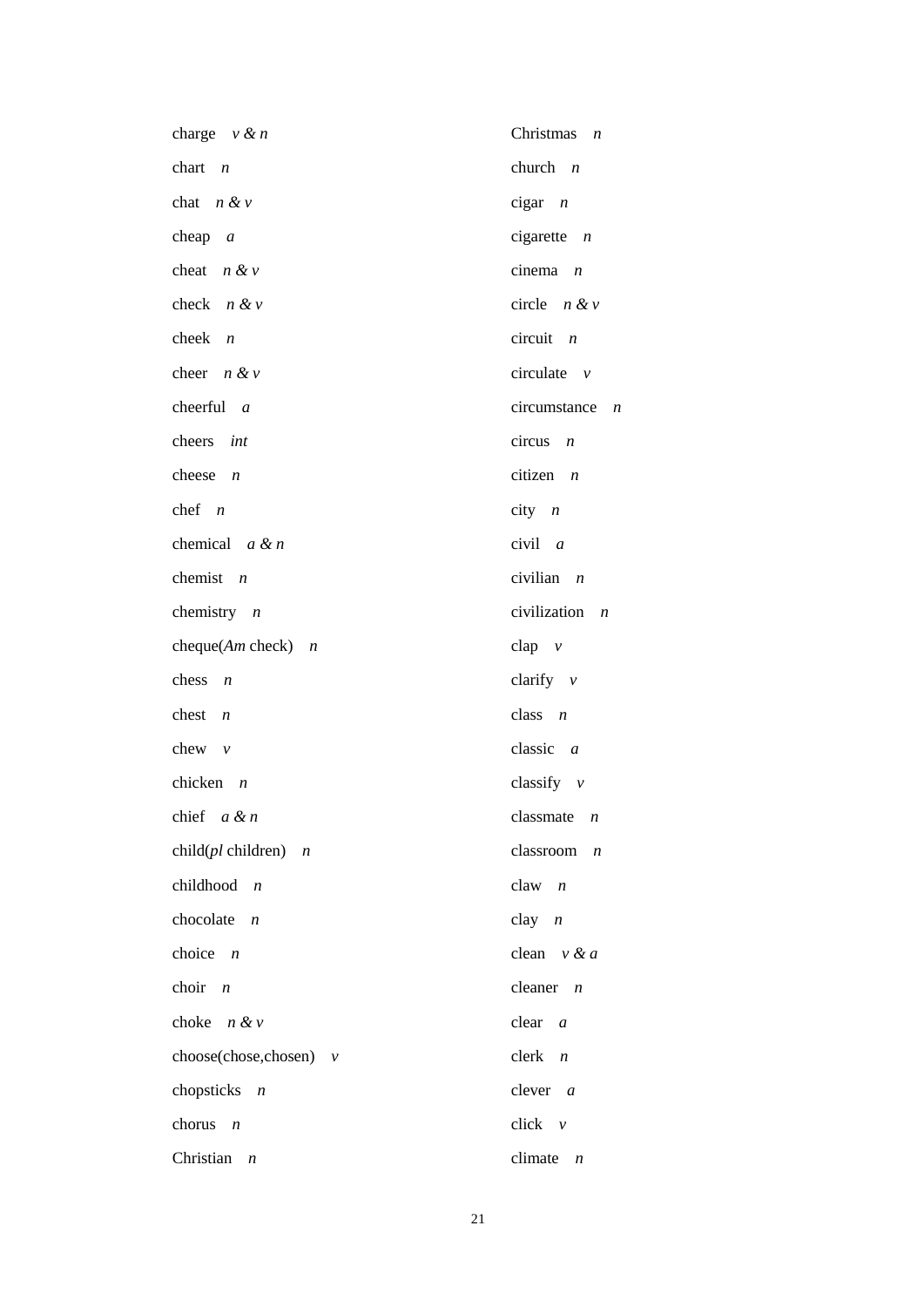charge *v & n*

chart *n*

chat *n & v*

cheap *a*

cheat *n & v*

check *n & v*

cheek *n*

cheer *n & v*

cheerful *a*

cheers *int*

cheese *n*

chef *n*

chemical *a & n*

chemist *n*

chemistry *n*

cheque(*Am* check) *n*

chess *n*

chest *n*

chew *v*

chicken *n*

chief *a & n*

child(*pl* children) *n*

childhood *n*

chocolate *n*

choice *n*

choir *n*

choke *n & v*

choose(chose,chosen) *v*

chopsticks *n*

chorus *n*

Christian *n*

Christmas *n*

church *n*

cigar *n*

cigarette *n*

cinema *n*

circle *n & v*

circuit *n*

circulate *v*

circumstance *n*

circus *n*

citizen *n*

city *n*

civil *a*

civilian *n*

civilization *n*

clap *v*

clarify *v*

class *n*

classic *a*

classify *v*

classmate *n*

classroom *n*

claw *n*

clay *n*

clean *v & a*

cleaner *n*

clear *a*

clerk *n*

clever *a*

click *v*

climate *n*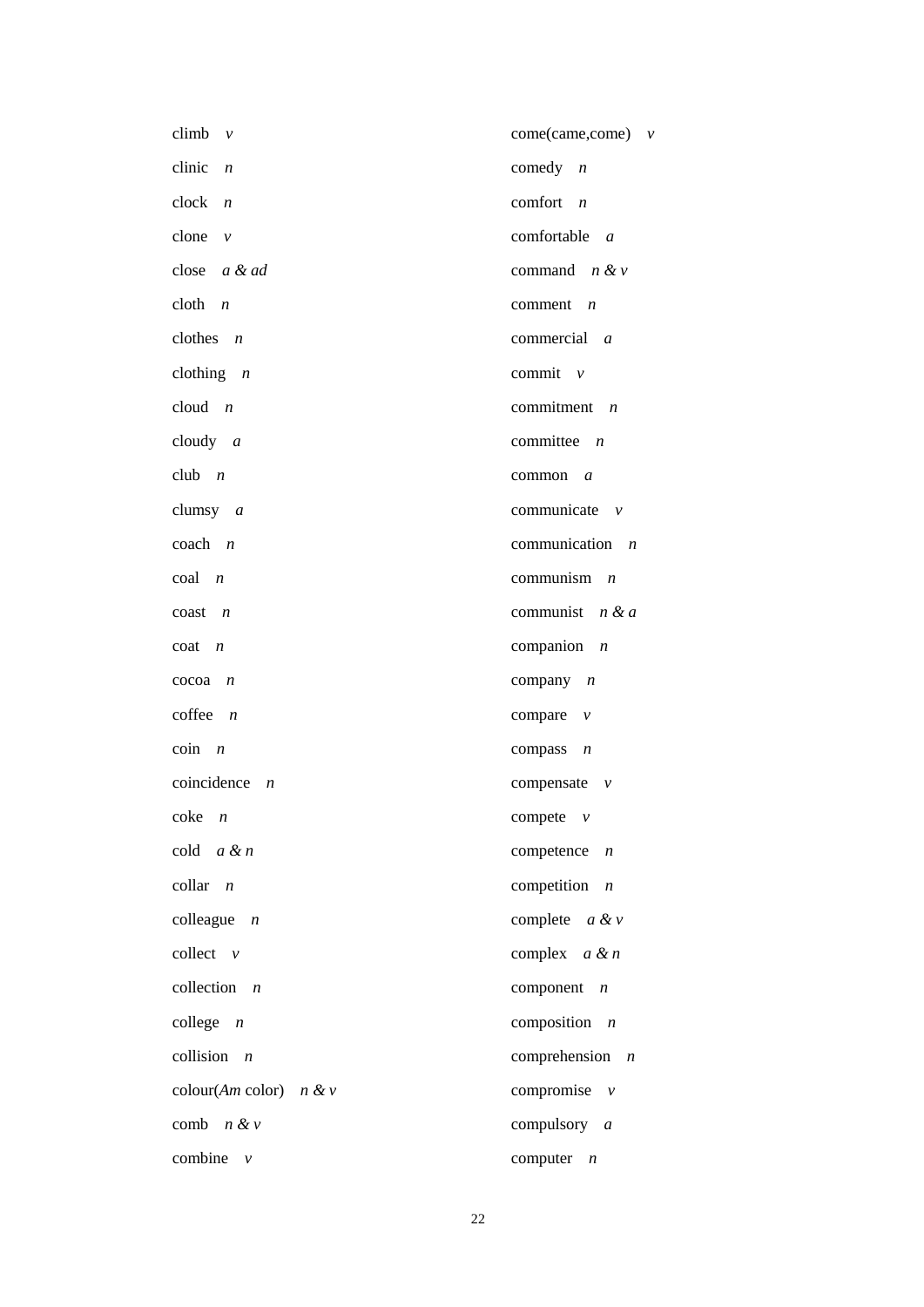climb *v*

clinic *n*

clock *n*

clone *v*

close *a & ad*

cloth *n*

clothes *n*

clothing *n*

cloud *n*

cloudy *a*

club *n*

clumsy *a*

coach *n*

coal *n*

coast *n*

coat *n*

cocoa *n*

coffee *n*

coin *n*

coincidence *n*

coke *n*

cold *a & n*

collar *n*

colleague *n*

collect *v*

collection *n*

college *n*

collision *n*

colour(*Am* color) *n & v*

comb *n & v*

combine *v*

come(came,come) *v*

comedy *n*

comfort *n*

comfortable *a*

command *n & v*

comment *n*

commercial *a*

commit *v*

commitment *n*

committee *n*

common *a*

communicate *v*

communication *n*

communism *n*

communist *n & a*

companion *n*

company *n*

compare *v*

compass *n*

compensate *v*

compete *v*

competence *n*

competition *n*

complete *a & v*

complex *a & n*

component *n*

composition *n*

comprehension *n*

compromise *v*

compulsory *a*

computer *n*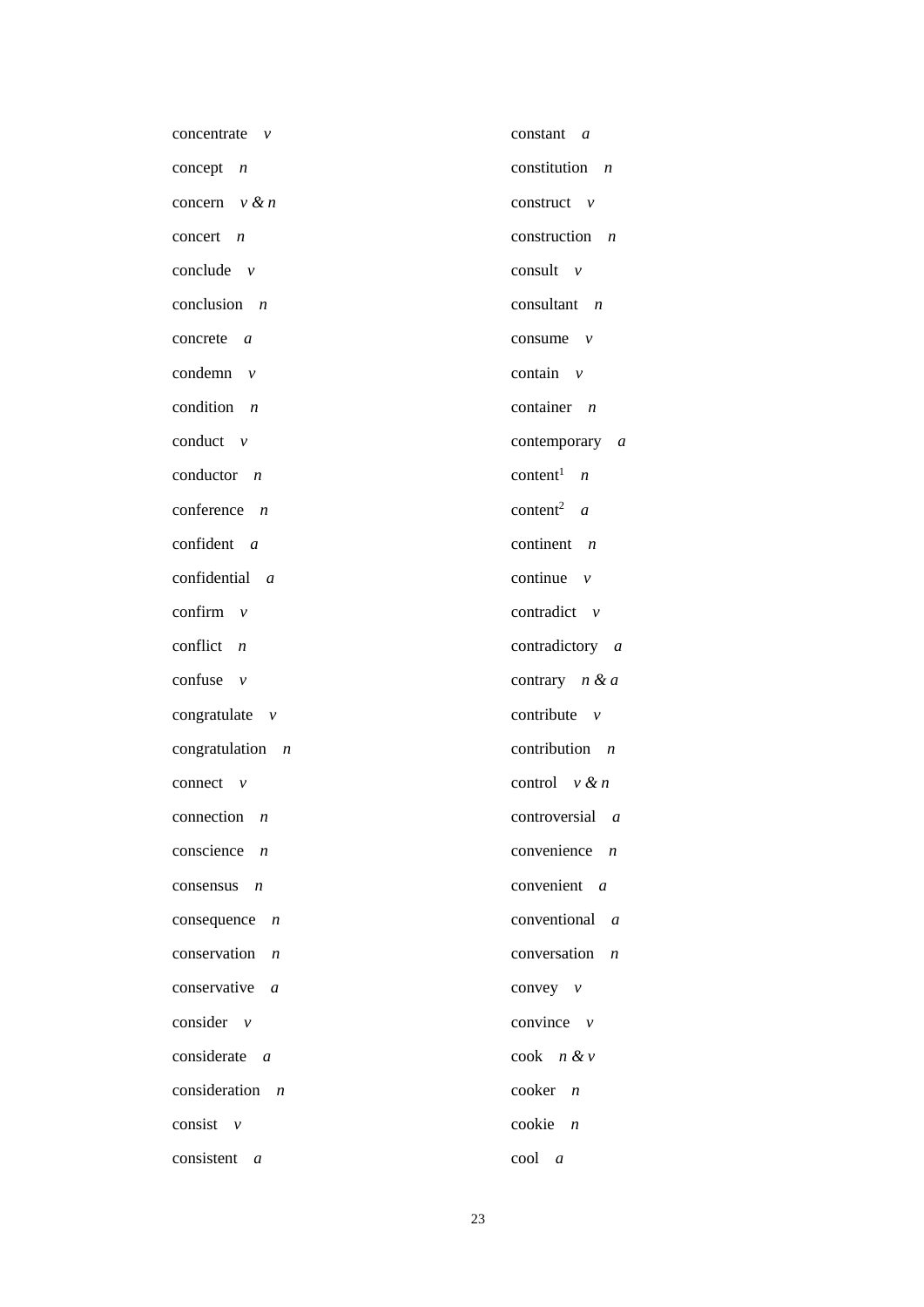concentrate *v*

concept *n*

concern *v & n*

concert *n*

conclude *v*

conclusion *n*

concrete *a*

condemn *v*

condition *n*

conduct *v*

conductor *n*

conference *n*

confident *a*

confidential *a*

confirm *v*

conflict *n*

confuse *v*

congratulate *v*

congratulation *n*

connect *v*

connection *n*

conscience *n*

consensus *n*

consequence *n*

conservation *n*

conservative *a*

consider *v*

considerate *a*

consideration *n*

consist *v*

consistent *a*

constant *a*

constitution *n*

construct *v*

construction *n*

consult *v*

consultant *n*

consume *v*

contain *v*

container *n*

contemporary *a*

content[1] *n*

content[2] *a*

continent *n*

continue *v*

contradict *v*

contradictory *a*

contrary *n & a*

contribute *v*

contribution *n*

control *v & n*

controversial *a*

convenience *n*

convenient *a*

conventional *a*

conversation *n*

convey *v*

convince *v*

cook *n & v*

cooker *n*

cookie *n*

cool *a*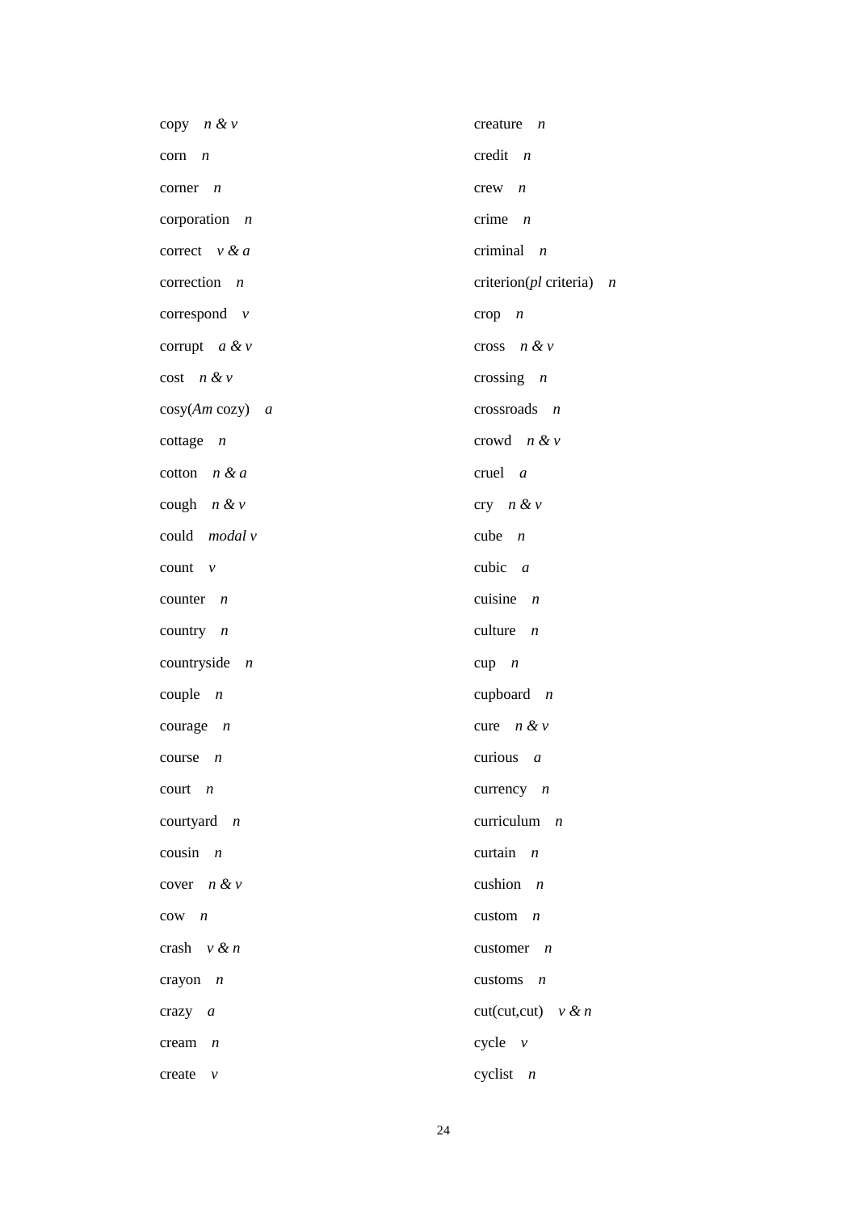copy *n & v*

corn *n*

corner *n*

corporation *n*

correct *v & a*

correction *n*

correspond *v*

corrupt *a & v*

cost *n & v*

cosy(*Am* cozy) *a*

cottage *n*

cotton *n & a*

cough *n & v*

could *modal v*

count *v*

counter *n*

country *n*

countryside *n*

couple *n*

courage *n*

course *n*

court *n*

courtyard *n*

cousin *n*

cover *n & v*

cow *n*

crash *v & n*

crayon *n*

crazy *a*

cream *n*

create *v*

creature *n*

credit *n*

crew *n*

crime *n*

criminal *n*

criterion(*pl* criteria) *n*

crop *n*

cross *n & v*

crossing *n*

crossroads *n*

crowd *n & v*

cruel *a*

cry *n & v*

cube *n*

cubic *a*

cuisine *n*

culture *n*

cup *n*

cupboard *n*

cure *n & v*

curious *a*

currency *n*

curriculum *n*

curtain *n*

cushion *n*

custom *n*

customer *n*

customs *n*

cut(cut,cut) *v & n*

cycle *v*

cyclist *n*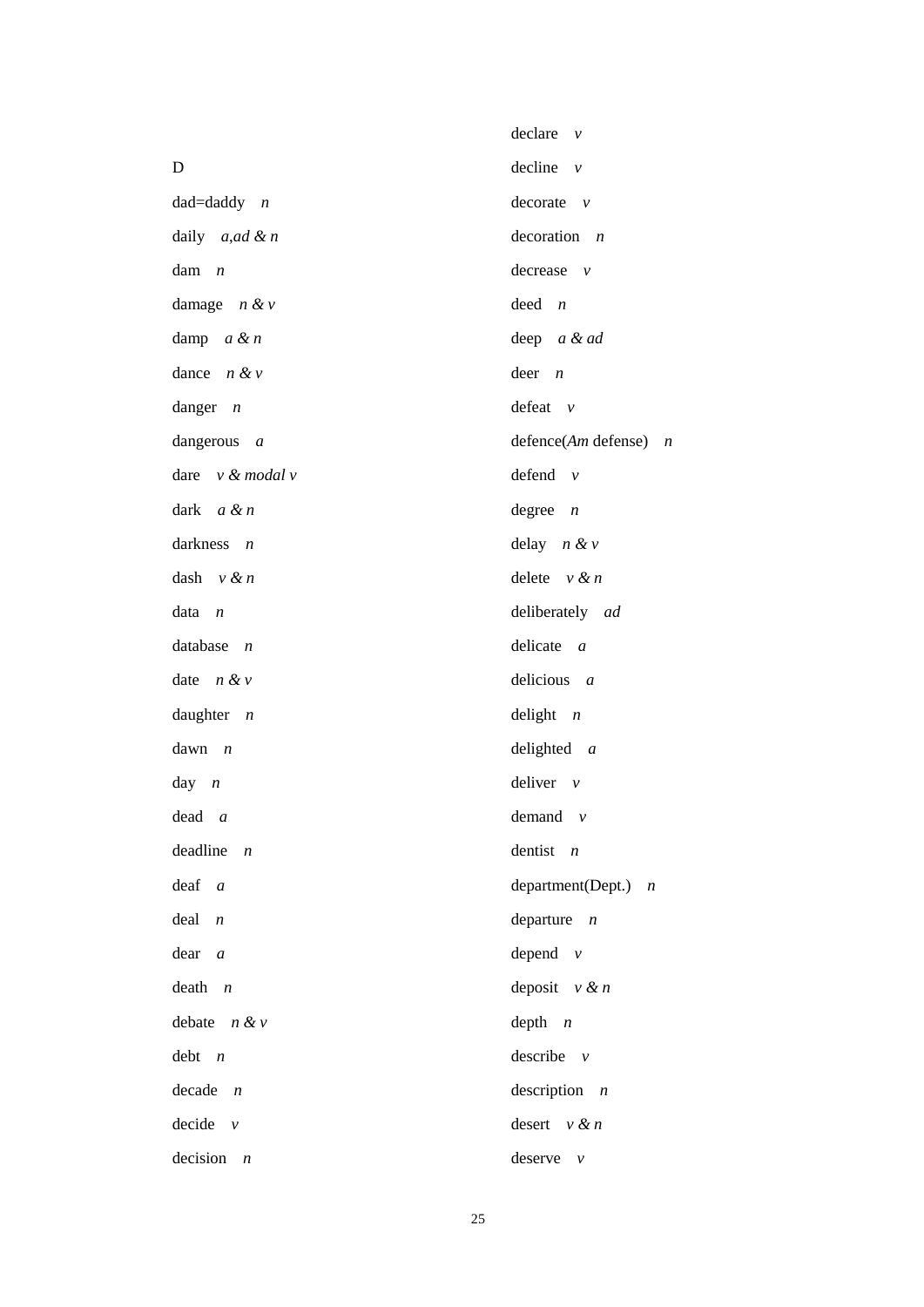D

dad=daddy *n*

daily *a,ad & n*

dam *n*

damage *n & v*

damp *a & n*

dance *n & v*

danger *n*

dangerous *a*

dare *v & modal v*

dark *a & n*

darkness *n*

dash *v & n*

data *n*

database *n*

date *n & v*

daughter *n*

dawn *n*

day *n*

dead *a*

deadline *n*

deaf *a*

deal *n*

dear *a*

death *n*

debate *n & v*

debt *n*

decade *n*

decide *v*

decision *n*

declare *v*

decline *v*

decorate *v*

decoration *n*

decrease *v*

deed *n*

deep *a & ad*

deer *n*

defeat *v*

defence(*Am* defense) *n*

defend *v*

degree *n*

delay *n & v*

delete *v & n*

deliberately *ad*

delicate *a*

delicious *a*

delight *n*

delighted *a*

deliver *v*

demand *v*

dentist *n*

department(Dept.) *n*

departure *n*

depend *v*

deposit *v & n*

depth *n*

describe *v*

description *n*

desert *v & n*

deserve *v*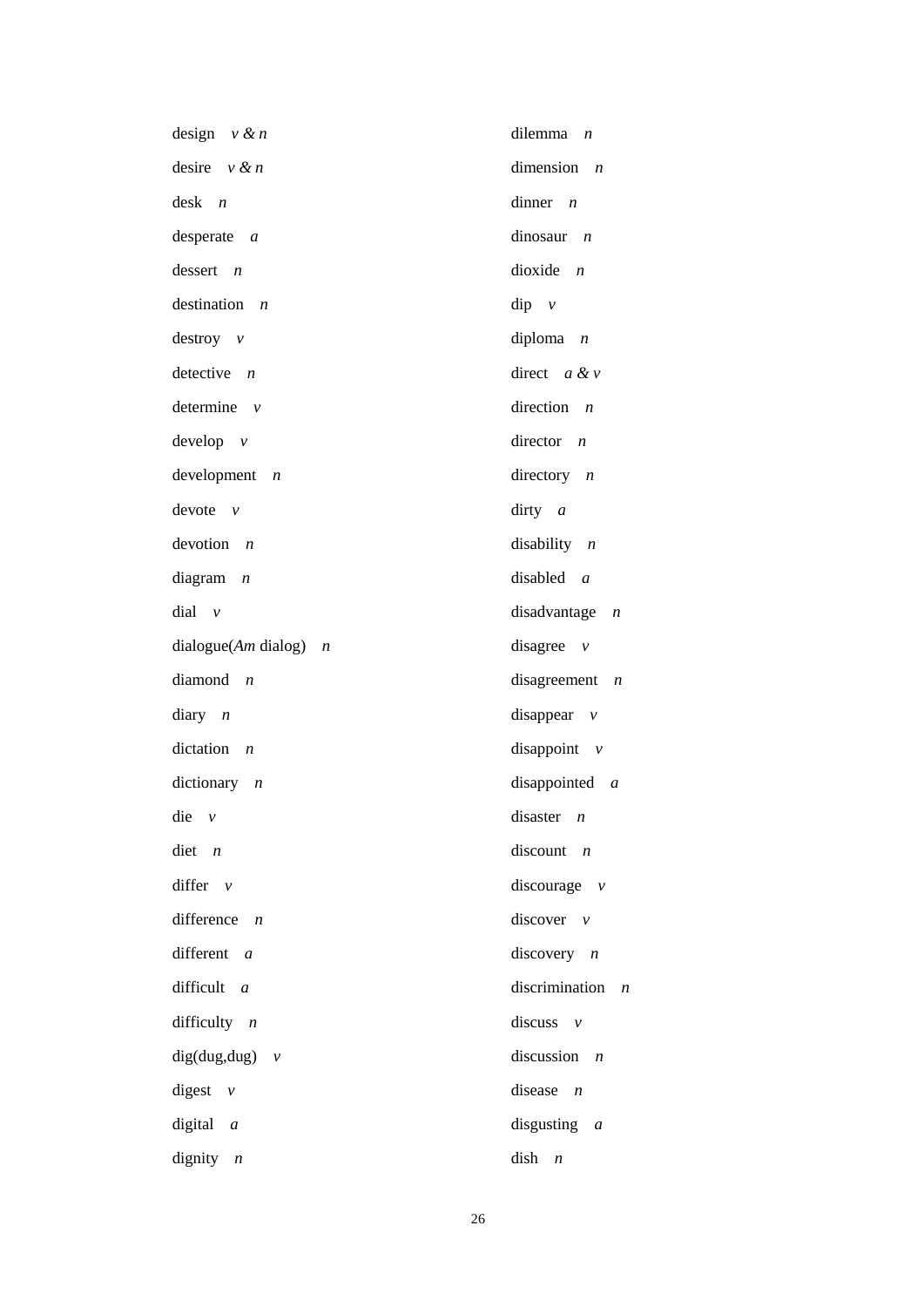design *v & n*

desire *v & n*

desk *n*

desperate *a*

dessert *n*

destination *n*

destroy *v*

detective *n*

determine *v*

develop *v*

development *n*

devote *v*

devotion *n*

diagram *n*

dial *v*

dialogue(*Am* dialog) *n*

diamond *n*

diary *n*

dictation *n*

dictionary *n*

die *v*

diet *n*

differ *v*

difference *n*

different *a*

difficult *a*

difficulty *n*

dig(dug,dug) *v*

digest *v*

digital *a*

dignity *n*

dilemma *n*

dimension *n*

dinner *n*

dinosaur *n*

dioxide *n*

dip *v*

diploma *n*

direct *a & v*

direction *n*

director *n*

directory *n*

dirty *a*

disability *n*

disabled *a*

disadvantage *n*

disagree *v*

disagreement *n*

disappear *v*

disappoint *v*

disappointed *a*

disaster *n*

discount *n*

discourage *v*

discover *v*

discovery *n*

discrimination *n*

discuss *v*

discussion *n*

disease *n*

disgusting *a*

dish *n*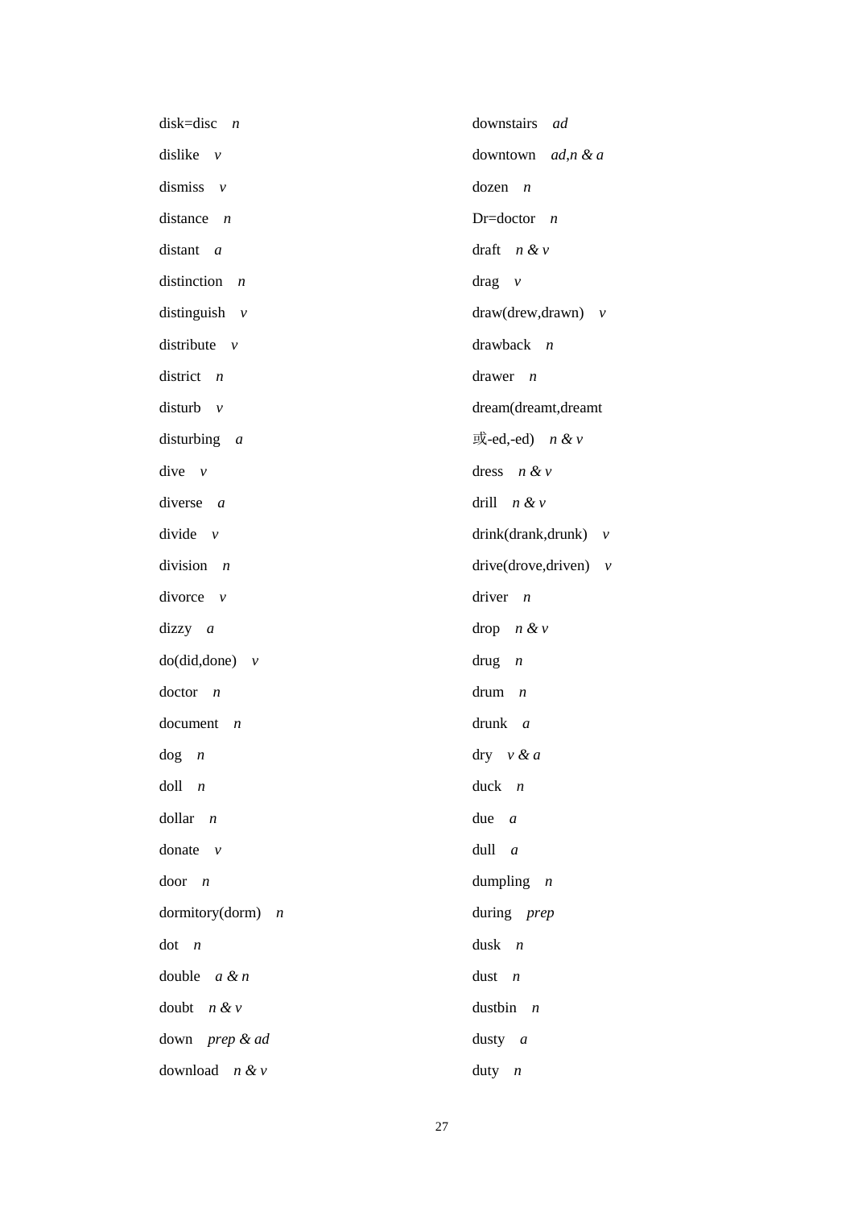disk=disc *n*

dislike *v*

dismiss *v*

distance *n*

distant *a*

distinction *n*

distinguish *v*

distribute *v*

district *n*

disturb *v*

disturbing *a*

dive *v*

diverse *a*

divide *v*

division *n*

divorce *v*

dizzy *a*

do(did,done) *v*

doctor *n*

document *n*

dog *n*

doll *n*

dollar *n*

donate *v*

door *n*

dormitory(dorm) *n*

dot *n*

double *a & n*

doubt *n & v*

down *prep & ad*

download *n & v*

downstairs *ad*

downtown *ad,n & a*

dozen *n*

Dr=doctor *n*

draft *n & v*

drag *v*

draw(drew,drawn) *v*

drawback *n*

drawer *n*

dream(dreamt,dreamt 或-ed,-ed) *n & v*

dress *n & v*

drill *n & v*

drink(drank,drunk) *v*

drive(drove,driven) *v*

driver *n*

drop *n & v*

drug *n*

drum *n*

drunk *a*

dry *v & a*

duck *n*

due *a*

dull *a*

dumpling *n*

during *prep*

dusk *n*

dust *n*

dustbin *n*

dusty *a*

duty *n*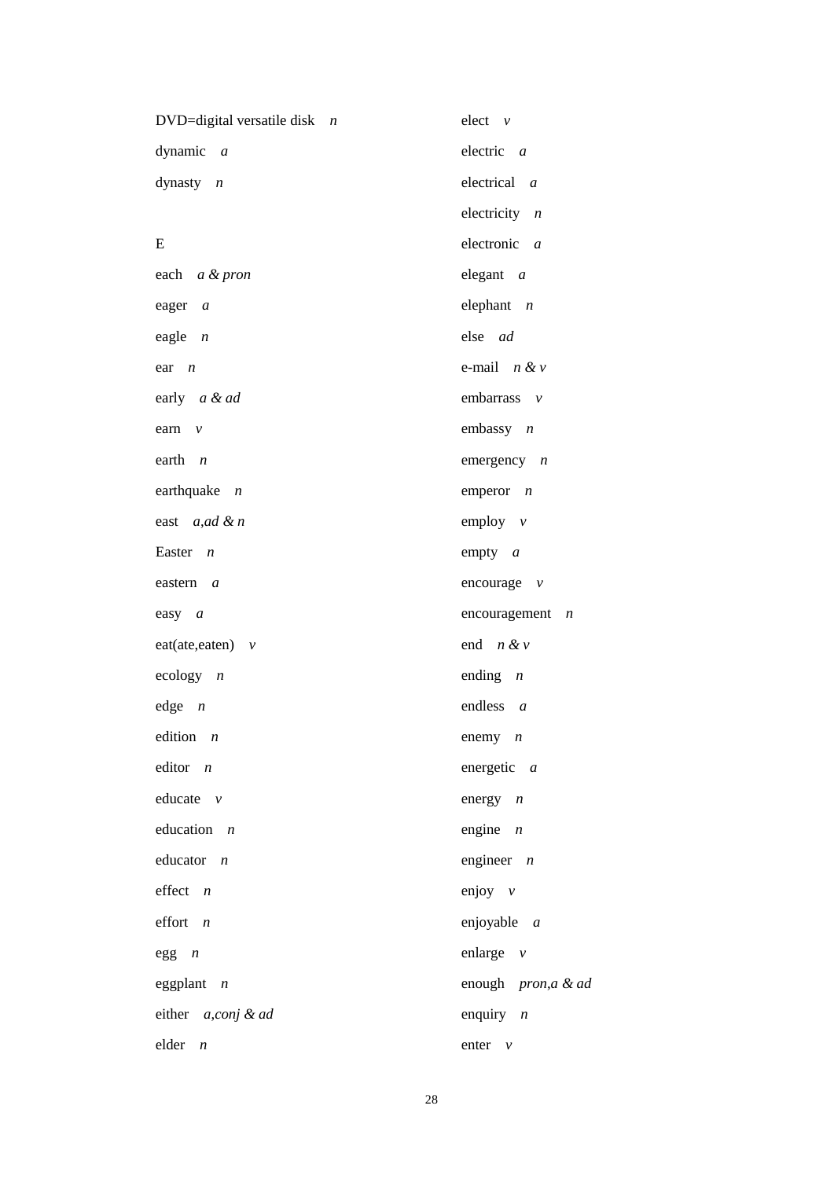DVD=digital versatile disk *n*

dynamic *a*

dynasty *n*

E

each *a & pron*

eager *a*

eagle *n*

ear *n*

early *a & ad*

earn *v*

earth *n*

earthquake *n*

east *a,ad & n*

Easter *n*

eastern *a*

easy *a*

eat(ate,eaten) *v*

ecology *n*

edge *n*

edition *n*

editor *n*

educate *v*

education *n*

educator *n*

effect *n*

effort *n*

egg *n*

eggplant *n*

either *a,conj & ad*

elder *n*

elect *v*

electric *a*

electrical *a*

electricity *n*

electronic *a*

elegant *a*

elephant *n*

else *ad*

e-mail *n & v*

embarrass *v*

embassy *n*

emergency *n*

emperor *n*

employ *v*

empty *a*

encourage *v*

encouragement *n*

end *n & v*

ending *n*

endless *a*

enemy *n*

energetic *a*

energy *n*

engine *n*

engineer *n*

enjoy *v*

enjoyable *a*

enlarge *v*

enough *pron,a & ad*

enquiry *n*

enter *v*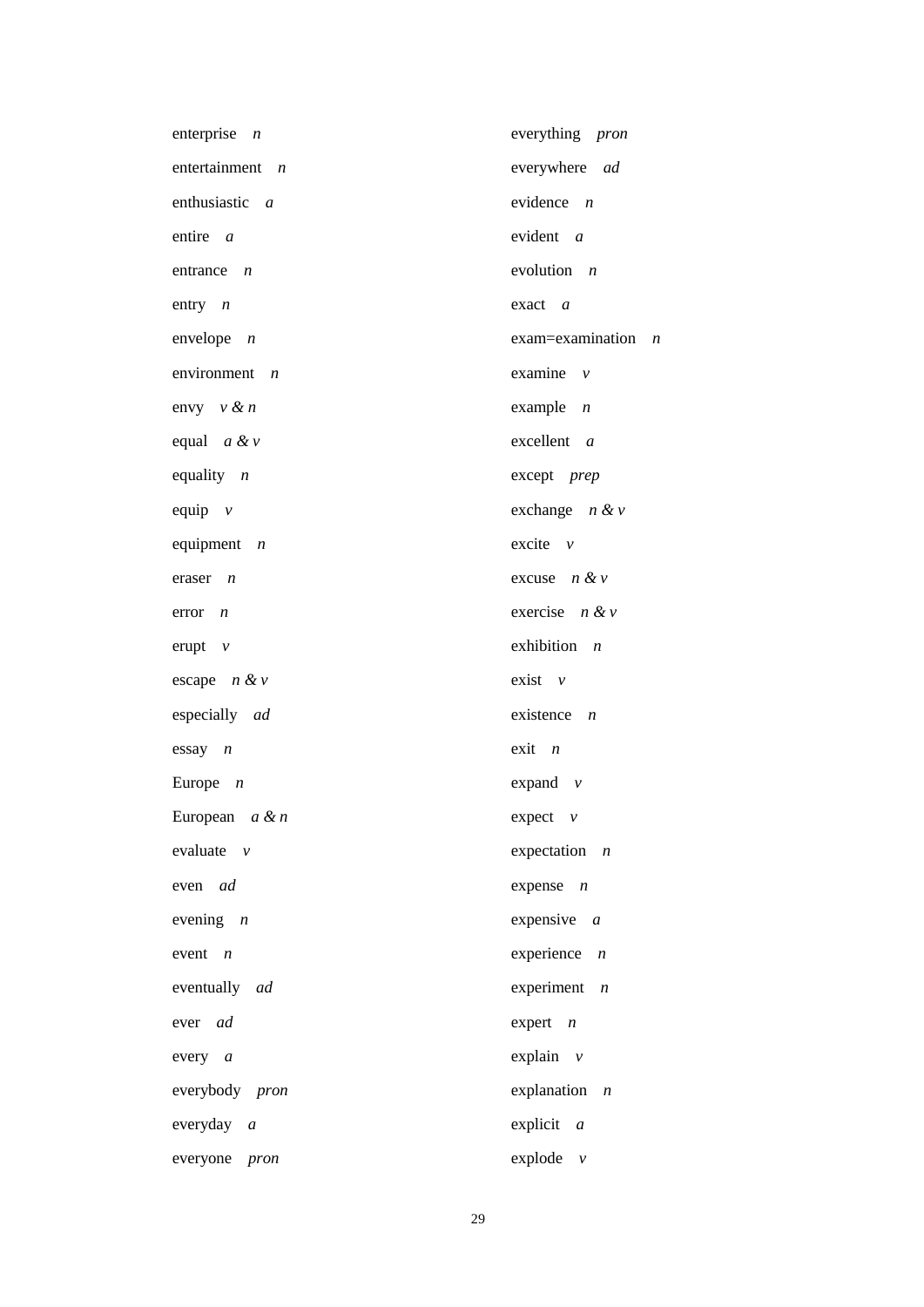enterprise *n*

entertainment *n*

enthusiastic *a*

entire *a*

entrance *n*

entry *n*

envelope *n*

environment *n*

envy *v & n*

equal *a & v*

equality *n*

equip *v*

equipment *n*

eraser *n*

error *n*

erupt *v*

escape *n & v*

especially *ad*

essay *n*

Europe *n*

European *a & n*

evaluate *v*

even *ad*

evening *n*

event *n*

eventually *ad*

ever *ad*

every *a*

everybody *pron*

everyday *a*

everyone *pron*

everything *pron*

everywhere *ad*

evidence *n*

evident *a*

evolution *n*

exact *a*

exam=examination *n*

examine *v*

example *n*

excellent *a*

except *prep*

exchange *n & v*

excite *v*

excuse *n & v*

exercise *n & v*

exhibition *n*

exist *v*

existence *n*

exit *n*

expand *v*

expect *v*

expectation *n*

expense *n*

expensive *a*

experience *n*

experiment *n*

expert *n*

explain *v*

explanation *n*

explicit *a*

explode *v*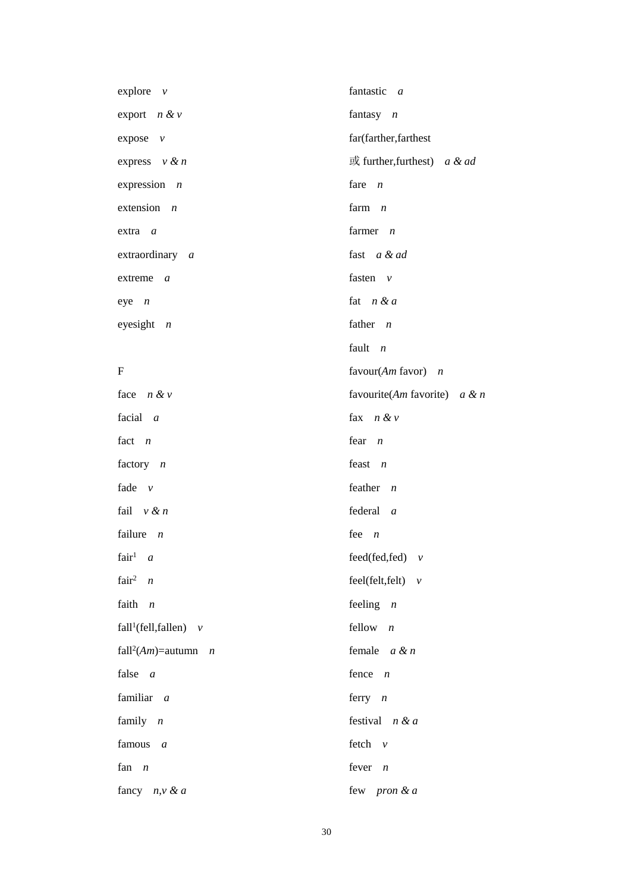explore *v*

export *n & v*

expose *v*

express *v & n*

expression *n*

extension *n*

extra *a*

extraordinary *a*

extreme *a*

eye *n*

eyesight *n*

F

face *n & v*

facial *a*

fact *n*

factory *n*

fade *v*

fail *v & n*

failure *n*

fair[1] *a*

fair[2] *n*

faith *n*

fall[1](fell,fallen) *v*

fall[2](*Am*)=autumn *n*

false *a*

familiar *a*

family *n*

famous *a*

fan *n*

fancy *n,v & a*

fantastic *a*

fantasy *n*

far(farther,farthest

或 further,furthest) *a & ad*

fare *n*

farm *n*

farmer *n*

fast *a & ad*

fasten *v*

fat *n & a*

father *n*

fault *n*

favour(*Am* favor) *n*

favourite(*Am* favorite) *a & n*

fax *n & v*

fear *n*

feast *n*

feather *n*

federal *a*

fee *n*

feed(fed,fed) *v*

feel(felt,felt) *v*

feeling *n*

fellow *n*

female *a & n*

fence *n*

ferry *n*

festival *n & a*

fetch *v*

fever *n*

few *pron & a*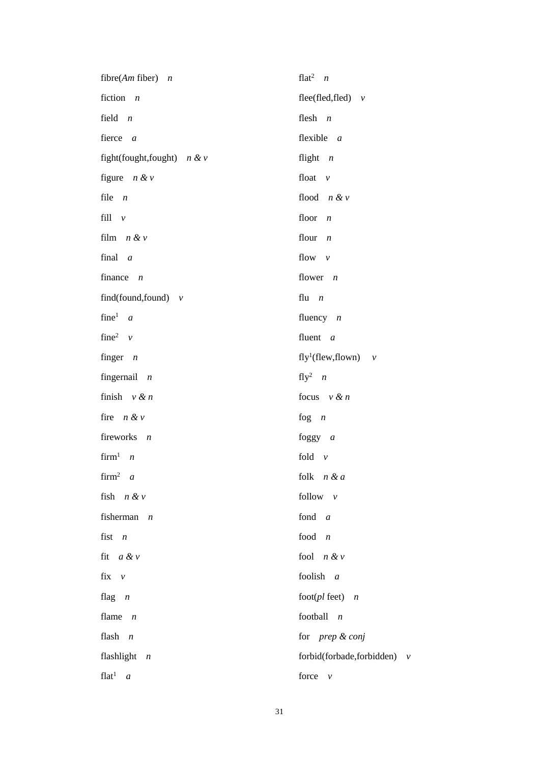fibre(*Am* fiber) *n*

fiction *n*

field *n*

fierce *a*

fight(fought,fought) *n & v*

figure *n & v*

file *n*

fill *v*

film *n & v*

final *a*

finance *n*

find(found,found) *v*

fine[1] *a*

fine[2] *v*

finger *n*

fingernail *n*

finish *v & n*

fire *n & v*

fireworks *n*

firm[1] *n*

firm[2] *a*

fish *n & v*

fisherman *n*

fist *n*

fit *a & v*

fix *v*

flag *n*

flame *n*

flash *n*

flashlight *n*

flat[1] *a*

flat[2] *n*

flee(fled,fled) *v*

flesh *n*

flexible *a*

flight *n*

float *v*

flood *n & v*

floor *n*

flour *n*

flow *v*

flower *n*

flu *n*

fluency *n*

fluent *a*

fly[1](flew,flown) *v*

fly[2] *n*

focus *v & n*

fog *n*

foggy *a*

fold *v*

folk *n & a*

follow *v*

fond *a*

food *n*

fool *n & v*

foolish *a*

foot(*pl* feet) *n*

football *n*

for *prep & conj*

forbid(forbade,forbidden) *v*

force *v*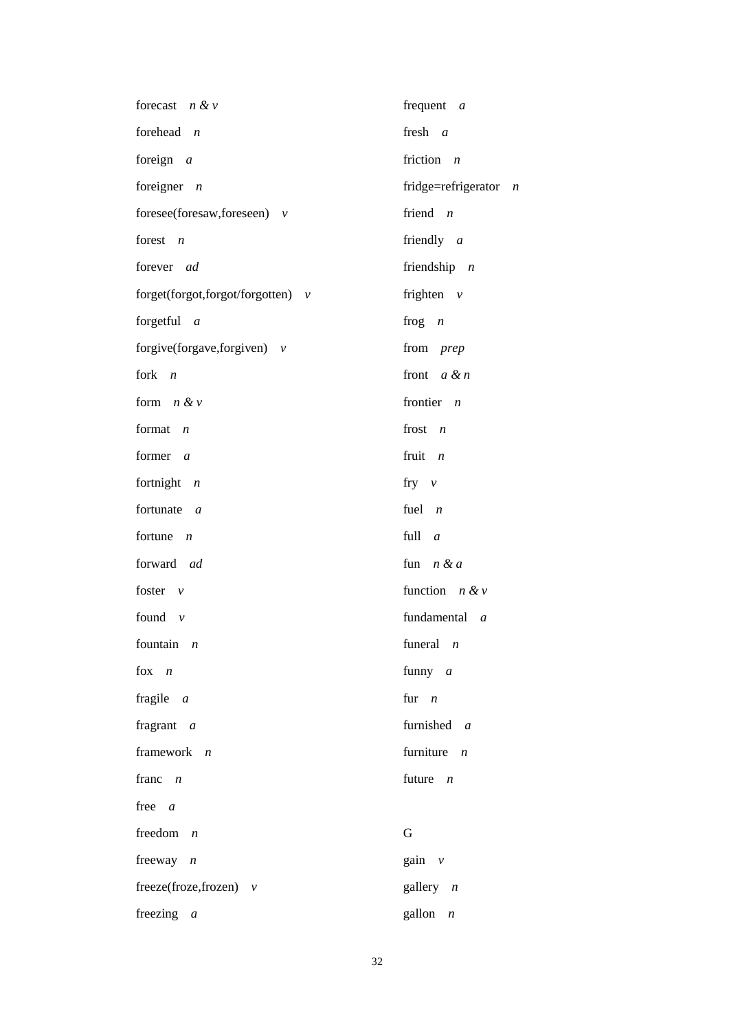forecast *n & v*

forehead *n*

foreign *a*

foreigner *n*

foresee(foresaw,foreseen) *v*

forest *n*

forever *ad*

forget(forgot,forgot/forgotten) *v*

forgetful *a*

forgive(forgave,forgiven) *v*

fork *n*

form *n & v*

format *n*

former *a*

fortnight *n*

fortunate *a*

fortune *n*

forward *ad*

foster *v*

found *v*

fountain *n*

fox *n*

fragile *a*

fragrant *a*

framework *n*

franc *n*

free *a*

freedom *n*

freeway *n*

freeze(froze,frozen) *v*

freezing *a*

frequent *a*

fresh *a*

friction *n*

fridge=refrigerator *n*

friend *n*

friendly *a*

friendship *n*

frighten *v*

frog *n*

from *prep*

front *a & n*

frontier *n*

frost *n*

fruit *n*

fry *v*

fuel *n*

full *a*

fun *n & a*

function *n & v*

fundamental *a*

funeral *n*

funny *a*

fur *n*

furnished *a*

furniture *n*

future *n*

G

gain *v*

gallery *n*

gallon *n*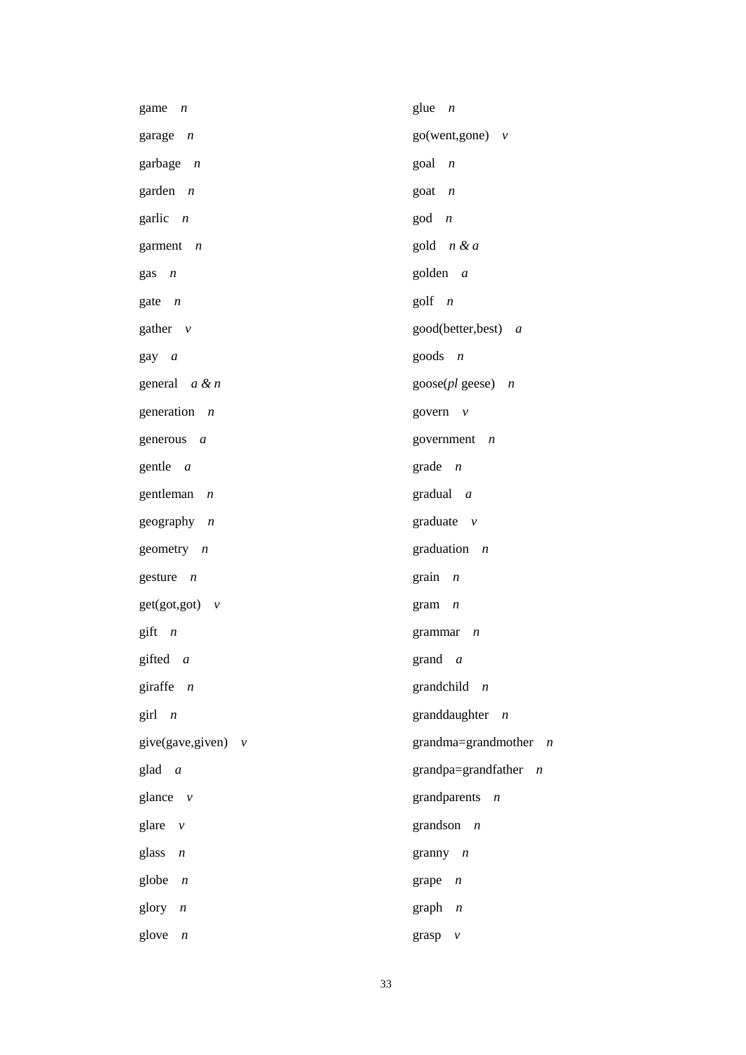game *n*

garage *n*

garbage *n*

garden *n*

garlic *n*

garment *n*

gas *n*

gate *n*

gather *v*

gay *a*

general *a & n*

generation *n*

generous *a*

gentle *a*

gentleman *n*

geography *n*

geometry *n*

gesture *n*

get(got,got) *v*

gift *n*

gifted *a*

giraffe *n*

girl *n*

give(gave,given) *v*

glad *a*

glance *v*

glare *v*

glass *n*

globe *n*

glory *n*

glove *n*

glue *n*

go(went,gone) *v*

goal *n*

goat *n*

god *n*

gold *n & a*

golden *a*

golf *n*

good(better,best) *a*

goods *n*

goose(*pl* geese) *n*

govern *v*

government *n*

grade *n*

gradual *a*

graduate *v*

graduation *n*

grain *n*

gram *n*

grammar *n*

grand *a*

grandchild *n*

granddaughter *n*

grandma=grandmother *n*

grandpa=grandfather *n*

grandparents *n*

grandson *n*

granny *n*

grape *n*

graph *n*

grasp *v*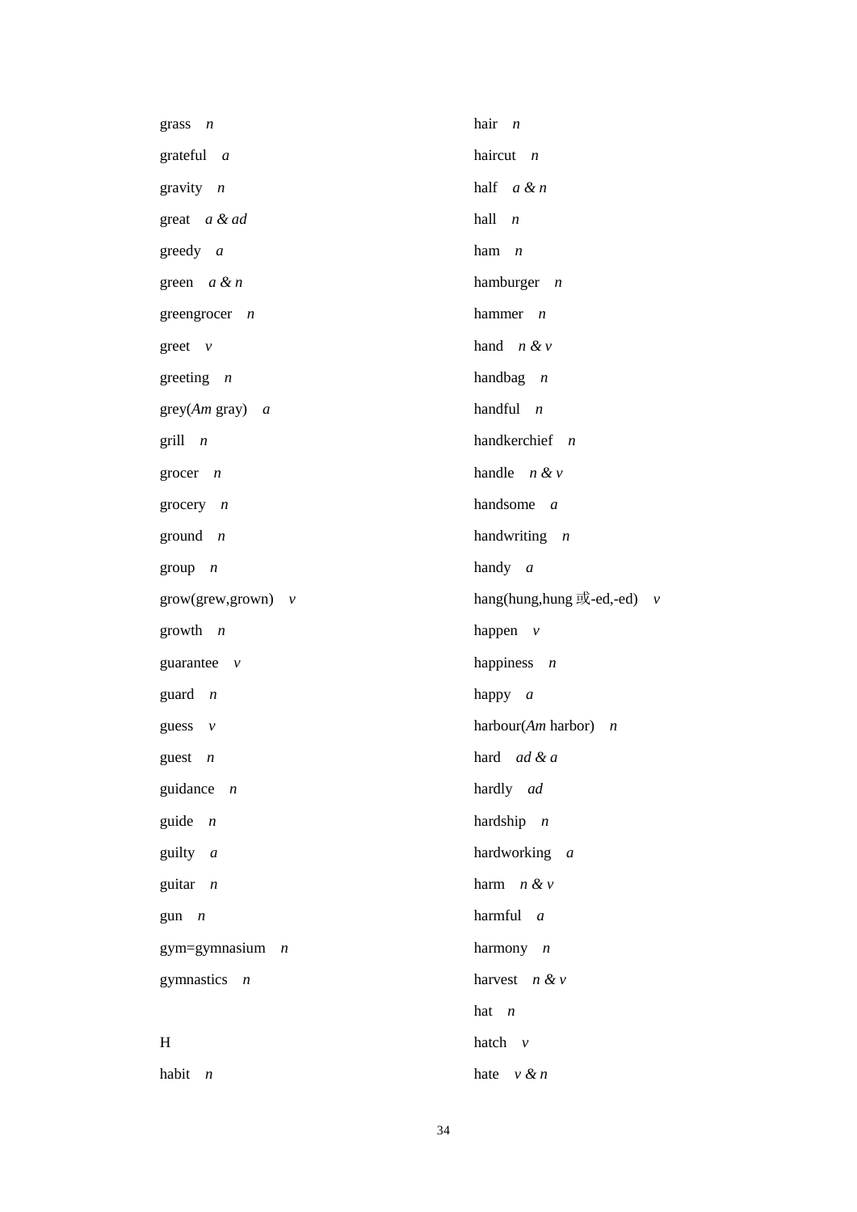grass *n*

grateful *a*

gravity *n*

great *a & ad*

greedy *a*

green *a & n*

greengrocer *n*

greet *v*

greeting *n*

grey(*Am* gray) *a*

grill *n*

grocer *n*

grocery *n*

ground *n*

group *n*

grow(grew,grown) *v*

growth *n*

guarantee *v*

guard *n*

guess *v*

guest *n*

guidance *n*

guide *n*

guilty *a*

guitar *n*

gun *n*

gym=gymnasium *n*

gymnastics *n*

H

habit *n*

hair *n*

haircut *n*

half *a & n*

hall *n*

ham *n*

hamburger *n*

hammer *n*

hand *n & v*

handbag *n*

handful *n*

handkerchief *n*

handle *n & v*

handsome *a*

handwriting *n*

handy *a*

hang(hung,hung 或-ed,-ed) *v*

happen *v*

happiness *n*

happy *a*

harbour(*Am* harbor) *n*

hard *ad & a*

hardly *ad*

hardship *n*

hardworking *a*

harm *n & v*

harmful *a*

harmony *n*

harvest *n & v*

hat *n*

hatch *v*

hate *v & n*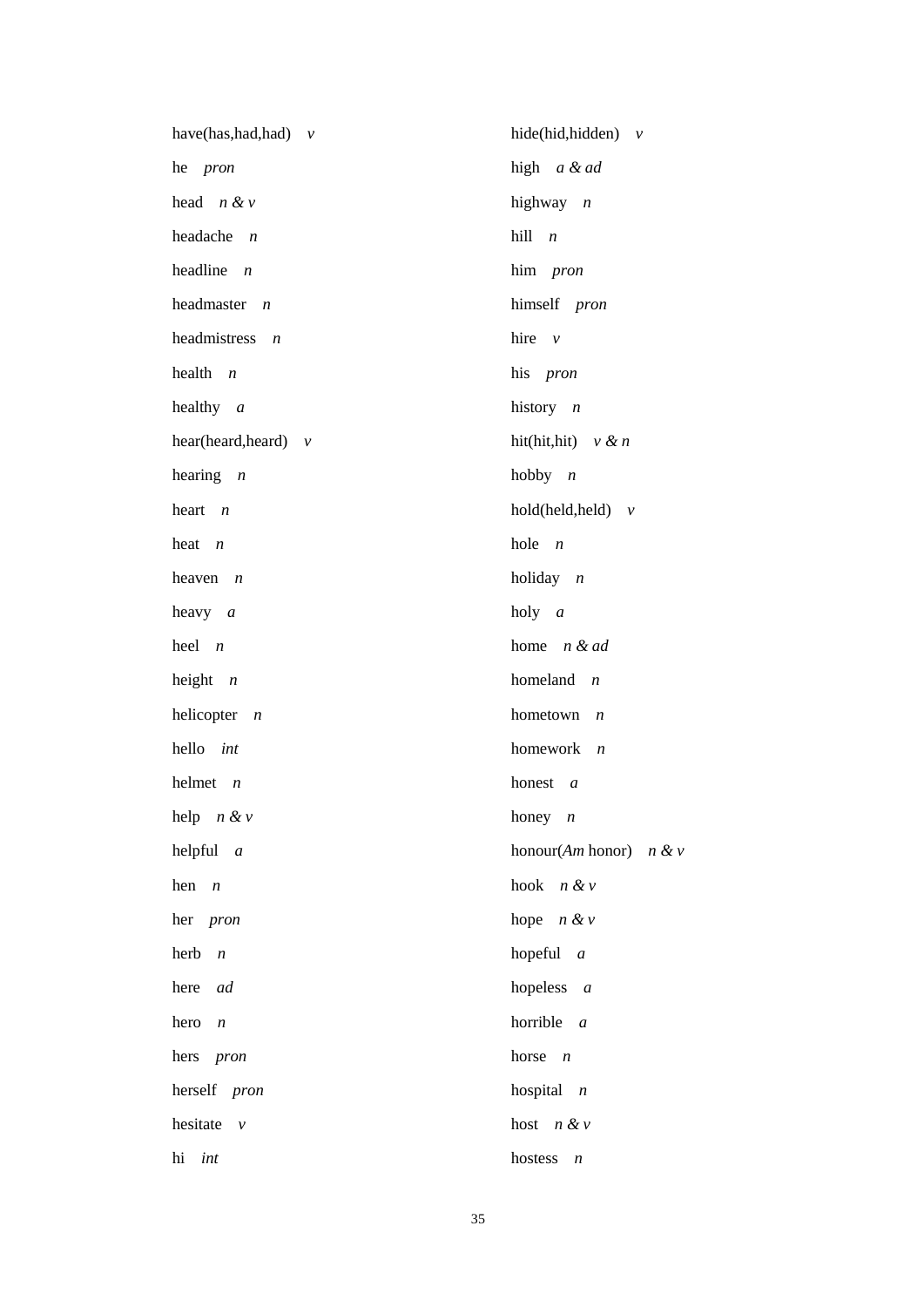have(has,had,had) *v*

he *pron*

head *n & v*

headache *n*

headline *n*

headmaster *n*

headmistress *n*

health *n*

healthy *a*

hear(heard,heard) *v*

hearing *n*

heart *n*

heat *n*

heaven *n*

heavy *a*

heel *n*

height *n*

helicopter *n*

hello *int*

helmet *n*

help *n & v*

helpful *a*

hen *n*

her *pron*

herb *n*

here *ad*

hero *n*

hers *pron*

herself *pron*

hesitate *v*

hi *int*

hide(hid,hidden) *v*

high *a & ad*

highway *n*

hill *n*

him *pron*

himself *pron*

hire *v*

his *pron*

history *n*

hit(hit,hit) *v & n*

hobby *n*

hold(held,held) *v*

hole *n*

holiday *n*

holy *a*

home *n & ad*

homeland *n*

hometown *n*

homework *n*

honest *a*

honey *n*

honour(*Am* honor) *n & v*

hook *n & v*

hope *n & v*

hopeful *a*

hopeless *a*

horrible *a*

horse *n*

hospital *n*

host *n & v*

hostess *n*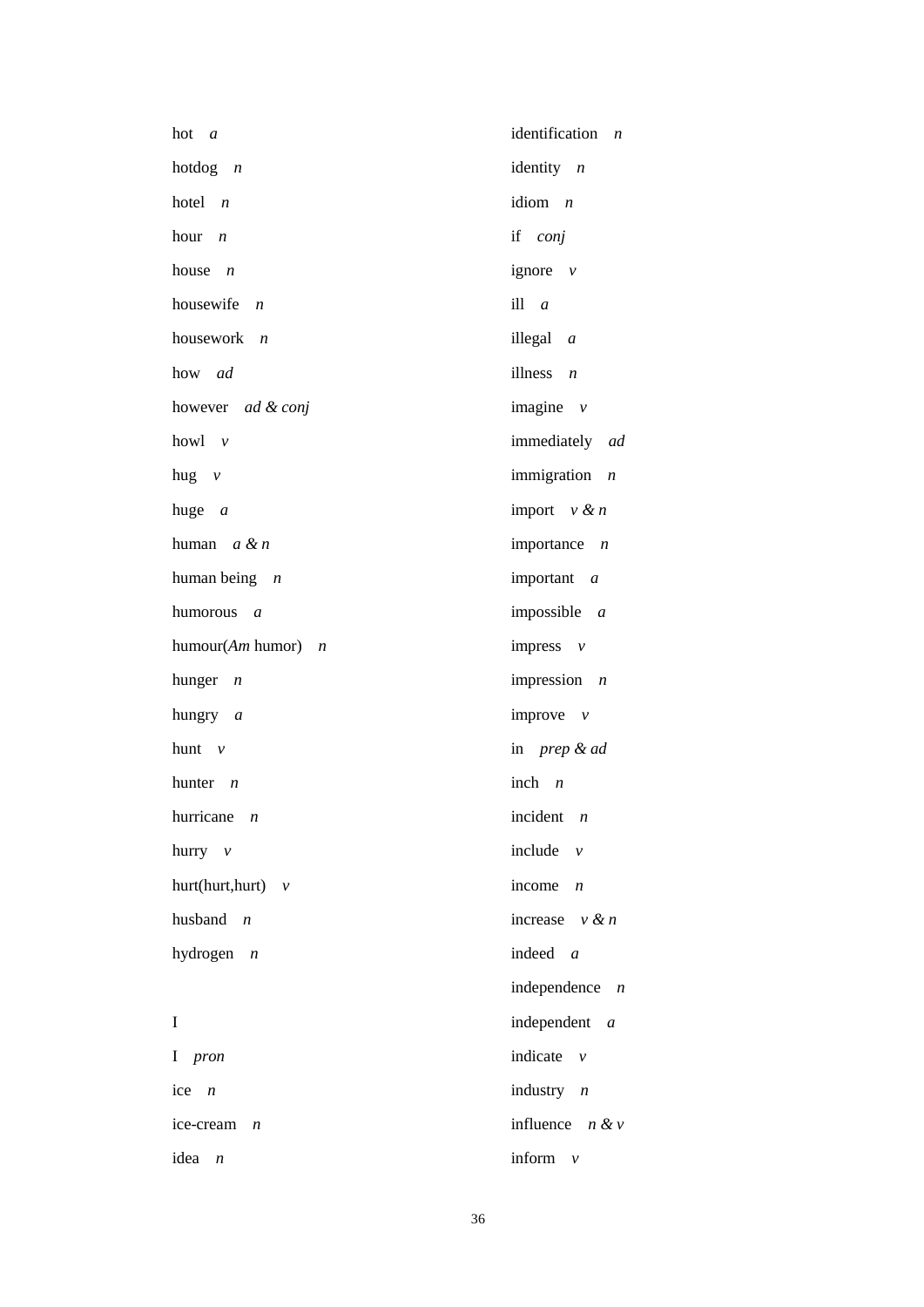hot *a*

hotdog *n*

hotel *n*

hour *n*

house *n*

housewife *n*

housework *n*

how *ad*

however *ad & conj*

howl *v*

hug *v*

huge *a*

human *a & n*

human being *n*

humorous *a*

humour(*Am* humor) *n*

hunger *n*

hungry *a*

hunt *v*

hunter *n*

hurricane *n*

hurry *v*

hurt(hurt,hurt) *v*

husband *n*

hydrogen *n*

I

I *pron*

ice *n*

ice-cream *n*

idea *n*

identification *n*

identity *n*

idiom *n*

if *conj*

ignore *v*

ill *a*

illegal *a*

illness *n*

imagine *v*

immediately *ad*

immigration *n*

import *v & n*

importance *n*

important *a*

impossible *a*

impress *v*

impression *n*

improve *v*

in *prep & ad*

inch *n*

incident *n*

include *v*

income *n*

increase *v & n*

indeed *a*

independence *n*

independent *a*

indicate *v*

industry *n*

influence *n & v*

inform *v*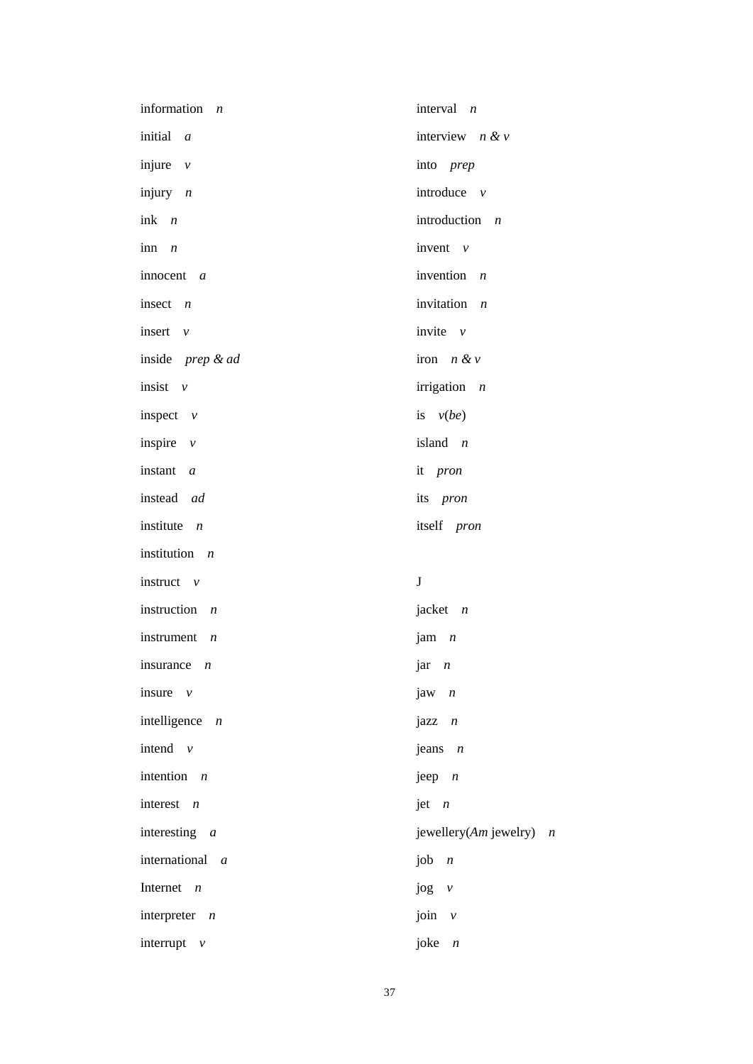information *n*

initial *a*

injure *v*

injury *n*

ink *n*

inn *n*

innocent *a*

insect *n*

insert *v*

inside *prep & ad*

insist *v*

inspect *v*

inspire *v*

instant *a*

instead *ad*

institute *n*

institution *n*

instruct *v*

instruction *n*

instrument *n*

insurance *n*

insure *v*

intelligence *n*

intend *v*

intention *n*

interest *n*

interesting *a*

international *a*

Internet *n*

interpreter *n*

interrupt *v*

interval *n*

interview *n & v*

into *prep*

introduce *v*

introduction *n*

invent *v*

invention *n*

invitation *n*

invite *v*

iron *n & v*

irrigation *n*

is *v*(*be*)

island *n*

it *pron*

its *pron*

itself *pron*

J

jacket *n*

jam *n*

jar *n*

jaw *n*

jazz *n*

jeans *n*

jeep *n*

jet *n*

jewellery(*Am* jewelry) *n*

job *n*

jog *v*

join *v*

joke *n*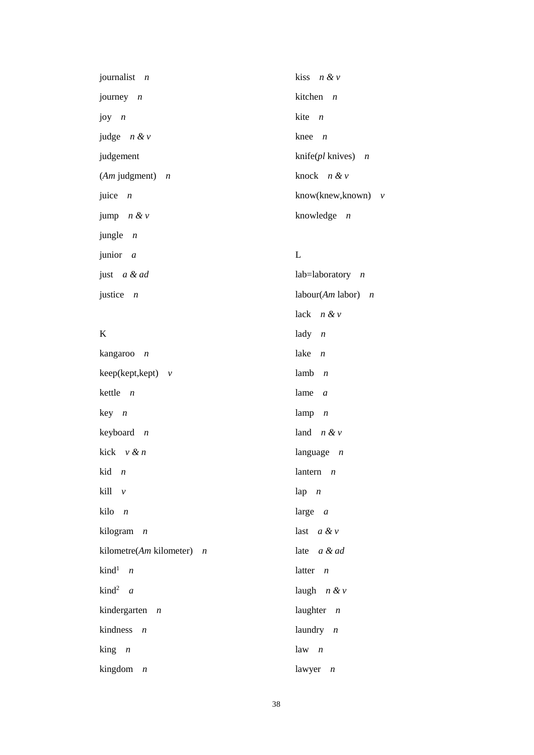journalist *n*

journey *n*

joy *n*

judge *n & v*

judgement

(*Am* judgment) *n*

juice *n*

jump *n & v*

jungle *n*

junior *a*

just *a & ad*

justice *n*

K

kangaroo *n*

keep(kept,kept) *v*

kettle *n*

key *n*

keyboard *n*

kick *v & n*

kid *n*

kill *v*

kilo *n*

kilogram *n*

kilometre(*Am* kilometer) *n*

kind[1] *n*

kind[2] *a*

kindergarten *n*

kindness *n*

king *n*

kingdom *n*

kiss *n & v*

kitchen *n*

kite *n*

knee *n*

knife(*pl* knives) *n*

knock *n & v*

know(knew,known) *v*

knowledge *n*

L

lab=laboratory *n*

labour(*Am* labor) *n*

lack *n & v*

lady *n*

lake *n*

lamb *n*

lame *a*

lamp *n*

land *n & v*

language *n*

lantern *n*

lap *n*

large *a*

last *a & v*

late *a & ad*

latter *n*

laugh *n & v*

laughter *n*

laundry *n*

law *n*

lawyer *n*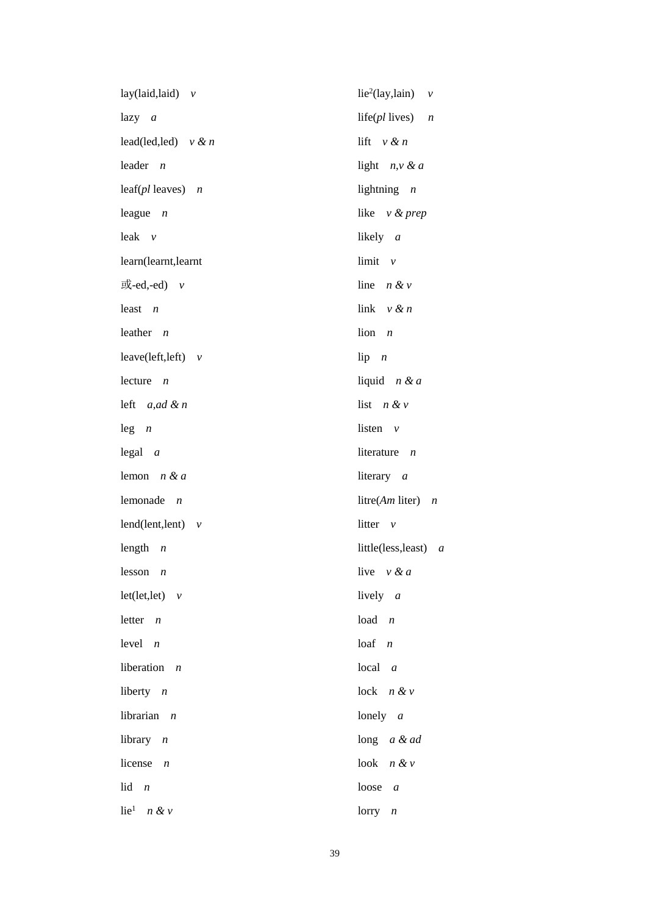lay(laid,laid) *v*

lazy *a*

lead(led,led) *v & n*

leader *n*

leaf(*pl* leaves) *n*

league *n*

leak *v*

learn(learnt,learnt

或-ed,-ed) *v*

least *n*

leather *n*

leave(left,left) *v*

lecture *n*

left *a,ad & n*

leg *n*

legal *a*

lemon *n & a*

lemonade *n*

lend(lent,lent) *v*

length *n*

lesson *n*

let(let,let) *v*

letter *n*

level *n*

liberation *n*

liberty *n*

librarian *n*

library *n*

license *n*

lid *n*

lie[1] *n & v*

lie[2](lay,lain) *v*

life(*pl* lives) *n*

lift *v & n*

light *n,v & a*

lightning *n*

like *v & prep*

likely *a*

limit *v*

line *n & v*

link *v & n*

lion *n*

lip *n*

liquid *n & a*

list *n & v*

listen *v*

literature *n*

literary *a*

litre(*Am* liter) *n*

litter *v*

little(less,least) *a*

live *v & a*

lively *a*

load *n*

loaf *n*

local *a*

lock *n & v*

lonely *a*

long *a & ad*

look *n & v*

loose *a*

lorry *n*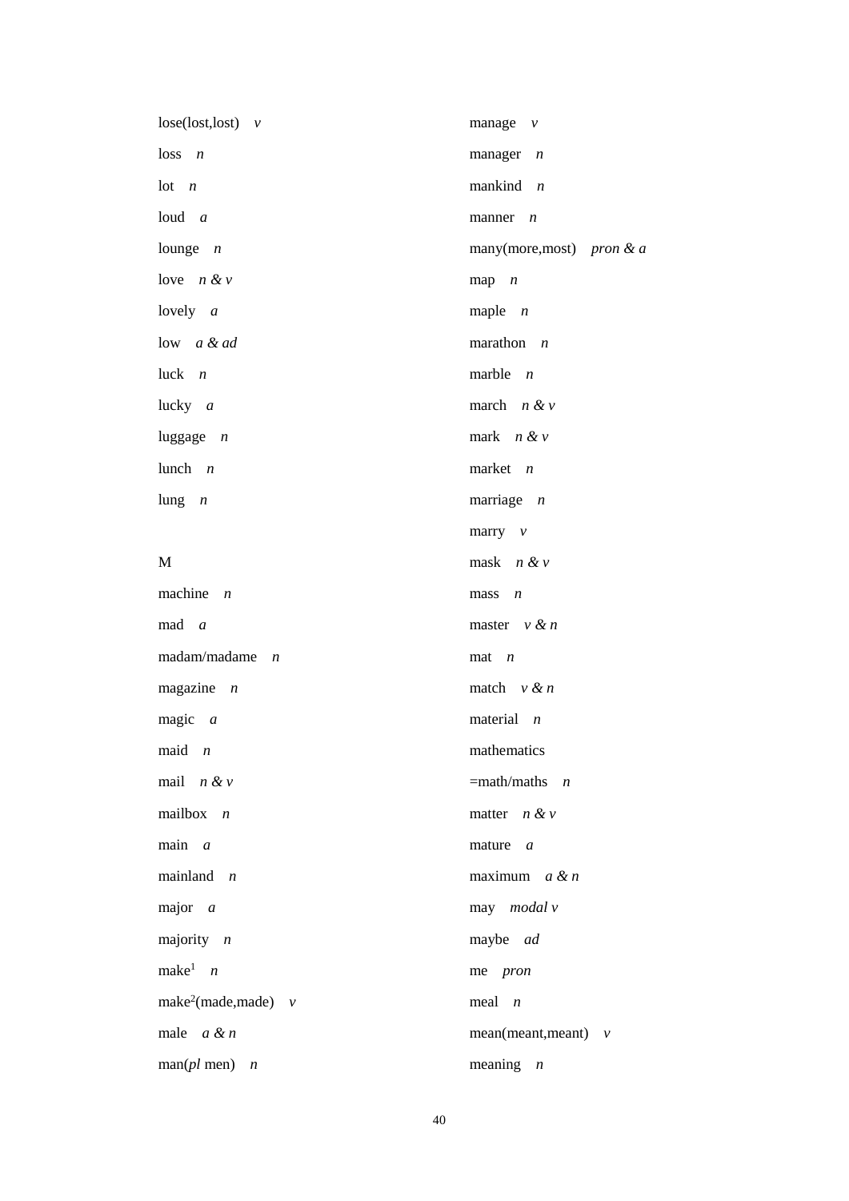lose(lost,lost) *v*

loss *n*

lot *n*

loud *a*

lounge *n*

love *n & v*

lovely *a*

low *a & ad*

luck *n*

lucky *a*

luggage *n*

lunch *n*

lung *n*

M

machine *n*

mad *a*

madam/madame *n*

magazine *n*

magic *a*

maid *n*

mail *n & v*

mailbox *n*

main *a*

mainland *n*

major *a*

majority *n*

make[1] *n*

make[2](made,made) *v*

male *a & n*

man(*pl* men) *n*

manage *v*

manager *n*

mankind *n*

manner *n*

many(more,most) *pron & a*

map *n*

maple *n*

marathon *n*

marble *n*

march *n & v*

mark *n & v*

market *n*

marriage *n*

marry *v*

mask *n & v*

mass *n*

master *v & n*

mat *n*

match *v & n*

material *n*

mathematics
=math/maths *n*

matter *n & v*

mature *a*

maximum *a & n*

may *modal v*

maybe *ad*

me *pron*

meal *n*

mean(meant,meant) *v*

meaning *n*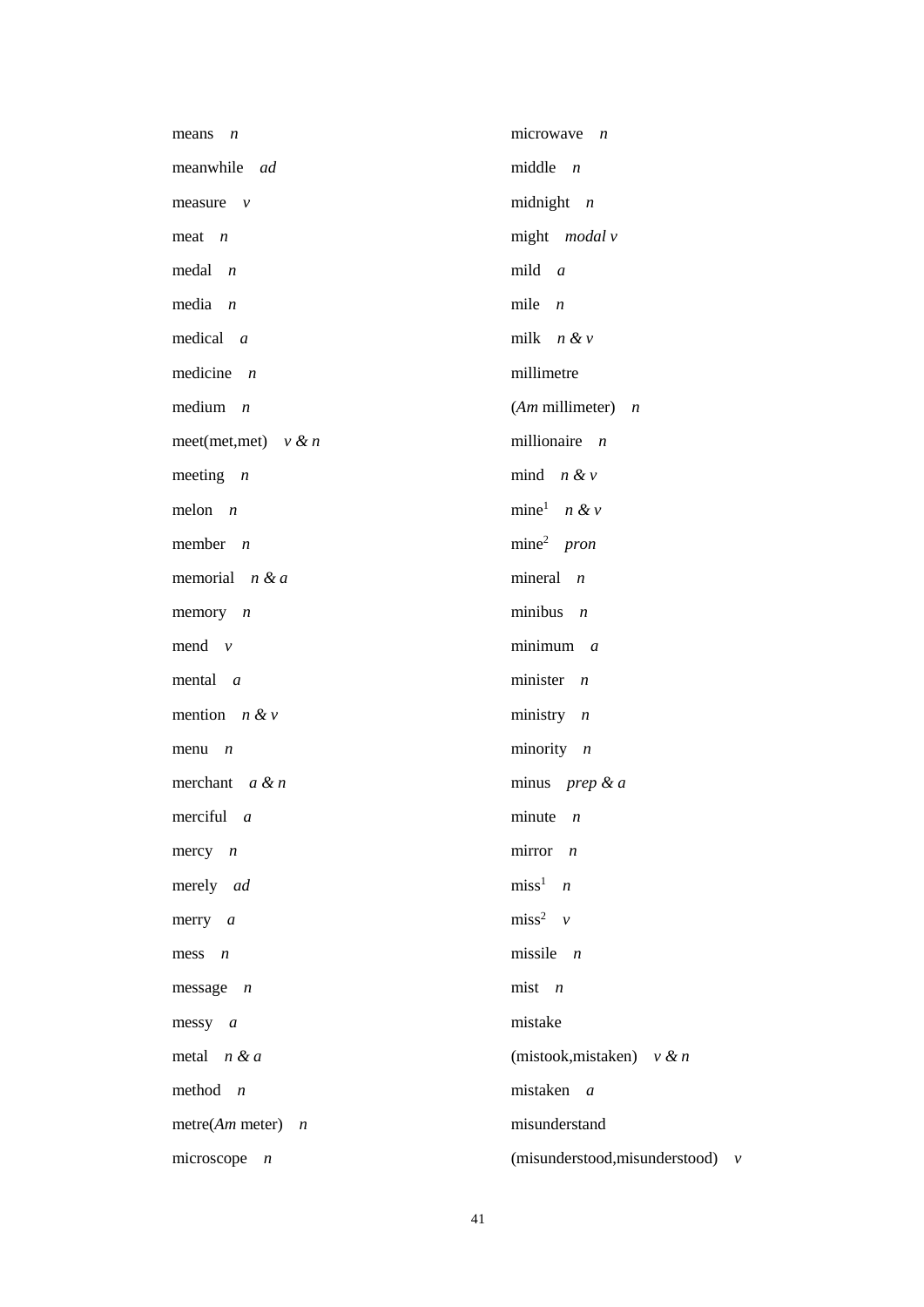means *n*

meanwhile *ad*

measure *v*

meat *n*

medal *n*

media *n*

medical *a*

medicine *n*

medium *n*

meet(met,met) *v & n*

meeting *n*

melon *n*

member *n*

memorial *n & a*

memory *n*

mend *v*

mental *a*

mention *n & v*

menu *n*

merchant *a & n*

merciful *a*

mercy *n*

merely *ad*

merry *a*

mess *n*

message *n*

messy *a*

metal *n & a*

method *n*

metre(*Am* meter) *n*

microscope *n*

microwave *n*

middle *n*

midnight *n*

might *modal v*

mild *a*

mile *n*

milk *n & v*

millimetre

(*Am* millimeter) *n*

millionaire *n*

mind *n & v*

mine[1] *n & v*

mine[2] *pron*

mineral *n*

minibus *n*

minimum *a*

minister *n*

ministry *n*

minority *n*

minus *prep & a*

minute *n*

mirror *n*

miss[1] *n*

miss[2] *v*

missile *n*

mist *n*

mistake

(mistook,mistaken) *v & n*

mistaken *a*

misunderstand

(misunderstood,misunderstood) *v*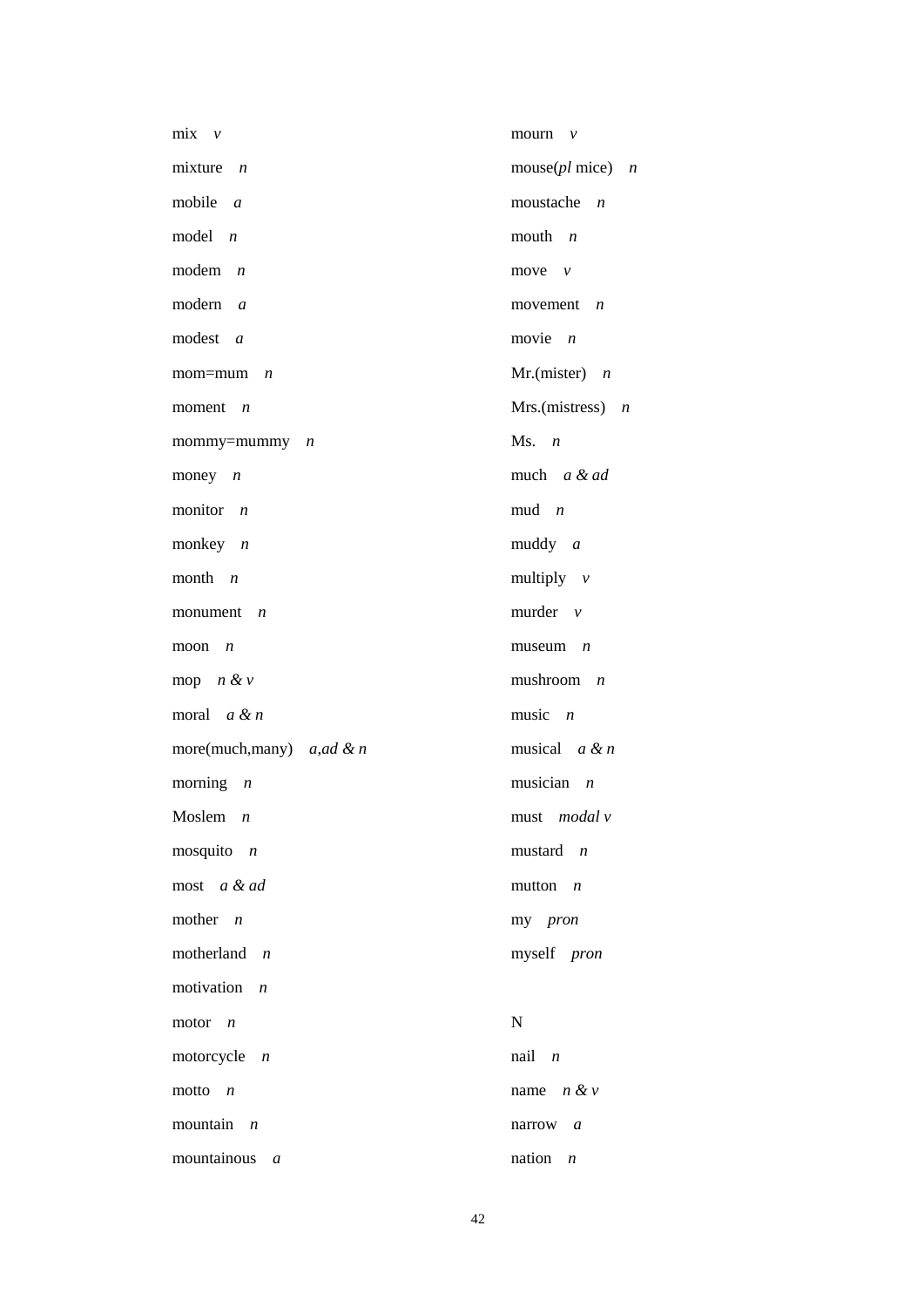mix *v*

mixture *n*

mobile *a*

model *n*

modem *n*

modern *a*

modest *a*

mom=mum *n*

moment *n*

mommy=mummy *n*

money *n*

monitor *n*

monkey *n*

month *n*

monument *n*

moon *n*

mop *n & v*

moral *a & n*

more(much,many) *a,ad & n*

morning *n*

Moslem *n*

mosquito *n*

most *a & ad*

mother *n*

motherland *n*

motivation *n*

motor *n*

motorcycle *n*

motto *n*

mountain *n*

mountainous *a*

mourn *v*

mouse(*pl* mice) *n*

moustache *n*

mouth *n*

move *v*

movement *n*

movie *n*

Mr.(mister) *n*

Mrs.(mistress) *n*

Ms. *n*

much *a & ad*

mud *n*

muddy *a*

multiply *v*

murder *v*

museum *n*

mushroom *n*

music *n*

musical *a & n*

musician *n*

must *modal v*

mustard *n*

mutton *n*

my *pron*

myself *pron*

N

nail *n*

name *n & v*

narrow *a*

nation *n*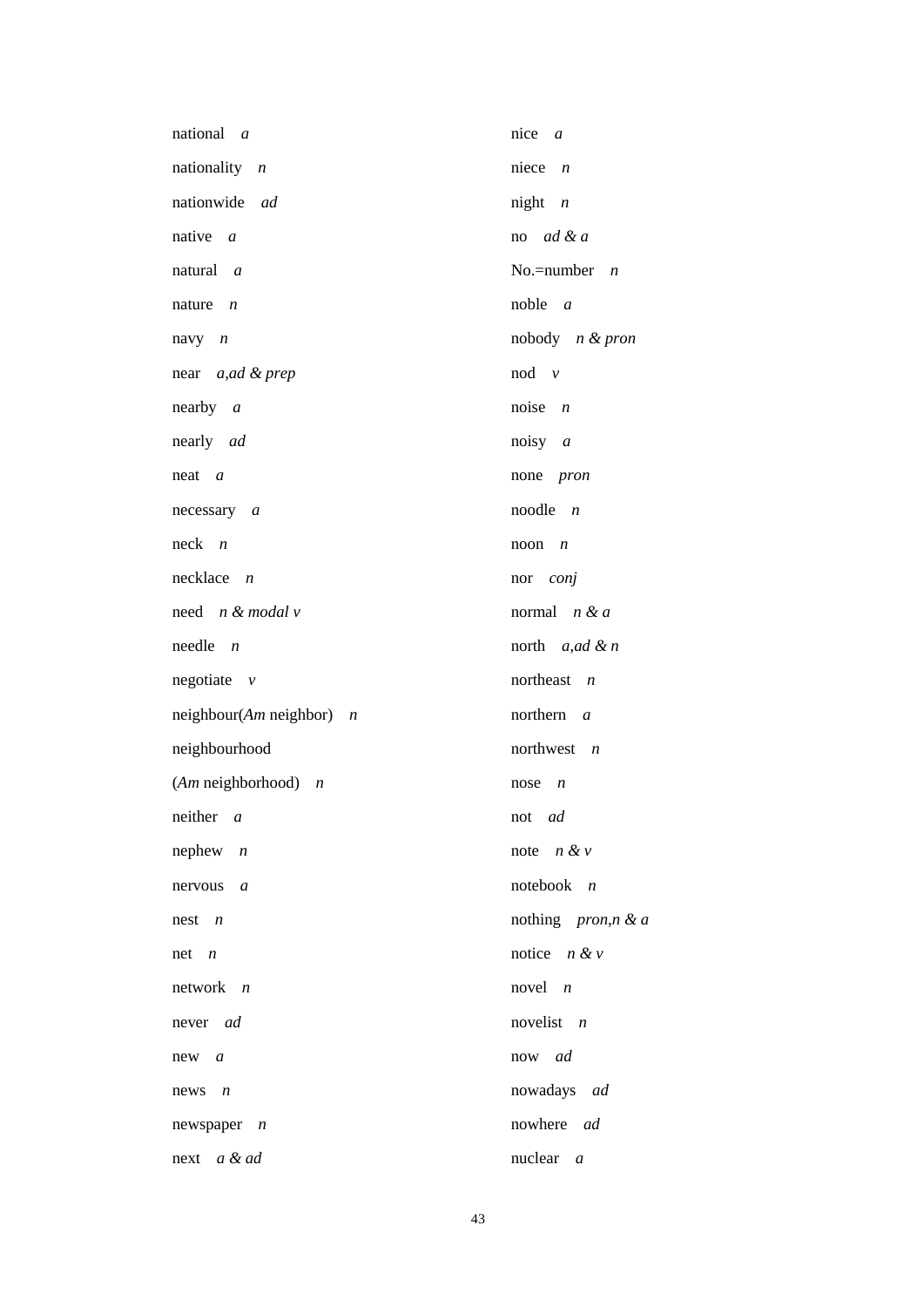national *a*

nationality *n*

nationwide *ad*

native *a*

natural *a*

nature *n*

navy *n*

near *a,ad & prep*

nearby *a*

nearly *ad*

neat *a*

necessary *a*

neck *n*

necklace *n*

need *n & modal v*

needle *n*

negotiate *v*

neighbour(*Am* neighbor) *n*

neighbourhood (*Am* neighborhood) *n*

neither *a*

nephew *n*

nervous *a*

nest *n*

net *n*

network *n*

never *ad*

new *a*

news *n*

newspaper *n*

next *a & ad*

nice *a*

niece *n*

night *n*

no *ad & a*

No.=number *n*

noble *a*

nobody *n & pron*

nod *v*

noise *n*

noisy *a*

none *pron*

noodle *n*

noon *n*

nor *conj*

normal *n & a*

north *a,ad & n*

northeast *n*

northern *a*

northwest *n*

nose *n*

not *ad*

note *n & v*

notebook *n*

nothing *pron,n & a*

notice *n & v*

novel *n*

novelist *n*

now *ad*

nowadays *ad*

nowhere *ad*

nuclear *a*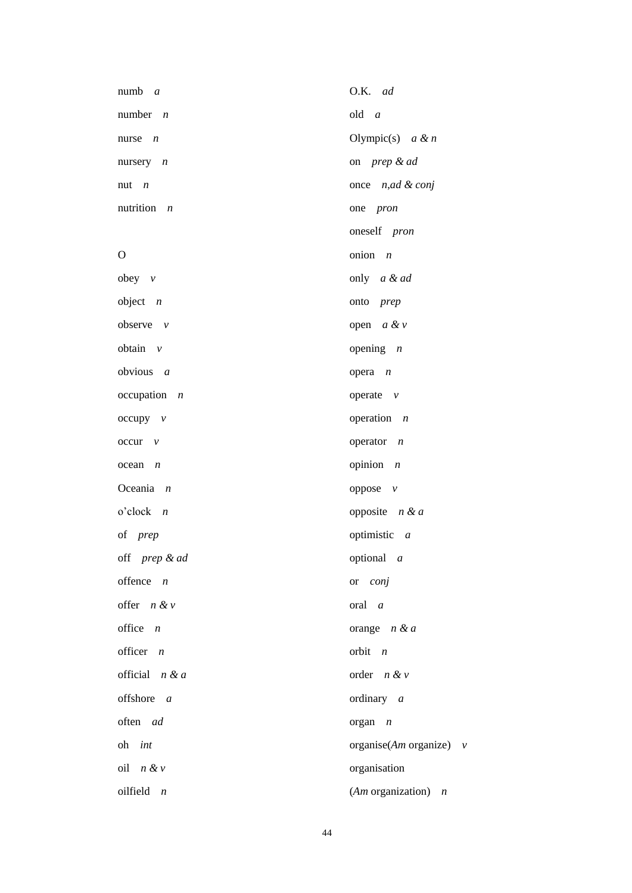numb *a*

number *n*

nurse *n*

nursery *n*

nut *n*

nutrition *n*

O

obey *v*

object *n*

observe *v*

obtain *v*

obvious *a*

occupation *n*

occupy *v*

occur *v*

ocean *n*

Oceania *n*

o'clock *n*

of *prep*

off *prep & ad*

offence *n*

offer *n & v*

office *n*

officer *n*

official *n & a*

offshore *a*

often *ad*

oh *int*

oil *n & v*

oilfield *n*

O.K. *ad*

old *a*

Olympic(s) *a & n*

on *prep & ad*

once *n,ad & conj*

one *pron*

oneself *pron*

onion *n*

only *a & ad*

onto *prep*

open *a & v*

opening *n*

opera *n*

operate *v*

operation *n*

operator *n*

opinion *n*

oppose *v*

opposite *n & a*

optimistic *a*

optional *a*

or *conj*

oral *a*

orange *n & a*

orbit *n*

order *n & v*

ordinary *a*

organ *n*

organise(*Am* organize) *v*

organisation

(*Am* organization) *n*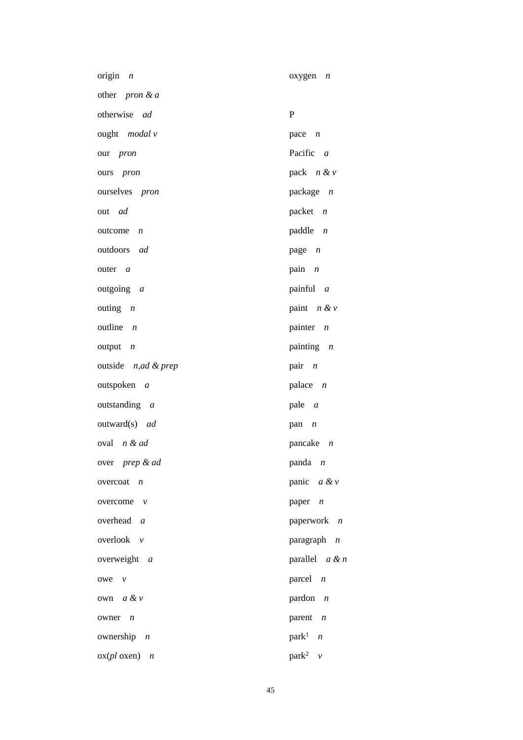origin *n*

other *pron & a*

otherwise *ad*

ought *modal v*

our *pron*

ours *pron*

ourselves *pron*

out *ad*

outcome *n*

outdoors *ad*

outer *a*

outgoing *a*

outing *n*

outline *n*

output *n*

outside *n,ad & prep*

outspoken *a*

outstanding *a*

outward(s) *ad*

oval *n & ad*

over *prep & ad*

overcoat *n*

overcome *v*

overhead *a*

overlook *v*

overweight *a*

owe *v*

own *a & v*

owner *n*

ownership *n*

ox(*pl* oxen) *n*

oxygen *n*

P

pace *n*

Pacific *a*

pack *n & v*

package *n*

packet *n*

paddle *n*

page *n*

pain *n*

painful *a*

paint *n & v*

painter *n*

painting *n*

pair *n*

palace *n*

pale *a*

pan *n*

pancake *n*

panda *n*

panic *a & v*

paper *n*

paperwork *n*

paragraph *n*

parallel *a & n*

parcel *n*

pardon *n*

parent *n*

park[1] *n*

park[2] *v*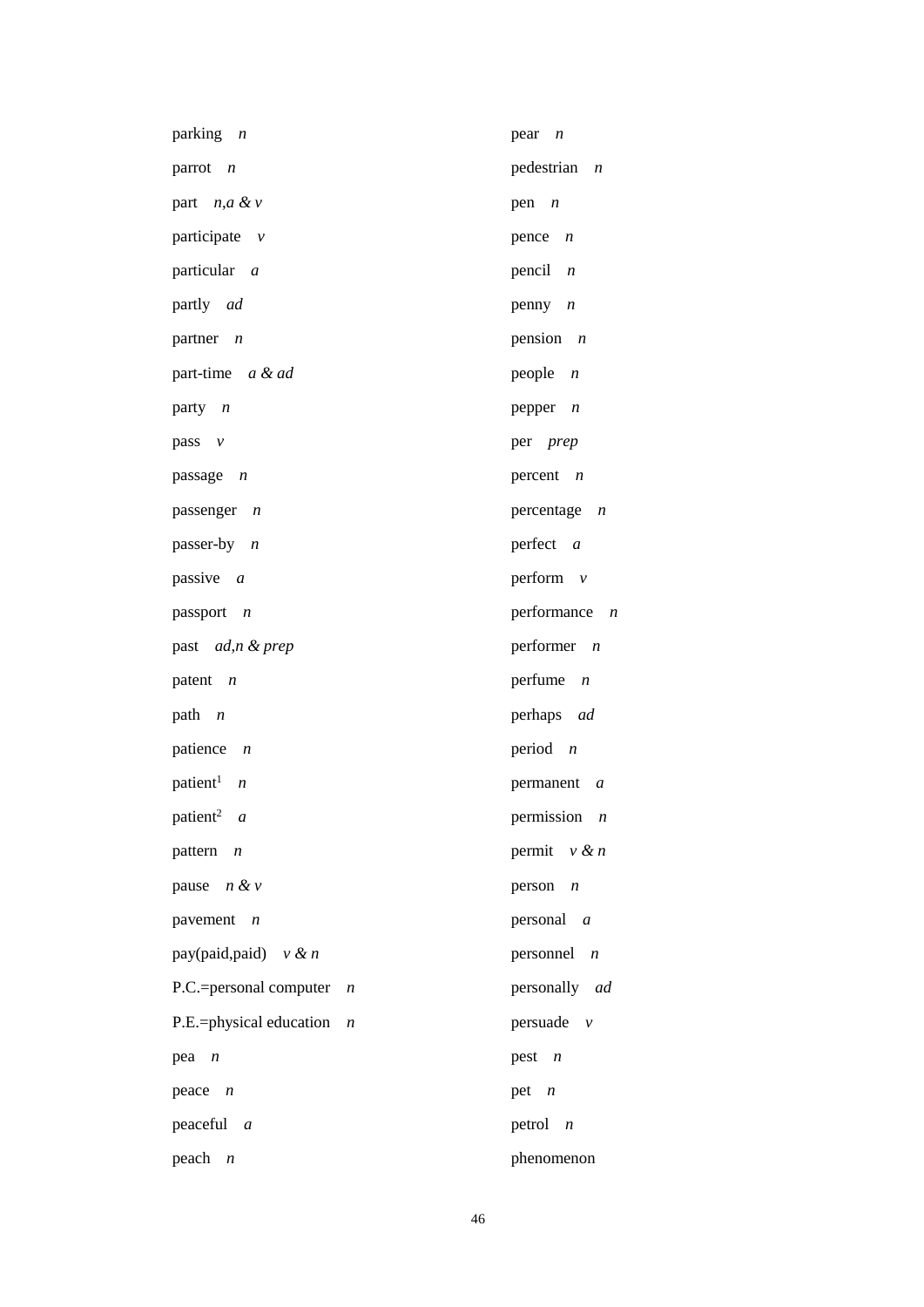parking *n*

parrot *n*

part *n,a & v*

participate *v*

particular *a*

partly *ad*

partner *n*

part-time *a & ad*

party *n*

pass *v*

passage *n*

passenger *n*

passer-by *n*

passive *a*

passport *n*

past *ad,n & prep*

patent *n*

path *n*

patience *n*

patient[1] *n*

patient[2] *a*

pattern *n*

pause *n & v*

pavement *n*

pay(paid,paid) *v & n*

P.C.=personal computer *n*

P.E.=physical education *n*

pea *n*

peace *n*

peaceful *a*

peach *n*

pear *n*

pedestrian *n*

pen *n*

pence *n*

pencil *n*

penny *n*

pension *n*

people *n*

pepper *n*

per *prep*

percent *n*

percentage *n*

perfect *a*

perform *v*

performance *n*

performer *n*

perfume *n*

perhaps *ad*

period *n*

permanent *a*

permission *n*

permit *v & n*

person *n*

personal *a*

personnel *n*

personally *ad*

persuade *v*

pest *n*

pet *n*

petrol *n*

phenomenon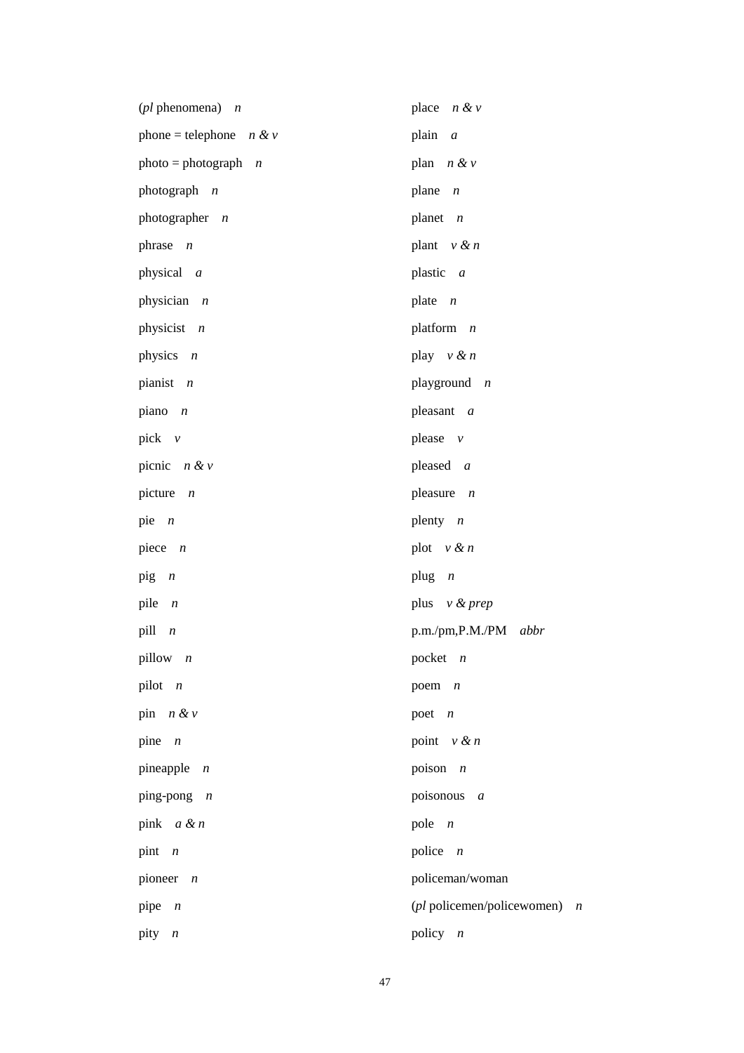(*pl* phenomena) *n*

phone = telephone *n & v*

photo = photograph *n*

photograph *n*

photographer *n*

phrase *n*

physical *a*

physician *n*

physicist *n*

physics *n*

pianist *n*

piano *n*

pick *v*

picnic *n & v*

picture *n*

pie *n*

piece *n*

pig *n*

pile *n*

pill *n*

pillow *n*

pilot *n*

pin *n & v*

pine *n*

pineapple *n*

ping-pong *n*

pink *a & n*

pint *n*

pioneer *n*

pipe *n*

pity *n*

place *n & v*

plain *a*

plan *n & v*

plane *n*

planet *n*

plant *v & n*

plastic *a*

plate *n*

platform *n*

play *v & n*

playground *n*

pleasant *a*

please *v*

pleased *a*

pleasure *n*

plenty *n*

plot *v & n*

plug *n*

plus *v & prep*

p.m./pm,P.M./PM *abbr*

pocket *n*

poem *n*

poet *n*

point *v & n*

poison *n*

poisonous *a*

pole *n*

police *n*

policeman/woman

(*pl* policemen/policewomen) *n*

policy *n*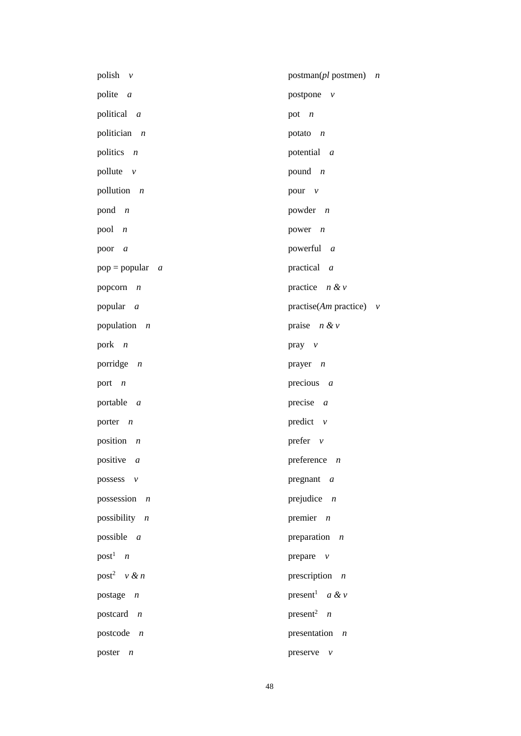polish *v*

polite *a*

political *a*

politician *n*

politics *n*

pollute *v*

pollution *n*

pond *n*

pool *n*

poor *a*

pop = popular *a*

popcorn *n*

popular *a*

population *n*

pork *n*

porridge *n*

port *n*

portable *a*

porter *n*

position *n*

positive *a*

possess *v*

possession *n*

possibility *n*

possible *a*

post[1] *n*

post[2] *v & n*

postage *n*

postcard *n*

postcode *n*

poster *n*

postman(*pl* postmen) *n*

postpone *v*

pot *n*

potato *n*

potential *a*

pound *n*

pour *v*

powder *n*

power *n*

powerful *a*

practical *a*

practice *n & v*

practise(*Am* practice) *v*

praise *n & v*

pray *v*

prayer *n*

precious *a*

precise *a*

predict *v*

prefer *v*

preference *n*

pregnant *a*

prejudice *n*

premier *n*

preparation *n*

prepare *v*

prescription *n*

present[1] *a & v*

present[2] *n*

presentation *n*

preserve *v*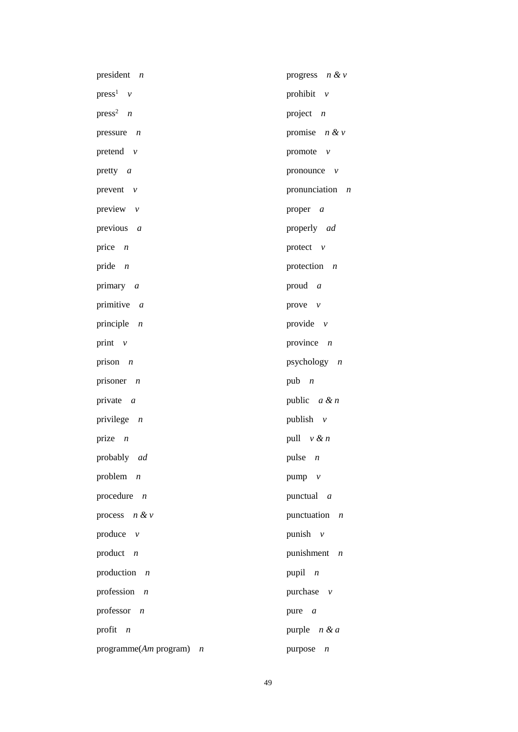president *n*

press[1] *v*

press[2] *n*

pressure *n*

pretend *v*

pretty *a*

prevent *v*

preview *v*

previous *a*

price *n*

pride *n*

primary *a*

primitive *a*

principle *n*

print *v*

prison *n*

prisoner *n*

private *a*

privilege *n*

prize *n*

probably *ad*

problem *n*

procedure *n*

process *n & v*

produce *v*

product *n*

production *n*

profession *n*

professor *n*

profit *n*

programme(*Am* program) *n*

progress *n & v*

prohibit *v*

project *n*

promise *n & v*

promote *v*

pronounce *v*

pronunciation *n*

proper *a*

properly *ad*

protect *v*

protection *n*

proud *a*

prove *v*

provide *v*

province *n*

psychology *n*

pub *n*

public *a & n*

publish *v*

pull *v & n*

pulse *n*

pump *v*

punctual *a*

punctuation *n*

punish *v*

punishment *n*

pupil *n*

purchase *v*

pure *a*

purple *n & a*

purpose *n*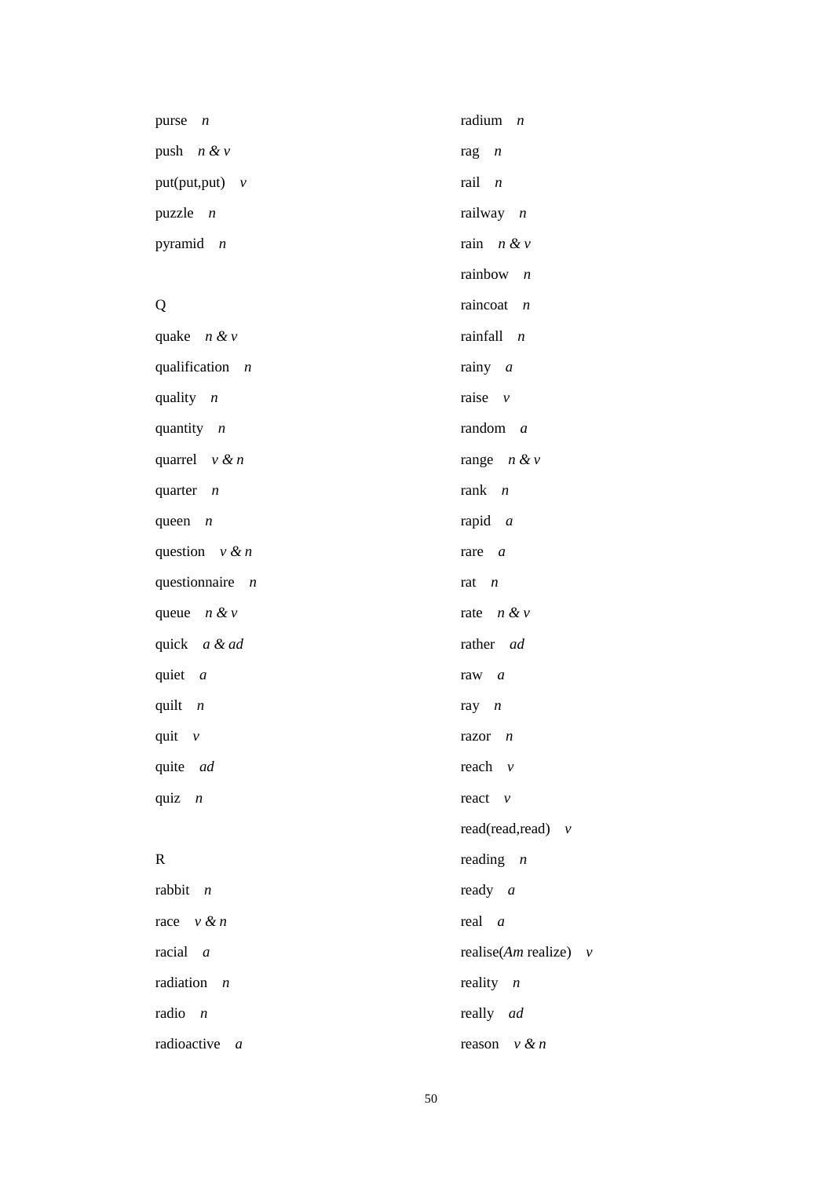purse *n*

push *n & v*

put(put,put) *v*

puzzle *n*

pyramid *n*

Q

quake *n & v*

qualification *n*

quality *n*

quantity *n*

quarrel *v & n*

quarter *n*

queen *n*

question *v & n*

questionnaire *n*

queue *n & v*

quick *a & ad*

quiet *a*

quilt *n*

quit *v*

quite *ad*

quiz *n*

R

rabbit *n*

race *v & n*

racial *a*

radiation *n*

radio *n*

radioactive *a*

radium *n*

rag *n*

rail *n*

railway *n*

rain *n & v*

rainbow *n*

raincoat *n*

rainfall *n*

rainy *a*

raise *v*

random *a*

range *n & v*

rank *n*

rapid *a*

rare *a*

rat *n*

rate *n & v*

rather *ad*

raw *a*

ray *n*

razor *n*

reach *v*

react *v*

read(read,read) *v*

reading *n*

ready *a*

real *a*

realise(*Am* realize) *v*

reality *n*

really *ad*

reason *v & n*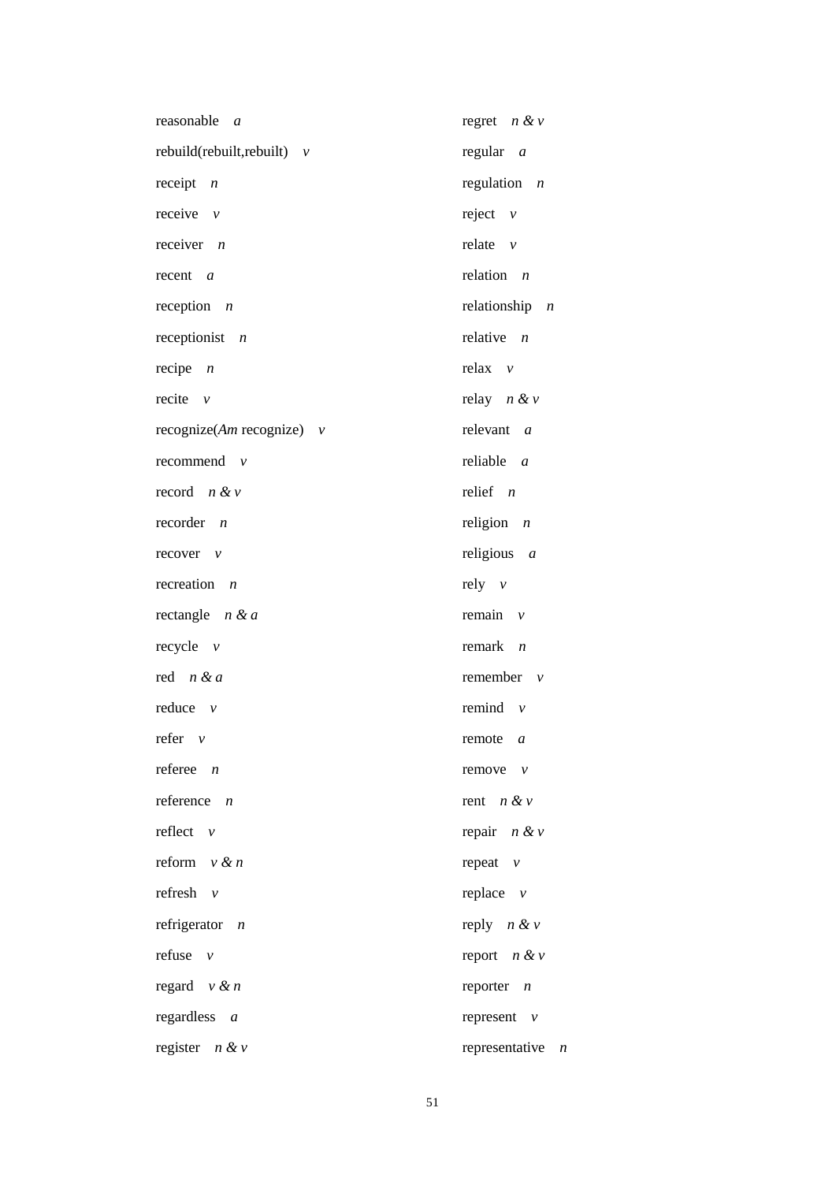reasonable *a*

rebuild(rebuilt,rebuilt) *v*

receipt *n*

receive *v*

receiver *n*

recent *a*

reception *n*

receptionist *n*

recipe *n*

recite *v*

recognize(*Am* recognize) *v*

recommend *v*

record *n & v*

recorder *n*

recover *v*

recreation *n*

rectangle *n & a*

recycle *v*

red *n & a*

reduce *v*

refer *v*

referee *n*

reference *n*

reflect *v*

reform *v & n*

refresh *v*

refrigerator *n*

refuse *v*

regard *v & n*

regardless *a*

register *n & v*

regret *n & v*

regular *a*

regulation *n*

reject *v*

relate *v*

relation *n*

relationship *n*

relative *n*

relax *v*

relay *n & v*

relevant *a*

reliable *a*

relief *n*

religion *n*

religious *a*

rely *v*

remain *v*

remark *n*

remember *v*

remind *v*

remote *a*

remove *v*

rent *n & v*

repair *n & v*

repeat *v*

replace *v*

reply *n & v*

report *n & v*

reporter *n*

represent *v*

representative *n*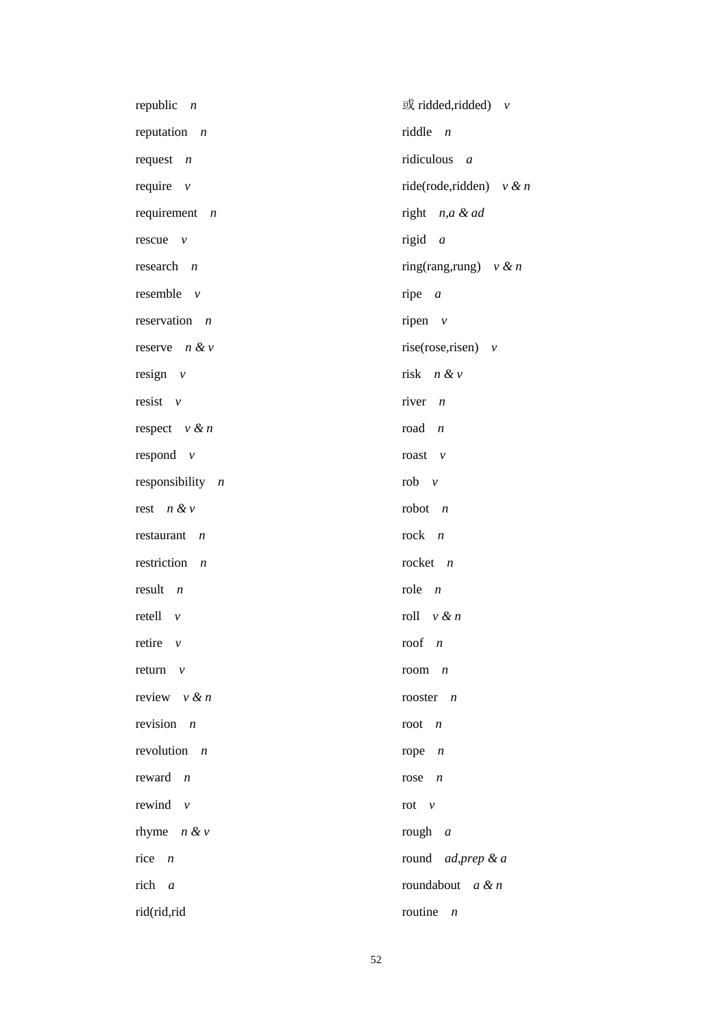republic *n*

reputation *n*

request *n*

require *v*

requirement *n*

rescue *v*

research *n*

resemble *v*

reservation *n*

reserve *n & v*

resign *v*

resist *v*

respect *v & n*

respond *v*

responsibility *n*

rest *n & v*

restaurant *n*

restriction *n*

result *n*

retell *v*

retire *v*

return *v*

review *v & n*

revision *n*

revolution *n*

reward *n*

rewind *v*

rhyme *n & v*

rice *n*

rich *a*

rid(rid,rid 或 ridded,ridded) *v*

riddle *n*

ridiculous *a*

ride(rode,ridden) *v & n*

right *n,a & ad*

rigid *a*

ring(rang,rung) *v & n*

ripe *a*

ripen *v*

rise(rose,risen) *v*

risk *n & v*

river *n*

road *n*

roast *v*

rob *v*

robot *n*

rock *n*

rocket *n*

role *n*

roll *v & n*

roof *n*

room *n*

rooster *n*

root *n*

rope *n*

rose *n*

rot *v*

rough *a*

round *ad,prep & a*

roundabout *a & n*

routine *n*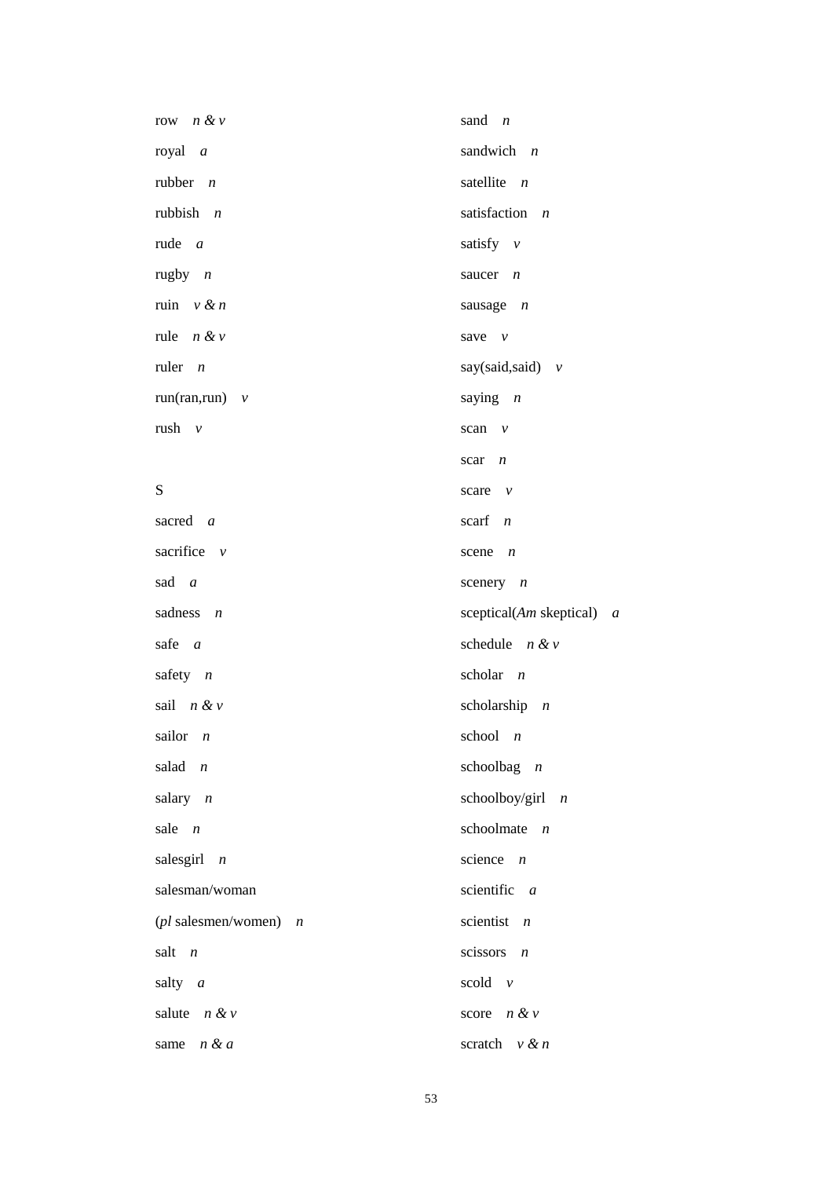row *n & v*

royal *a*

rubber *n*

rubbish *n*

rude *a*

rugby *n*

ruin *v & n*

rule *n & v*

ruler *n*

run(ran,run) *v*

rush *v*

S

sacred *a*

sacrifice *v*

sad *a*

sadness *n*

safe *a*

safety *n*

sail *n & v*

sailor *n*

salad *n*

salary *n*

sale *n*

salesgirl *n*

salesman/woman

(*pl* salesmen/women) *n*

salt *n*

salty *a*

salute *n & v*

same *n & a*

sand *n*

sandwich *n*

satellite *n*

satisfaction *n*

satisfy *v*

saucer *n*

sausage *n*

save *v*

say(said,said) *v*

saying *n*

scan *v*

scar *n*

scare *v*

scarf *n*

scene *n*

scenery *n*

sceptical(*Am* skeptical) *a*

schedule *n & v*

scholar *n*

scholarship *n*

school *n*

schoolbag *n*

schoolboy/girl *n*

schoolmate *n*

science *n*

scientific *a*

scientist *n*

scissors *n*

scold *v*

score *n & v*

scratch *v & n*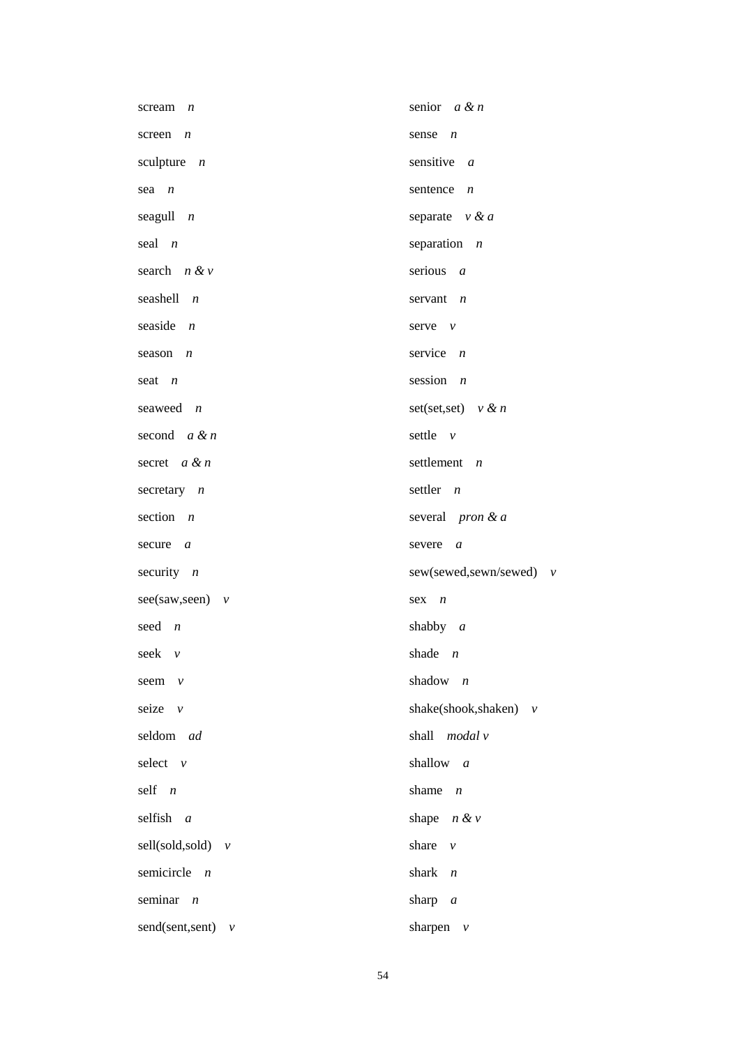scream *n*

screen *n*

sculpture *n*

sea *n*

seagull *n*

seal *n*

search *n & v*

seashell *n*

seaside *n*

season *n*

seat *n*

seaweed *n*

second *a & n*

secret *a & n*

secretary *n*

section *n*

secure *a*

security *n*

see(saw,seen) *v*

seed *n*

seek *v*

seem *v*

seize *v*

seldom *ad*

select *v*

self *n*

selfish *a*

sell(sold,sold) *v*

semicircle *n*

seminar *n*

send(sent,sent) *v*

senior *a & n*

sense *n*

sensitive *a*

sentence *n*

separate *v & a*

separation *n*

serious *a*

servant *n*

serve *v*

service *n*

session *n*

set(set,set) *v & n*

settle *v*

settlement *n*

settler *n*

several *pron & a*

severe *a*

sew(sewed,sewn/sewed) *v*

sex *n*

shabby *a*

shade *n*

shadow *n*

shake(shook,shaken) *v*

shall *modal v*

shallow *a*

shame *n*

shape *n & v*

share *v*

shark *n*

sharp *a*

sharpen *v*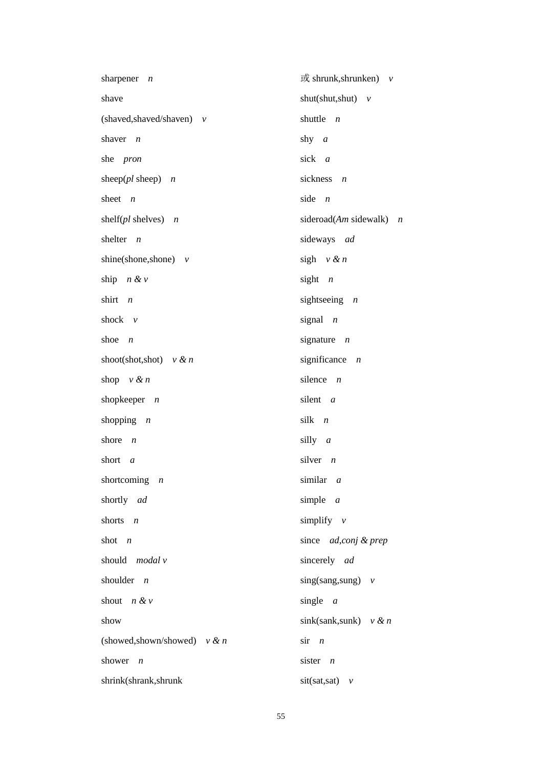sharpener *n*

shave

(shaved,shaved/shaven) *v*

shaver *n*

she *pron*

sheep(*pl* sheep) *n*

sheet *n*

shelf(*pl* shelves) *n*

shelter *n*

shine(shone,shone) *v*

ship *n & v*

shirt *n*

shock *v*

shoe *n*

shoot(shot,shot) *v & n*

shop *v & n*

shopkeeper *n*

shopping *n*

shore *n*

short *a*

shortcoming *n*

shortly *ad*

shorts *n*

shot *n*

should *modal v*

shoulder *n*

shout *n & v*

show

(showed,shown/showed) *v & n*

shower *n*

shrink(shrank,shrunk

或 shrunk,shrunken) *v*

shut(shut,shut) *v*

shuttle *n*

shy *a*

sick *a*

sickness *n*

side *n*

sideroad(*Am* sidewalk) *n*

sideways *ad*

sigh *v & n*

sight *n*

sightseeing *n*

signal *n*

signature *n*

significance *n*

silence *n*

silent *a*

silk *n*

silly *a*

silver *n*

similar *a*

simple *a*

simplify *v*

since *ad,conj & prep*

sincerely *ad*

sing(sang,sung) *v*

single *a*

sink(sank,sunk) *v & n*

sir *n*

sister *n*

sit(sat,sat) *v*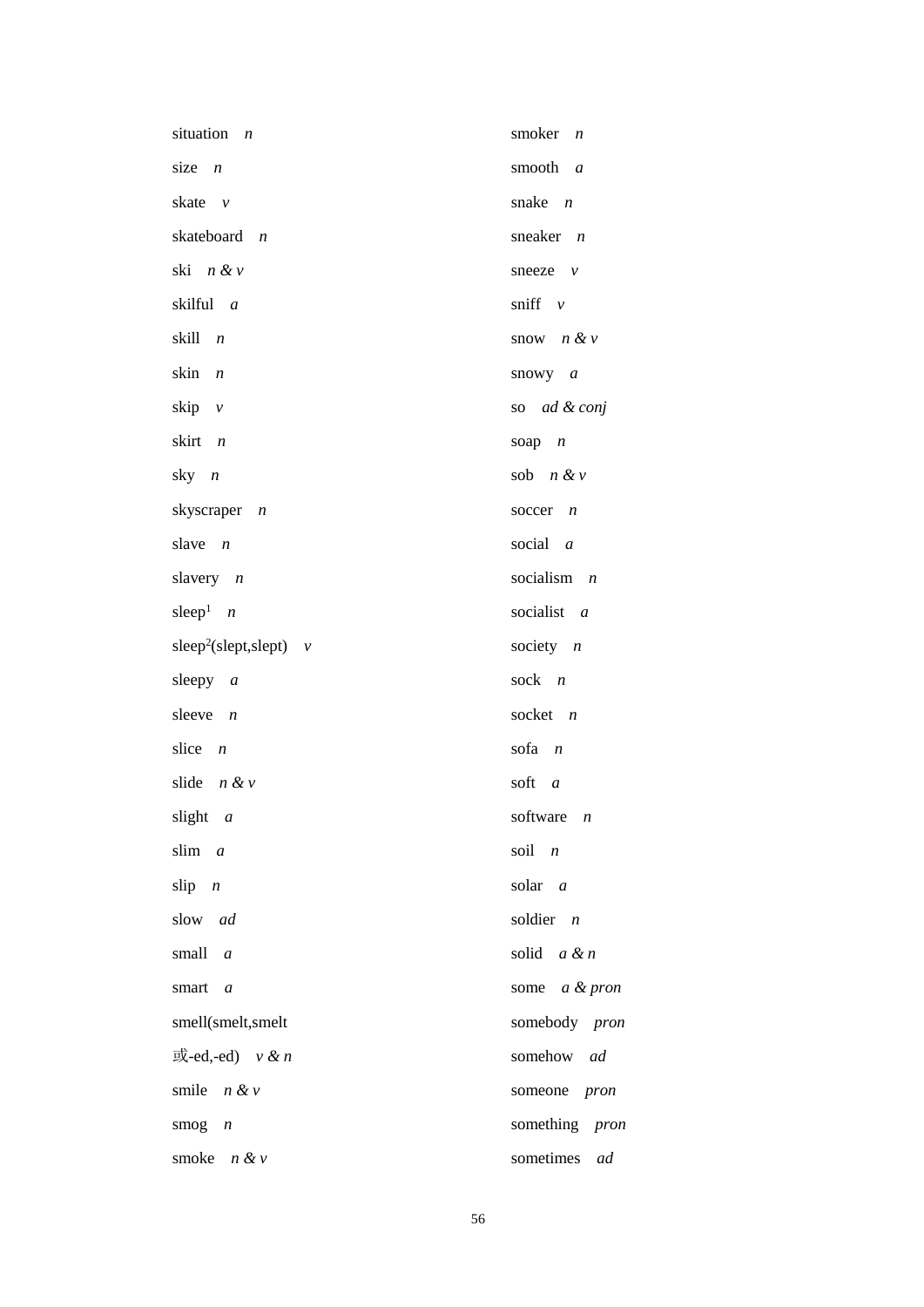situation *n*

size *n*

skate *v*

skateboard *n*

ski *n & v*

skilful *a*

skill *n*

skin *n*

skip *v*

skirt *n*

sky *n*

skyscraper *n*

slave *n*

slavery *n*

sleep[1] *n*

sleep[2](slept,slept) *v*

sleepy *a*

sleeve *n*

slice *n*

slide *n & v*

slight *a*

slim *a*

slip *n*

slow *ad*

small *a*

smart *a*

smell(smelt,smelt 或-ed,-ed) *v & n*

smile *n & v*

smog *n*

smoke *n & v*

smoker *n*

smooth *a*

snake *n*

sneaker *n*

sneeze *v*

sniff *v*

snow *n & v*

snowy *a*

so *ad & conj*

soap *n*

sob *n & v*

soccer *n*

social *a*

socialism *n*

socialist *a*

society *n*

sock *n*

socket *n*

sofa *n*

soft *a*

software *n*

soil *n*

solar *a*

soldier *n*

solid *a & n*

some *a & pron*

somebody *pron*

somehow *ad*

someone *pron*

something *pron*

sometimes *ad*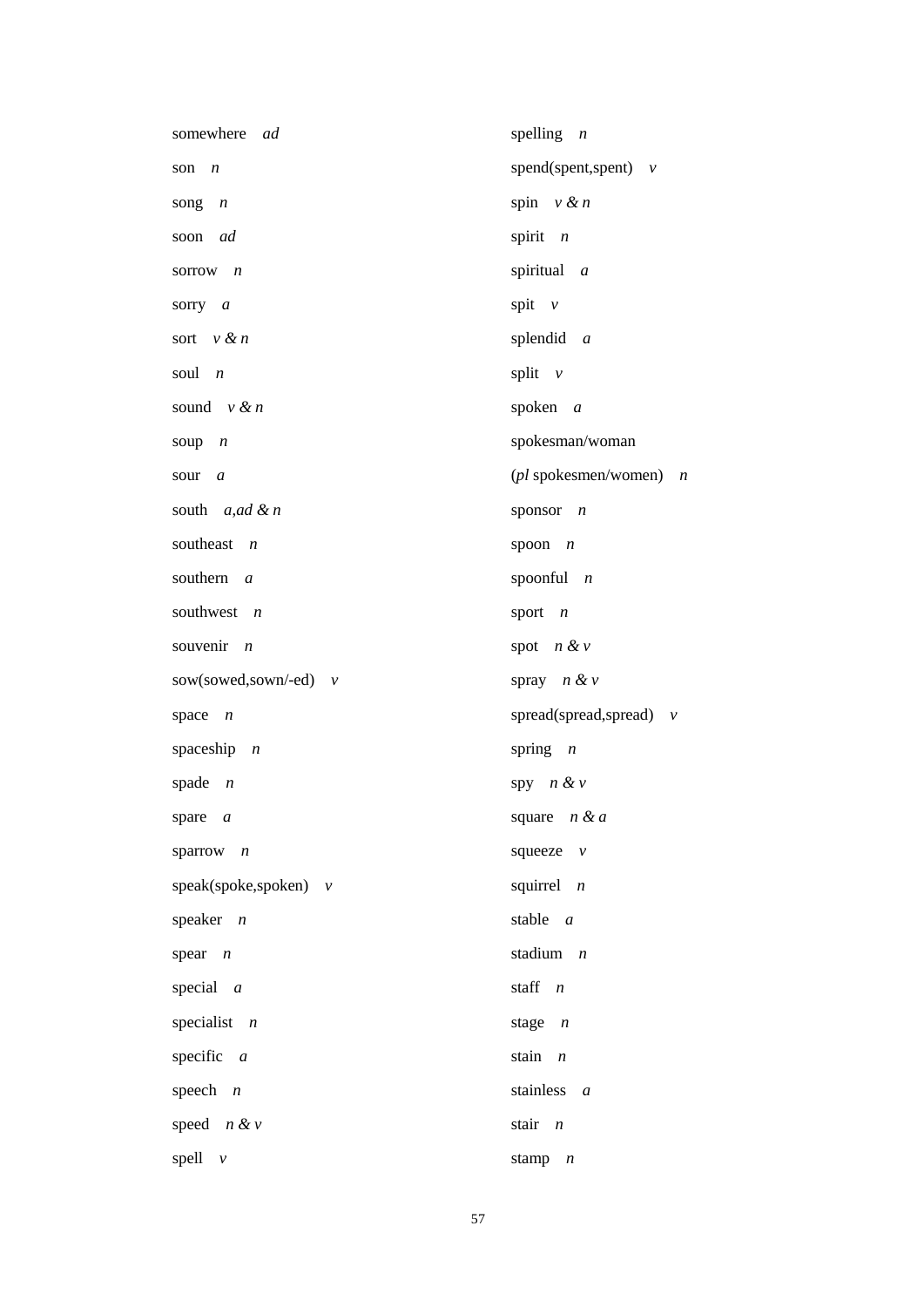somewhere *ad*

son *n*

song *n*

soon *ad*

sorrow *n*

sorry *a*

sort *v & n*

soul *n*

sound *v & n*

soup *n*

sour *a*

south *a,ad & n*

southeast *n*

southern *a*

southwest *n*

souvenir *n*

sow(sowed,sown/-ed) *v*

space *n*

spaceship *n*

spade *n*

spare *a*

sparrow *n*

speak(spoke,spoken) *v*

speaker *n*

spear *n*

special *a*

specialist *n*

specific *a*

speech *n*

speed *n & v*

spell *v*

spelling *n*

spend(spent,spent) *v*

spin *v & n*

spirit *n*

spiritual *a*

spit *v*

splendid *a*

split *v*

spoken *a*

spokesman/woman
(*pl* spokesmen/women) *n*

sponsor *n*

spoon *n*

spoonful *n*

sport *n*

spot *n & v*

spray *n & v*

spread(spread,spread) *v*

spring *n*

spy *n & v*

square *n & a*

squeeze *v*

squirrel *n*

stable *a*

stadium *n*

staff *n*

stage *n*

stain *n*

stainless *a*

stair *n*

stamp *n*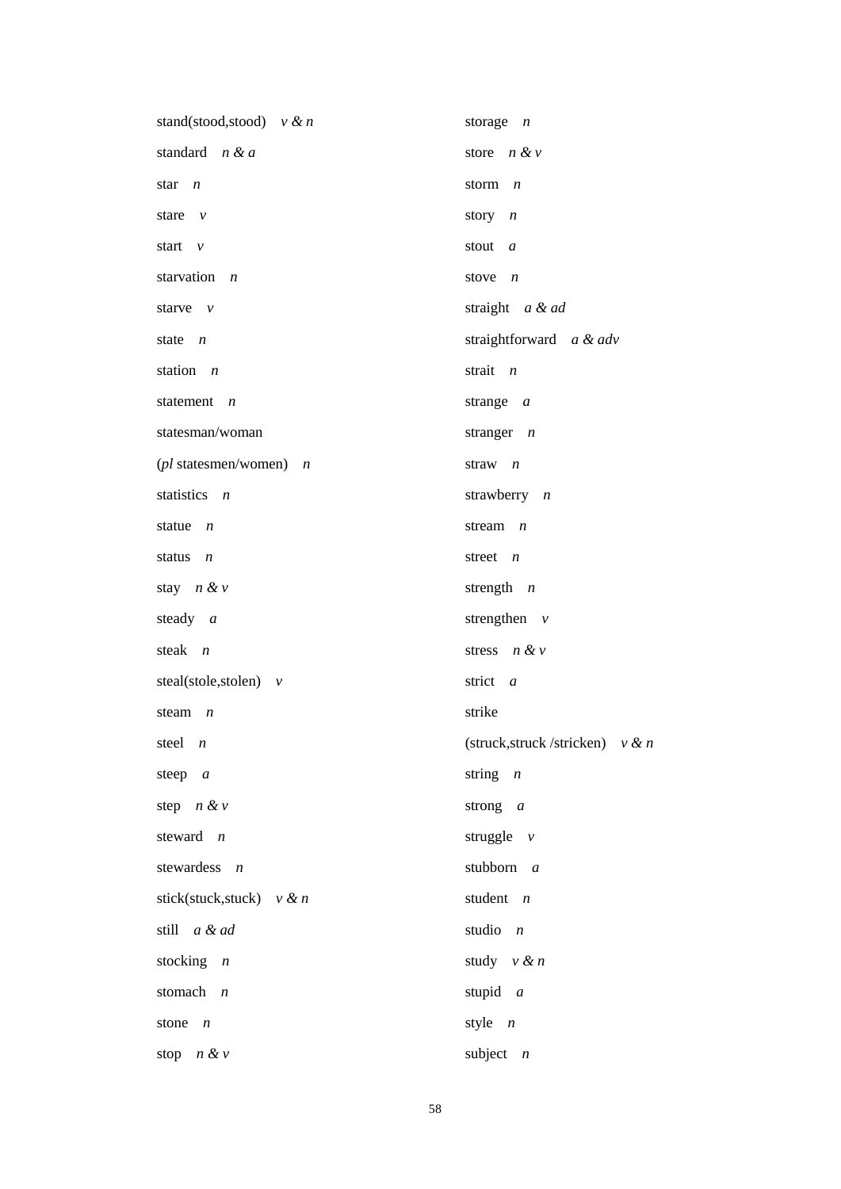stand(stood,stood)　*v & n*

standard　*n & a*

star　*n*

stare　*v*

start　*v*

starvation　*n*

starve　*v*

state　*n*

station　*n*

statement　*n*

statesman/woman

(*pl* statesmen/women)　*n*

statistics　*n*

statue　*n*

status　*n*

stay　*n & v*

steady　*a*

steak　*n*

steal(stole,stolen)　*v*

steam　*n*

steel　*n*

steep　*a*

step　*n & v*

steward　*n*

stewardess　*n*

stick(stuck,stuck)　*v & n*

still　*a & ad*

stocking　*n*

stomach　*n*

stone　*n*

stop　*n & v*

storage　*n*

store　*n & v*

storm　*n*

story　*n*

stout　*a*

stove　*n*

straight　*a & ad*

straightforward　*a & adv*

strait　*n*

strange　*a*

stranger　*n*

straw　*n*

strawberry　*n*

stream　*n*

street　*n*

strength　*n*

strengthen　*v*

stress　*n & v*

strict　*a*

strike

(struck,struck /stricken)　*v & n*

string　*n*

strong　*a*

struggle　*v*

stubborn　*a*

student　*n*

studio　*n*

study　*v & n*

stupid　*a*

style　*n*

subject　*n*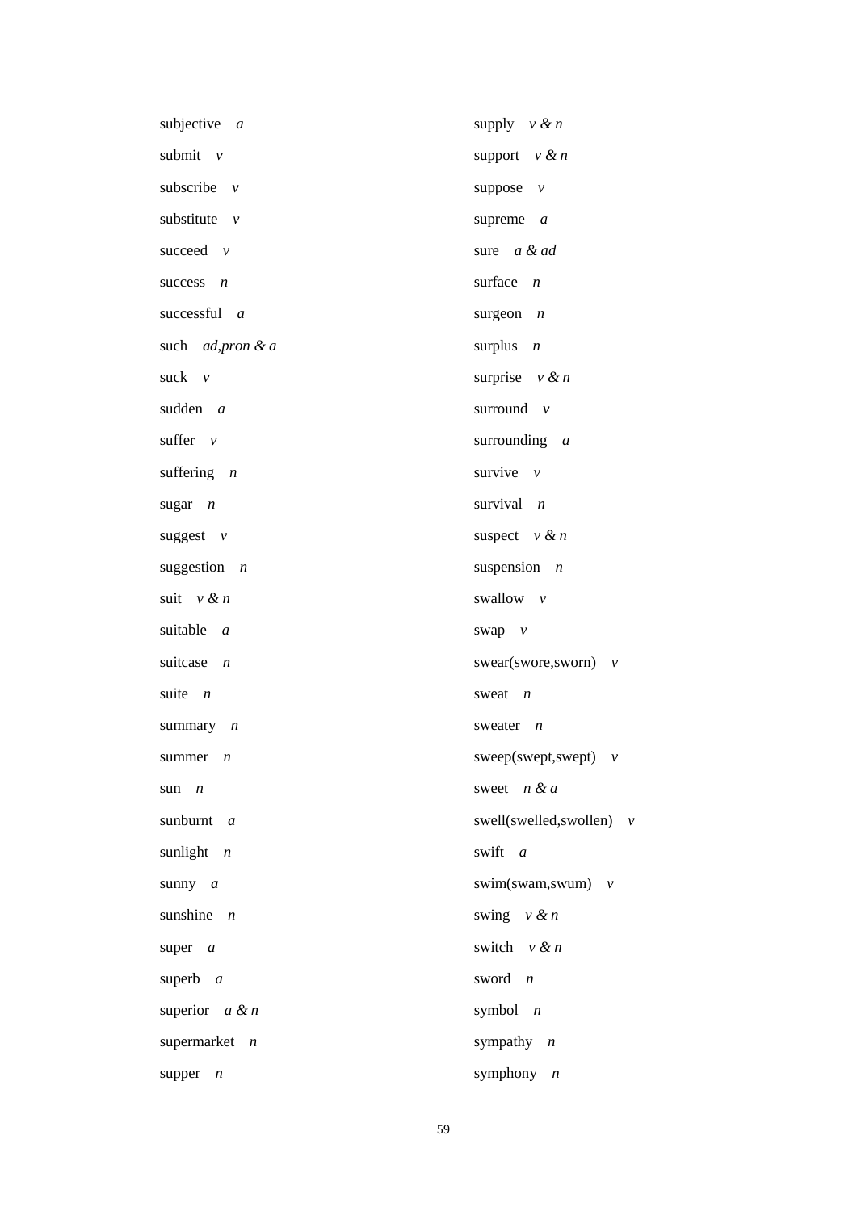subjective *a*

submit *v*

subscribe *v*

substitute *v*

succeed *v*

success *n*

successful *a*

such *ad,pron & a*

suck *v*

sudden *a*

suffer *v*

suffering *n*

sugar *n*

suggest *v*

suggestion *n*

suit *v & n*

suitable *a*

suitcase *n*

suite *n*

summary *n*

summer *n*

sun *n*

sunburnt *a*

sunlight *n*

sunny *a*

sunshine *n*

super *a*

superb *a*

superior *a & n*

supermarket *n*

supper *n*

supply *v & n*

support *v & n*

suppose *v*

supreme *a*

sure *a & ad*

surface *n*

surgeon *n*

surplus *n*

surprise *v & n*

surround *v*

surrounding *a*

survive *v*

survival *n*

suspect *v & n*

suspension *n*

swallow *v*

swap *v*

swear(swore,sworn) *v*

sweat *n*

sweater *n*

sweep(swept,swept) *v*

sweet *n & a*

swell(swelled,swollen) *v*

swift *a*

swim(swam,swum) *v*

swing *v & n*

switch *v & n*

sword *n*

symbol *n*

sympathy *n*

symphony *n*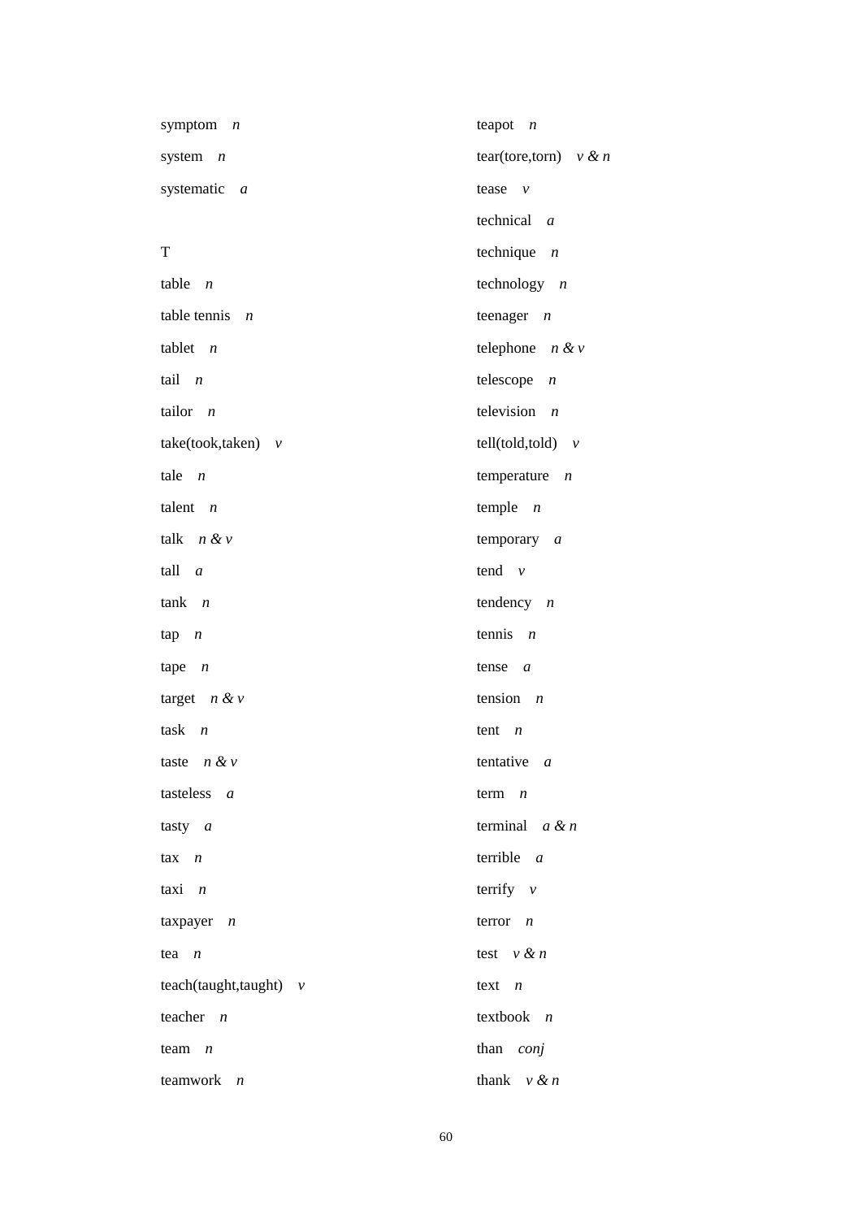symptom *n*

system *n*

systematic *a*

T

table *n*

table tennis *n*

tablet *n*

tail *n*

tailor *n*

take(took,taken) *v*

tale *n*

talent *n*

talk *n & v*

tall *a*

tank *n*

tap *n*

tape *n*

target *n & v*

task *n*

taste *n & v*

tasteless *a*

tasty *a*

tax *n*

taxi *n*

taxpayer *n*

tea *n*

teach(taught,taught) *v*

teacher *n*

team *n*

teamwork *n*

teapot *n*

tear(tore,torn) *v & n*

tease *v*

technical *a*

technique *n*

technology *n*

teenager *n*

telephone *n & v*

telescope *n*

television *n*

tell(told,told) *v*

temperature *n*

temple *n*

temporary *a*

tend *v*

tendency *n*

tennis *n*

tense *a*

tension *n*

tent *n*

tentative *a*

term *n*

terminal *a & n*

terrible *a*

terrify *v*

terror *n*

test *v & n*

text *n*

textbook *n*

than *conj*

thank *v & n*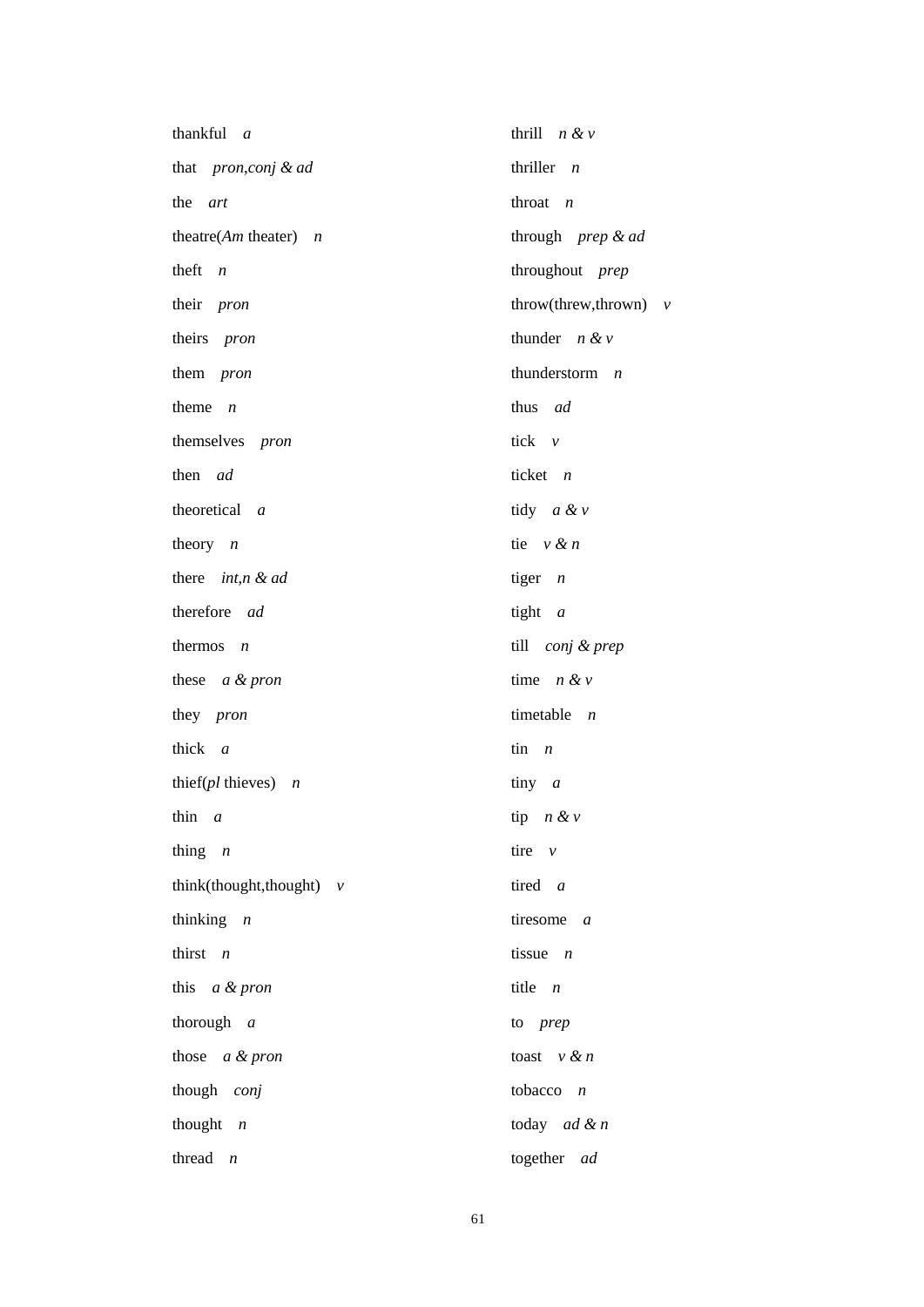thankful *a*

that *pron,conj & ad*

the *art*

theatre(*Am* theater) *n*

theft *n*

their *pron*

theirs *pron*

them *pron*

theme *n*

themselves *pron*

then *ad*

theoretical *a*

theory *n*

there *int,n & ad*

therefore *ad*

thermos *n*

these *a & pron*

they *pron*

thick *a*

thief(*pl* thieves) *n*

thin *a*

thing *n*

think(thought,thought) *v*

thinking *n*

thirst *n*

this *a & pron*

thorough *a*

those *a & pron*

though *conj*

thought *n*

thread *n*

thrill *n & v*

thriller *n*

throat *n*

through *prep & ad*

throughout *prep*

throw(threw,thrown) *v*

thunder *n & v*

thunderstorm *n*

thus *ad*

tick *v*

ticket *n*

tidy *a & v*

tie *v & n*

tiger *n*

tight *a*

till *conj & prep*

time *n & v*

timetable *n*

tin *n*

tiny *a*

tip *n & v*

tire *v*

tired *a*

tiresome *a*

tissue *n*

title *n*

to *prep*

toast *v & n*

tobacco *n*

today *ad & n*

together *ad*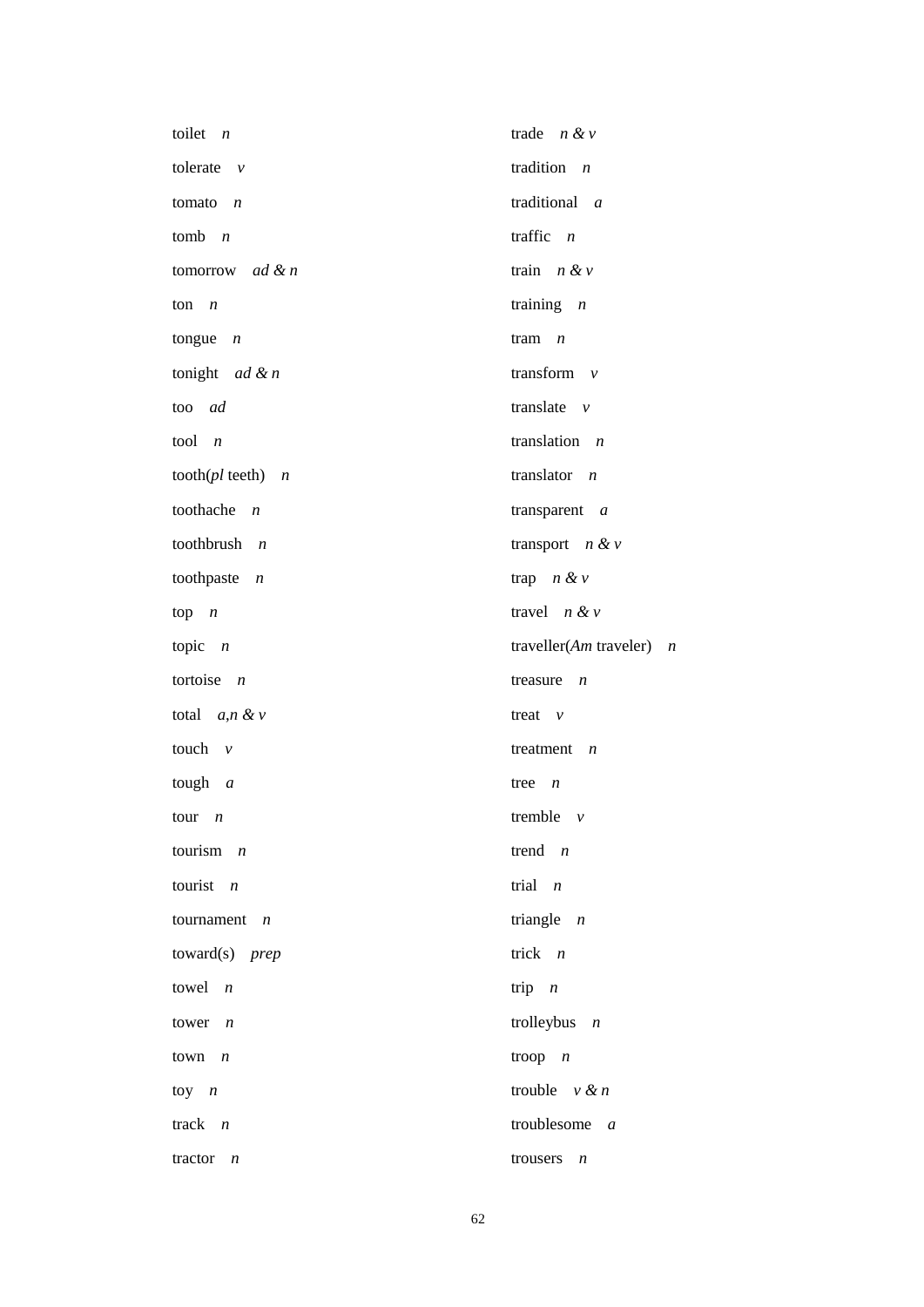toilet *n*

tolerate *v*

tomato *n*

tomb *n*

tomorrow *ad & n*

ton *n*

tongue *n*

tonight *ad & n*

too *ad*

tool *n*

tooth(*pl* teeth) *n*

toothache *n*

toothbrush *n*

toothpaste *n*

top *n*

topic *n*

tortoise *n*

total *a,n & v*

touch *v*

tough *a*

tour *n*

tourism *n*

tourist *n*

tournament *n*

toward(s) *prep*

towel *n*

tower *n*

town *n*

toy *n*

track *n*

tractor *n*

trade *n & v*

tradition *n*

traditional *a*

traffic *n*

train *n & v*

training *n*

tram *n*

transform *v*

translate *v*

translation *n*

translator *n*

transparent *a*

transport *n & v*

trap *n & v*

travel *n & v*

traveller(*Am* traveler) *n*

treasure *n*

treat *v*

treatment *n*

tree *n*

tremble *v*

trend *n*

trial *n*

triangle *n*

trick *n*

trip *n*

trolleybus *n*

troop *n*

trouble *v & n*

troublesome *a*

trousers *n*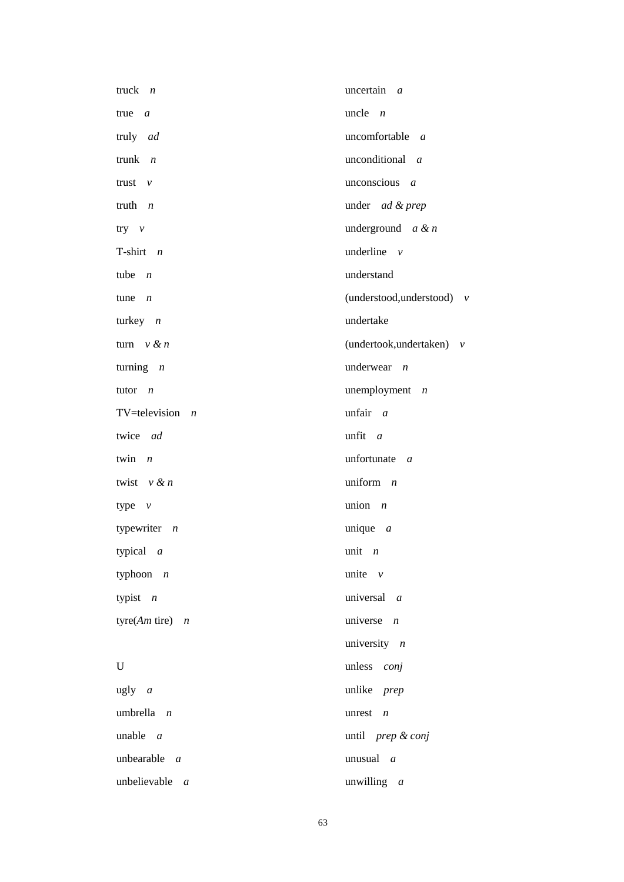truck *n*

true *a*

truly *ad*

trunk *n*

trust *v*

truth *n*

try *v*

T-shirt *n*

tube *n*

tune *n*

turkey *n*

turn *v & n*

turning *n*

tutor *n*

TV=television *n*

twice *ad*

twin *n*

twist *v & n*

type *v*

typewriter *n*

typical *a*

typhoon *n*

typist *n*

tyre(*Am* tire) *n*

U

ugly *a*

umbrella *n*

unable *a*

unbearable *a*

unbelievable *a*

uncertain *a*

uncle *n*

uncomfortable *a*

unconditional *a*

unconscious *a*

under *ad & prep*

underground *a & n*

underline *v*

understand (understood,understood) *v*

undertake (undertook,undertaken) *v*

underwear *n*

unemployment *n*

unfair *a*

unfit *a*

unfortunate *a*

uniform *n*

union *n*

unique *a*

unit *n*

unite *v*

universal *a*

universe *n*

university *n*

unless *conj*

unlike *prep*

unrest *n*

until *prep & conj*

unusual *a*

unwilling *a*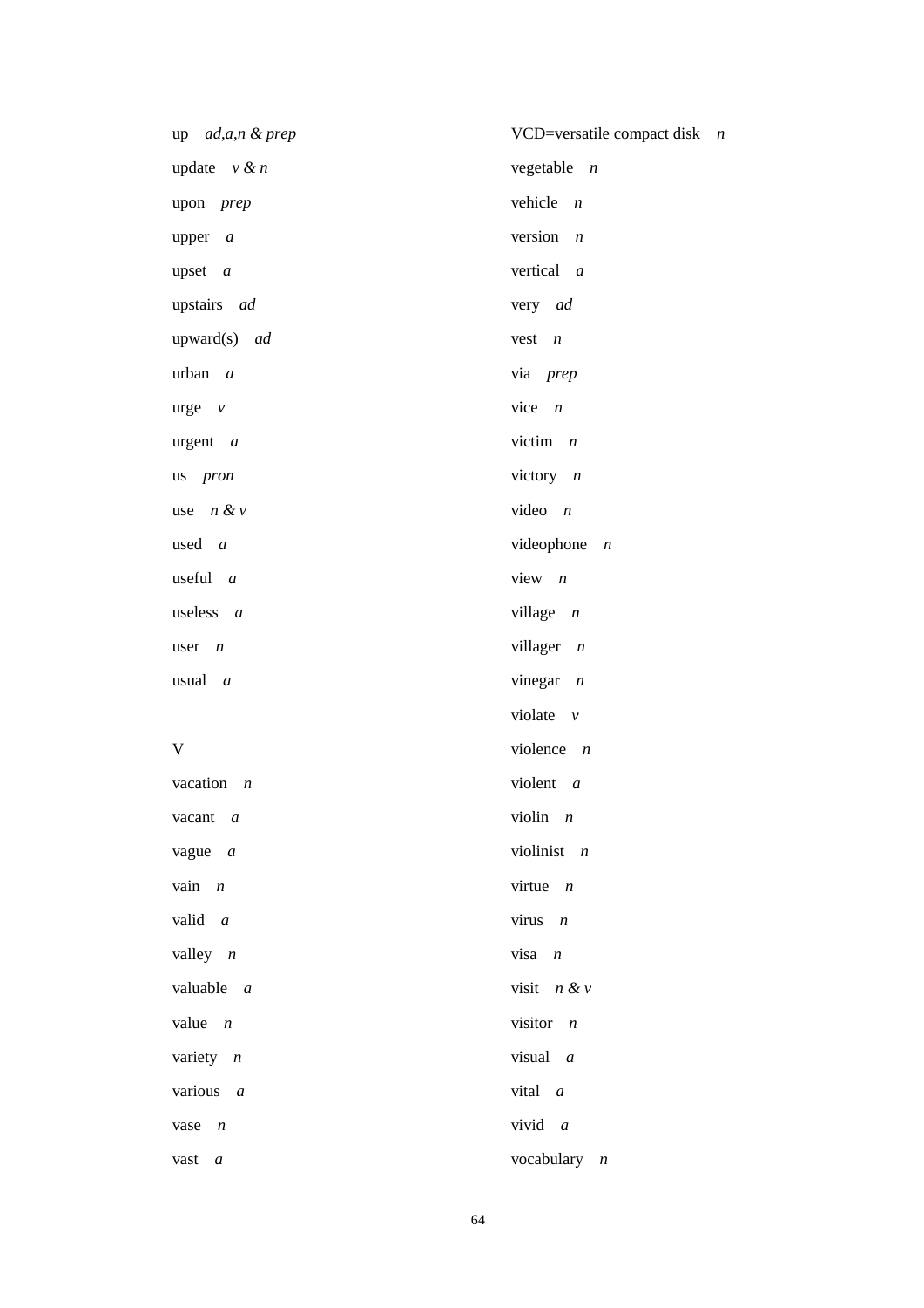up *ad,a,n & prep*

update *v & n*

upon *prep*

upper *a*

upset *a*

upstairs *ad*

upward(s) *ad*

urban *a*

urge *v*

urgent *a*

us *pron*

use *n & v*

used *a*

useful *a*

useless *a*

user *n*

usual *a*

V

vacation *n*

vacant *a*

vague *a*

vain *n*

valid *a*

valley *n*

valuable *a*

value *n*

variety *n*

various *a*

vase *n*

vast *a*

VCD=versatile compact disk *n*

vegetable *n*

vehicle *n*

version *n*

vertical *a*

very *ad*

vest *n*

via *prep*

vice *n*

victim *n*

victory *n*

video *n*

videophone *n*

view *n*

village *n*

villager *n*

vinegar *n*

violate *v*

violence *n*

violent *a*

violin *n*

violinist *n*

virtue *n*

virus *n*

visa *n*

visit *n & v*

visitor *n*

visual *a*

vital *a*

vivid *a*

vocabulary *n*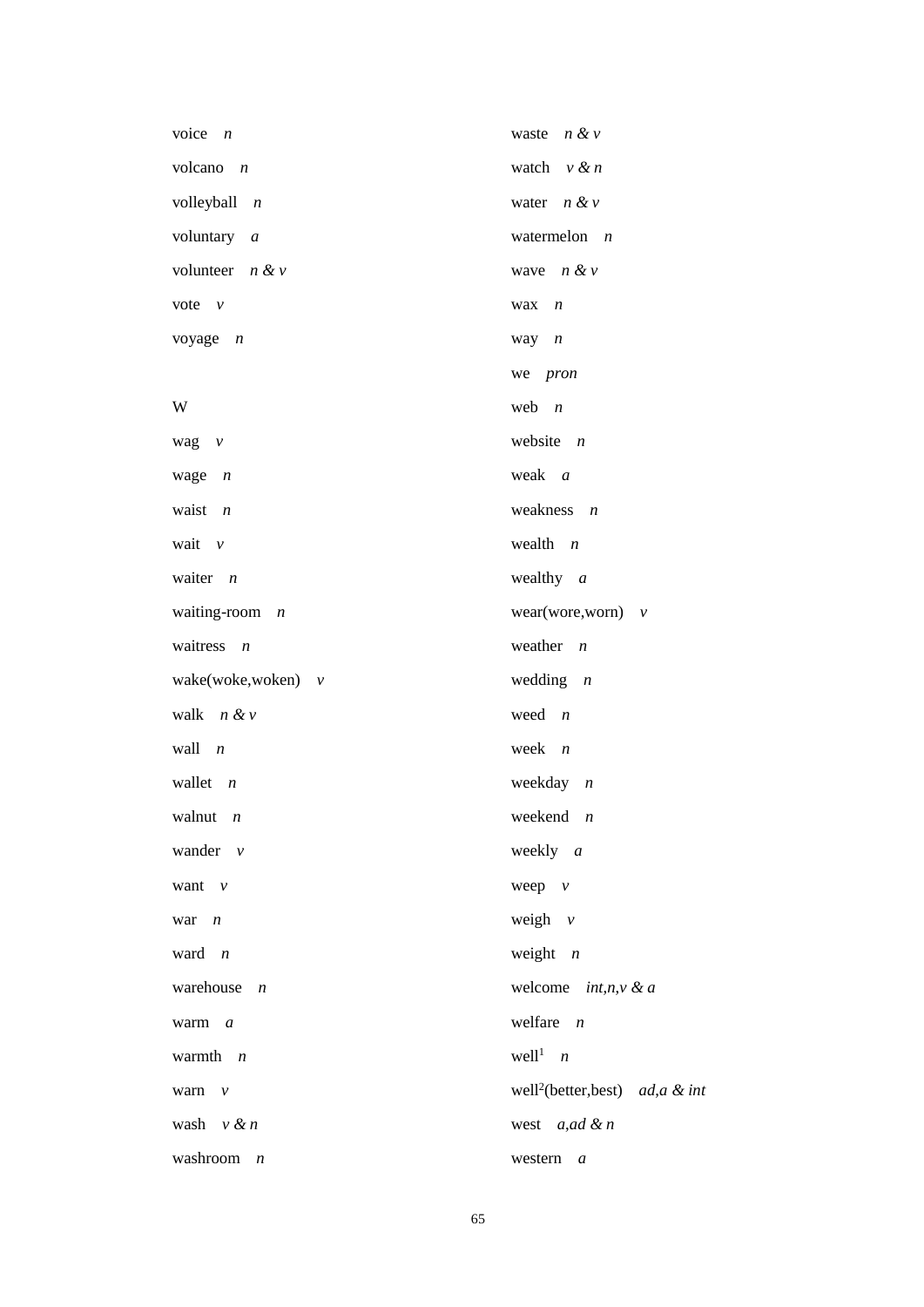voice *n*

volcano *n*

volleyball *n*

voluntary *a*

volunteer *n & v*

vote *v*

voyage *n*

W

wag *v*

wage *n*

waist *n*

wait *v*

waiter *n*

waiting-room *n*

waitress *n*

wake(woke,woken) *v*

walk *n & v*

wall *n*

wallet *n*

walnut *n*

wander *v*

want *v*

war *n*

ward *n*

warehouse *n*

warm *a*

warmth *n*

warn *v*

wash *v & n*

washroom *n*

waste *n & v*

watch *v & n*

water *n & v*

watermelon *n*

wave *n & v*

wax *n*

way *n*

we *pron*

web *n*

website *n*

weak *a*

weakness *n*

wealth *n*

wealthy *a*

wear(wore,worn) *v*

weather *n*

wedding *n*

weed *n*

week *n*

weekday *n*

weekend *n*

weekly *a*

weep *v*

weigh *v*

weight *n*

welcome *int,n,v & a*

welfare *n*

well[1] *n*

well[2](better,best) *ad,a & int*

west *a,ad & n*

western *a*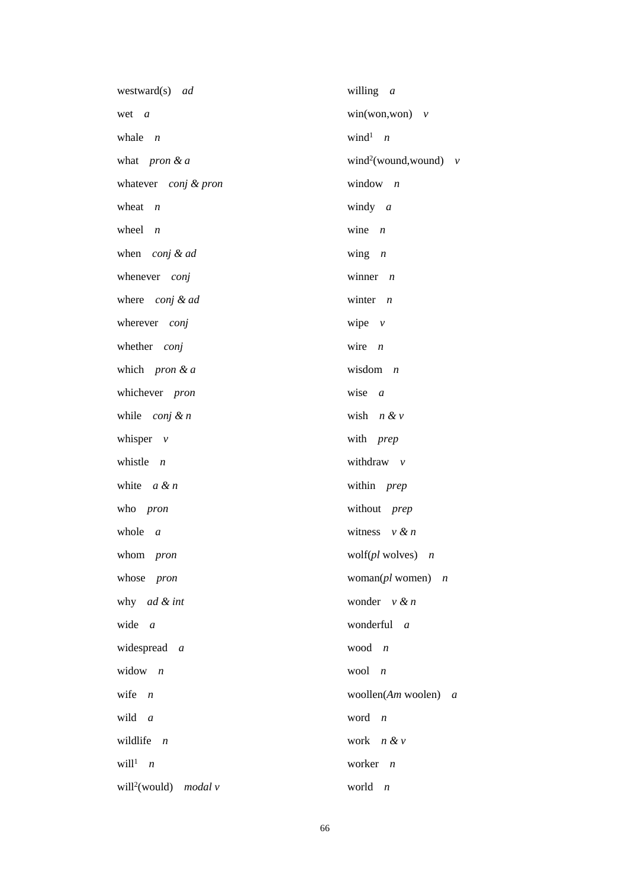westward(s) *ad*

wet *a*

whale *n*

what *pron & a*

whatever *conj & pron*

wheat *n*

wheel *n*

when *conj & ad*

whenever *conj*

where *conj & ad*

wherever *conj*

whether *conj*

which *pron & a*

whichever *pron*

while *conj & n*

whisper *v*

whistle *n*

white *a & n*

who *pron*

whole *a*

whom *pron*

whose *pron*

why *ad & int*

wide *a*

widespread *a*

widow *n*

wife *n*

wild *a*

wildlife *n*

will[1] *n*

will[2](would) *modal v*

willing *a*

win(won,won) *v*

wind[1] *n*

wind[2](wound,wound) *v*

window *n*

windy *a*

wine *n*

wing *n*

winner *n*

winter *n*

wipe *v*

wire *n*

wisdom *n*

wise *a*

wish *n & v*

with *prep*

withdraw *v*

within *prep*

without *prep*

witness *v & n*

wolf(*pl* wolves) *n*

woman(*pl* women) *n*

wonder *v & n*

wonderful *a*

wood *n*

wool *n*

woollen(*Am* woolen) *a*

word *n*

work *n & v*

worker *n*

world *n*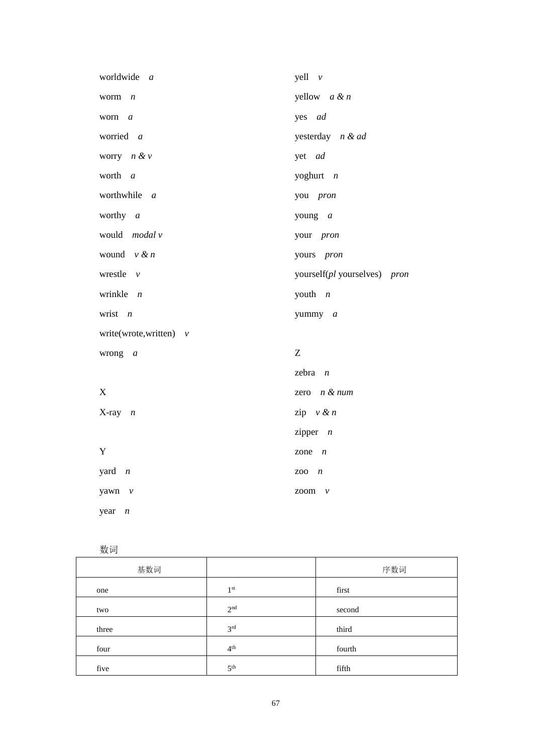worldwide *a*

worm *n*

worn *a*

worried *a*

worry *n & v*

worth *a*

worthwhile *a*

worthy *a*

would *modal v*

wound *v & n*

wrestle *v*

wrinkle *n*

wrist *n*

write(wrote,written) *v*

wrong *a*

X

X-ray *n*

Y

yard *n*

yawn *v*

year *n*

yell *v*

yellow *a & n*

yes *ad*

yesterday *n & ad*

yet *ad*

yoghurt *n*

you *pron*

young *a*

your *pron*

yours *pron*

yourself(*pl* yourselves) *pron*

youth *n*

yummy *a*

Z

zebra *n*

zero *n & num*

zip *v & n*

zipper *n*

zone *n*

zoo *n*

zoom *v*

数词

| 基数词 | | 序数词 |
|---|---|---|
| one | $1^{st}$ | first |
| two | $2^{nd}$ | second |
| three | $3^{rd}$ | third |
| four | $4^{th}$ | fourth |
| five | $5^{th}$ | fifth |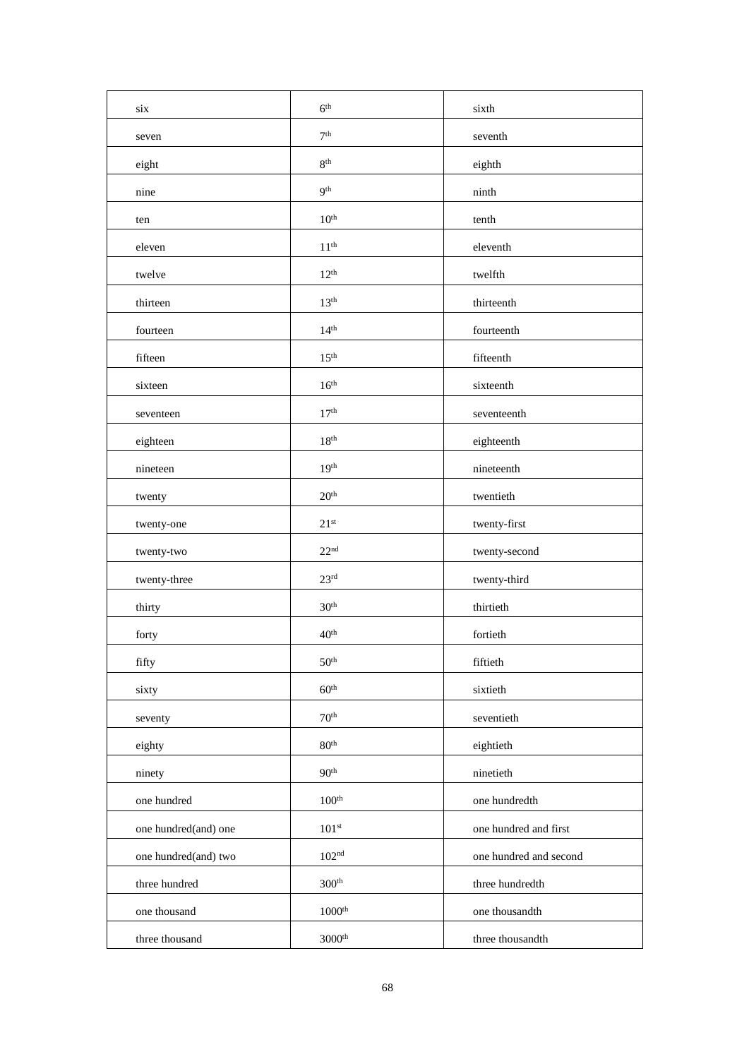| six | 6th | sixth |
|---|---|---|
| seven | 7th | seventh |
| eight | 8th | eighth |
| nine | 9th | ninth |
| ten | 10th | tenth |
| eleven | 11th | eleventh |
| twelve | 12th | twelfth |
| thirteen | 13th | thirteenth |
| fourteen | 14th | fourteenth |
| fifteen | 15th | fifteenth |
| sixteen | 16th | sixteenth |
| seventeen | 17th | seventeenth |
| eighteen | 18th | eighteenth |
| nineteen | 19th | nineteenth |
| twenty | 20th | twentieth |
| twenty-one | 21st | twenty-first |
| twenty-two | 22nd | twenty-second |
| twenty-three | 23rd | twenty-third |
| thirty | 30th | thirtieth |
| forty | 40th | fortieth |
| fifty | 50th | fiftieth |
| sixty | 60th | sixtieth |
| seventy | 70th | seventieth |
| eighty | 80th | eightieth |
| ninety | 90th | ninetieth |
| one hundred | 100th | one hundredth |
| one hundred(and) one | 101st | one hundred and first |
| one hundred(and) two | 102nd | one hundred and second |
| three hundred | 300th | three hundredth |
| one thousand | 1000th | one thousandth |
| three thousand | 3000th | three thousandth |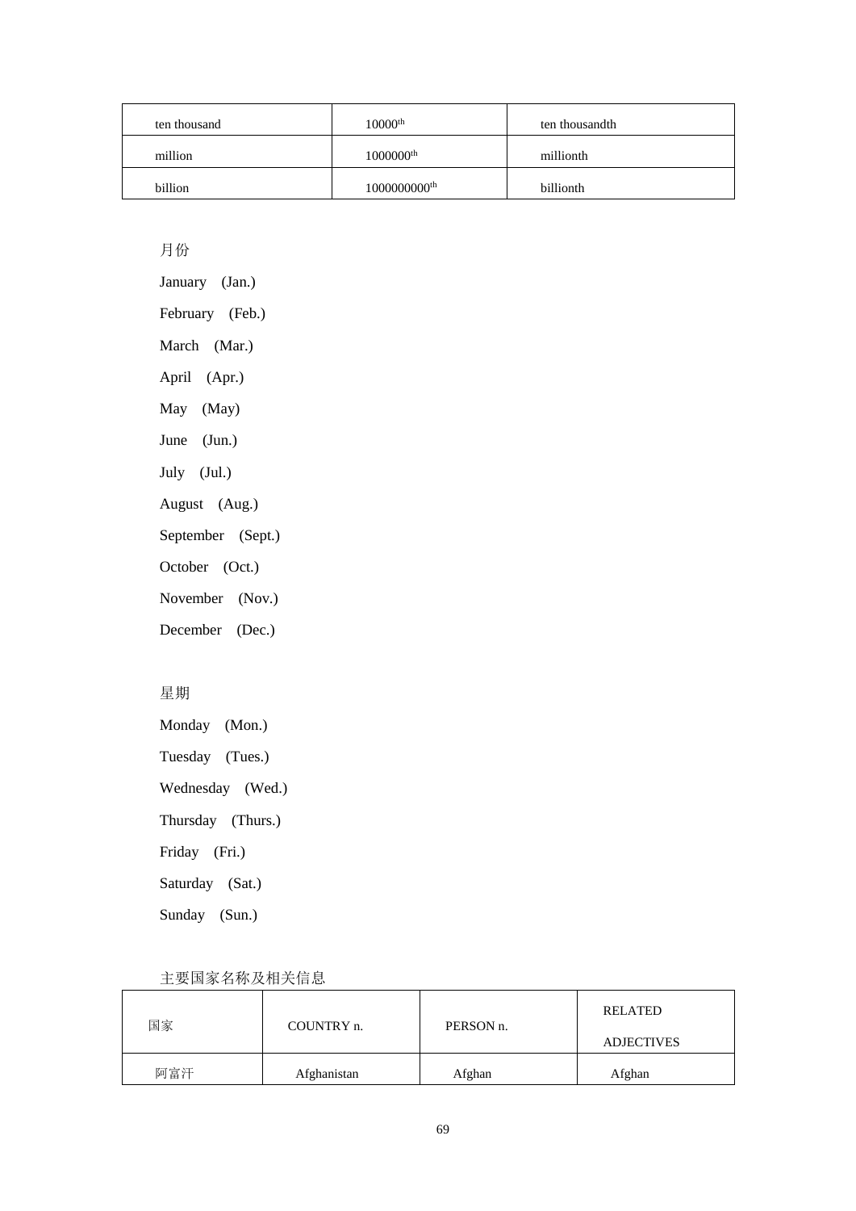| ten thousand | $10000^{th}$ | ten thousandth |
|---|---|---|
| million | $1000000^{th}$ | millionth |
| billion | $1000000000^{th}$ | billionth |

月份

January (Jan.)

February (Feb.)

March (Mar.)

April (Apr.)

May (May)

June (Jun.)

July (Jul.)

August (Aug.)

September (Sept.)

October (Oct.)

November (Nov.)

December (Dec.)

星期

Monday (Mon.)

Tuesday (Tues.)

Wednesday (Wed.)

Thursday (Thurs.)

Friday (Fri.)

Saturday (Sat.)

Sunday (Sun.)

主要国家名称及相关信息

| 国家 | COUNTRY n. | PERSON n. | RELATED ADJECTIVES |
|---|---|---|---|
| 阿富汗 | Afghanistan | Afghan | Afghan |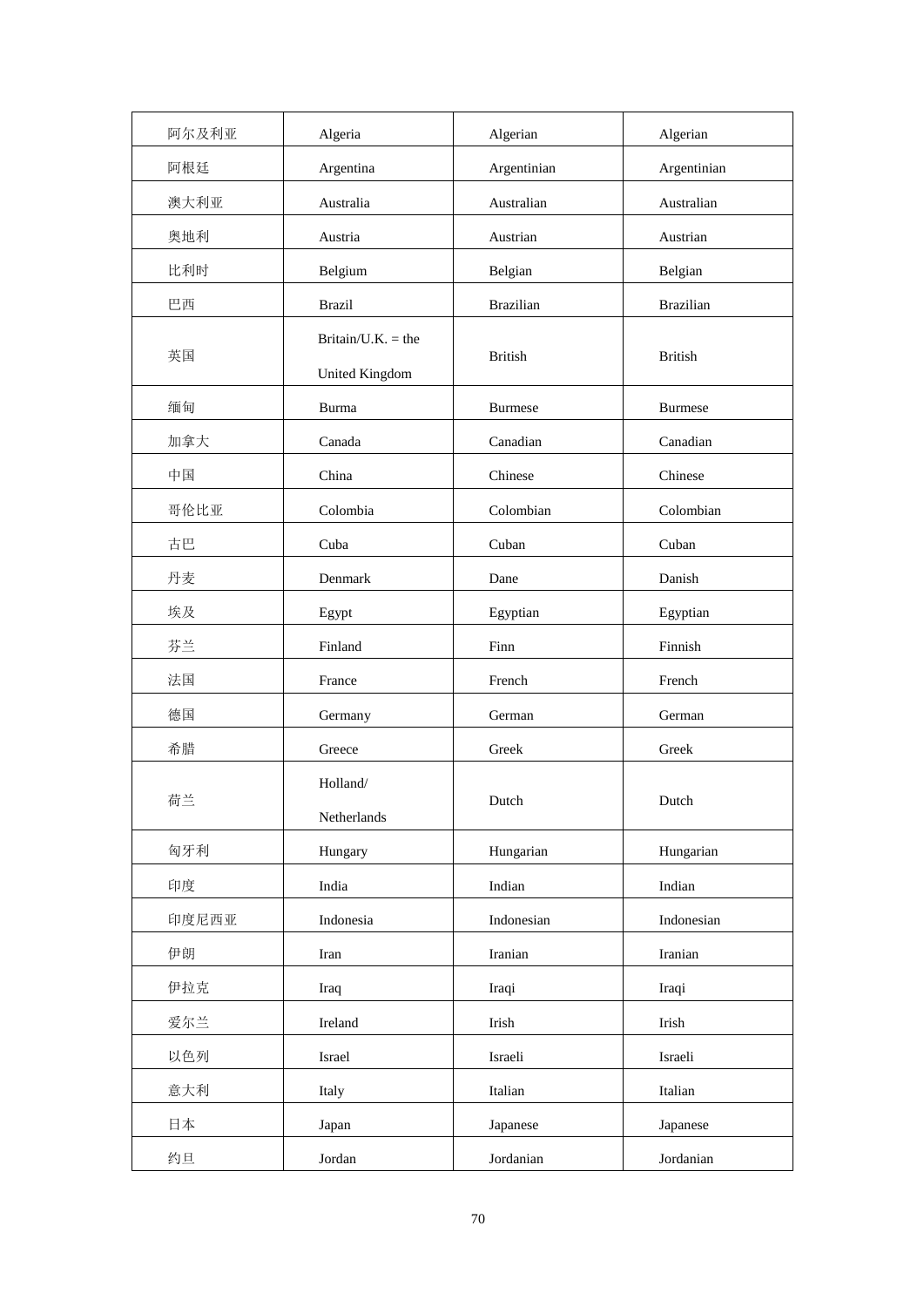| 阿尔及利亚 | Algeria | Algerian | Algerian |
| --- | --- | --- | --- |
| 阿根廷 | Argentina | Argentinian | Argentinian |
| 澳大利亚 | Australia | Australian | Australian |
| 奥地利 | Austria | Austrian | Austrian |
| 比利时 | Belgium | Belgian | Belgian |
| 巴西 | Brazil | Brazilian | Brazilian |
| 英国 | Britain/U.K. = the United Kingdom | British | British |
| 缅甸 | Burma | Burmese | Burmese |
| 加拿大 | Canada | Canadian | Canadian |
| 中国 | China | Chinese | Chinese |
| 哥伦比亚 | Colombia | Colombian | Colombian |
| 古巴 | Cuba | Cuban | Cuban |
| 丹麦 | Denmark | Dane | Danish |
| 埃及 | Egypt | Egyptian | Egyptian |
| 芬兰 | Finland | Finn | Finnish |
| 法国 | France | French | French |
| 德国 | Germany | German | German |
| 希腊 | Greece | Greek | Greek |
| 荷兰 | Holland/ Netherlands | Dutch | Dutch |
| 匈牙利 | Hungary | Hungarian | Hungarian |
| 印度 | India | Indian | Indian |
| 印度尼西亚 | Indonesia | Indonesian | Indonesian |
| 伊朗 | Iran | Iranian | Iranian |
| 伊拉克 | Iraq | Iraqi | Iraqi |
| 爱尔兰 | Ireland | Irish | Irish |
| 以色列 | Israel | Israeli | Israeli |
| 意大利 | Italy | Italian | Italian |
| 日本 | Japan | Japanese | Japanese |
| 约旦 | Jordan | Jordanian | Jordanian |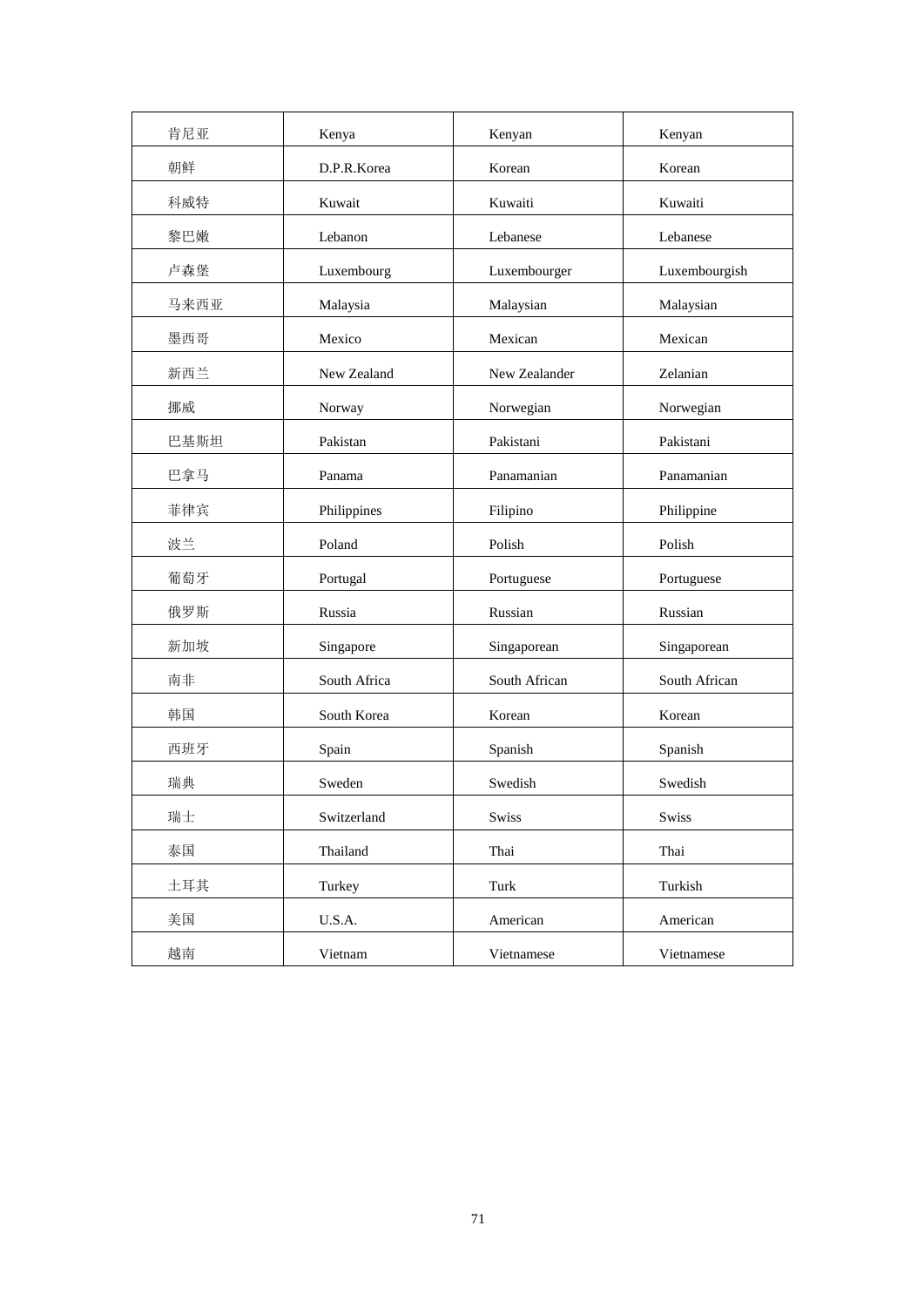| | | | |
|---|---|---|---|
| 肯尼亚 | Kenya | Kenyan | Kenyan |
| 朝鲜 | D.P.R.Korea | Korean | Korean |
| 科威特 | Kuwait | Kuwaiti | Kuwaiti |
| 黎巴嫩 | Lebanon | Lebanese | Lebanese |
| 卢森堡 | Luxembourg | Luxembourger | Luxembourgish |
| 马来西亚 | Malaysia | Malaysian | Malaysian |
| 墨西哥 | Mexico | Mexican | Mexican |
| 新西兰 | New Zealand | New Zealander | Zelanian |
| 挪威 | Norway | Norwegian | Norwegian |
| 巴基斯坦 | Pakistan | Pakistani | Pakistani |
| 巴拿马 | Panama | Panamanian | Panamanian |
| 菲律宾 | Philippines | Filipino | Philippine |
| 波兰 | Poland | Polish | Polish |
| 葡萄牙 | Portugal | Portuguese | Portuguese |
| 俄罗斯 | Russia | Russian | Russian |
| 新加坡 | Singapore | Singaporean | Singaporean |
| 南非 | South Africa | South African | South African |
| 韩国 | South Korea | Korean | Korean |
| 西班牙 | Spain | Spanish | Spanish |
| 瑞典 | Sweden | Swedish | Swedish |
| 瑞士 | Switzerland | Swiss | Swiss |
| 泰国 | Thailand | Thai | Thai |
| 土耳其 | Turkey | Turk | Turkish |
| 美国 | U.S.A. | American | American |
| 越南 | Vietnam | Vietnamese | Vietnamese |